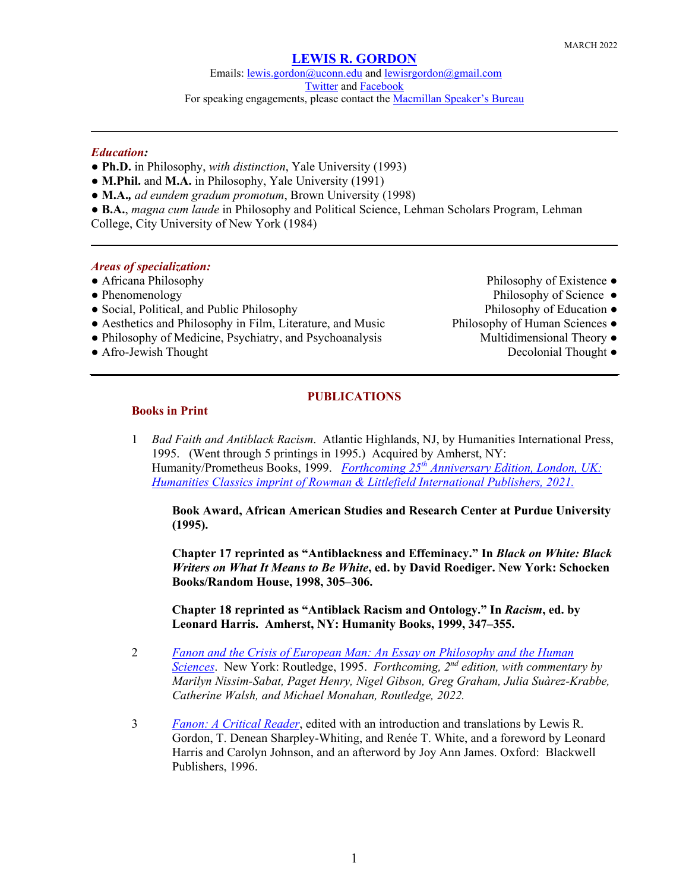MARCH 2022

# LEWIS R. GORDON

Emails: lewis.gordon@uconn.edu and lewisrgordon@gmail.com
Twitter and Facebook
For speaking engagements, please contact the Macmillan Speaker's Bureau

---

### *Education:*

- **Ph.D.** in Philosophy, *with distinction*, Yale University (1993)
- **M.Phil.** and **M.A.** in Philosophy, Yale University (1991)
- **M.A.**, *ad eundem gradum promotum*, Brown University (1998)
- **B.A.**, *magna cum laude* in Philosophy and Political Science, Lehman Scholars Program, Lehman College, City University of New York (1984)

---

### *Areas of specialization:*

- Africana Philosophy
- Phenomenology
- Social, Political, and Public Philosophy
- Aesthetics and Philosophy in Film, Literature, and Music
- Philosophy of Medicine, Psychiatry, and Psychoanalysis
- Afro-Jewish Thought
- Philosophy of Existence
- Philosophy of Science
- Philosophy of Education
- Philosophy of Human Sciences
- Multidimensional Theory
- Decolonial Thought

---

## PUBLICATIONS

### Books in Print

1. *Bad Faith and Antiblack Racism*. Atlantic Highlands, NJ, by Humanities International Press, 1995. (Went through 5 printings in 1995.) Acquired by Amherst, NY: Humanity/Prometheus Books, 1999. *Forthcoming 25th Anniversary Edition, London, UK: Humanities Classics imprint of Rowman & Littlefield International Publishers, 2021.*

   **Book Award, African American Studies and Research Center at Purdue University (1995).**

   **Chapter 17 reprinted as "Antiblackness and Effeminacy." In *Black on White: Black Writers on What It Means to Be White*, ed. by David Roediger. New York: Schocken Books/Random House, 1998, 305–306.**

   **Chapter 18 reprinted as "Antiblack Racism and Ontology." In *Racism*, ed. by Leonard Harris. Amherst, NY: Humanity Books, 1999, 347–355.**

2. *Fanon and the Crisis of European Man: An Essay on Philosophy and the Human Sciences*. New York: Routledge, 1995. *Forthcoming, 2nd edition, with commentary by Marilyn Nissim-Sabat, Paget Henry, Nigel Gibson, Greg Graham, Julia Suàrez-Krabbe, Catherine Walsh, and Michael Monahan, Routledge, 2022.*

3. *Fanon: A Critical Reader*, edited with an introduction and translations by Lewis R. Gordon, T. Denean Sharpley-Whiting, and Renée T. White, and a foreword by Leonard Harris and Carolyn Johnson, and an afterword by Joy Ann James. Oxford: Blackwell Publishers, 1996.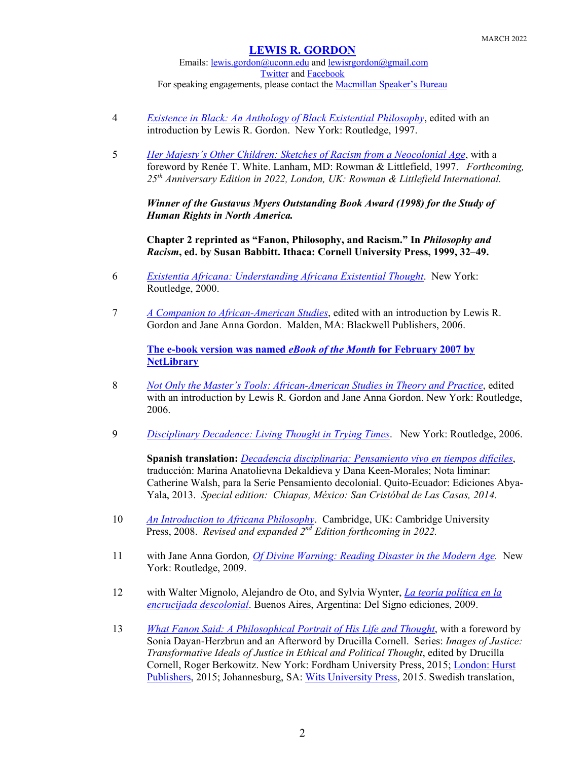MARCH 2022

**LEWIS R. GORDON**

Emails: lewis.gordon@uconn.edu and lewisrgordon@gmail.com
Twitter and Facebook
For speaking engagements, please contact the Macmillan Speaker's Bureau

4 *Existence in Black: An Anthology of Black Existential Philosophy*, edited with an introduction by Lewis R. Gordon. New York: Routledge, 1997.

5 *Her Majesty's Other Children: Sketches of Racism from a Neocolonial Age*, with a foreword by Renée T. White. Lanham, MD: Rowman & Littlefield, 1997. *Forthcoming, 25th Anniversary Edition in 2022, London, UK: Rowman & Littlefield International.*

***Winner of the Gustavus Myers Outstanding Book Award (1998) for the Study of Human Rights in North America.***

**Chapter 2 reprinted as "Fanon, Philosophy, and Racism." In *Philosophy and Racism*, ed. by Susan Babbitt. Ithaca: Cornell University Press, 1999, 32–49.**

6 *Existentia Africana: Understanding Africana Existential Thought*. New York: Routledge, 2000.

7 *A Companion to African-American Studies*, edited with an introduction by Lewis R. Gordon and Jane Anna Gordon. Malden, MA: Blackwell Publishers, 2006.

**The e-book version was named *eBook of the Month* for February 2007 by NetLibrary**

8 *Not Only the Master's Tools: African-American Studies in Theory and Practice*, edited with an introduction by Lewis R. Gordon and Jane Anna Gordon. New York: Routledge, 2006.

9 *Disciplinary Decadence: Living Thought in Trying Times*. New York: Routledge, 2006.

**Spanish translation:** *Decadencia disciplinaria: Pensamiento vivo en tiempos difíciles*, traducción: Marina Anatolievna Dekaldieva y Dana Keen-Morales; Nota liminar: Catherine Walsh, para la Serie Pensamiento decolonial. Quito-Ecuador: Ediciones Abya-Yala, 2013. *Special edition: Chiapas, México: San Cristóbal de Las Casas, 2014.*

10 *An Introduction to Africana Philosophy*. Cambridge, UK: Cambridge University Press, 2008. *Revised and expanded 2nd Edition forthcoming in 2022.*

11 with Jane Anna Gordon, *Of Divine Warning: Reading Disaster in the Modern Age.* New York: Routledge, 2009.

12 with Walter Mignolo, Alejandro de Oto, and Sylvia Wynter, *La teoría política en la encrucijada descolonial*. Buenos Aires, Argentina: Del Signo ediciones, 2009.

13 *What Fanon Said: A Philosophical Portrait of His Life and Thought*, with a foreword by Sonia Dayan-Herzbrun and an Afterword by Drucilla Cornell. Series: *Images of Justice: Transformative Ideals of Justice in Ethical and Political Thought*, edited by Drucilla Cornell, Roger Berkowitz. New York: Fordham University Press, 2015; London: Hurst Publishers, 2015; Johannesburg, SA: Wits University Press, 2015. Swedish translation,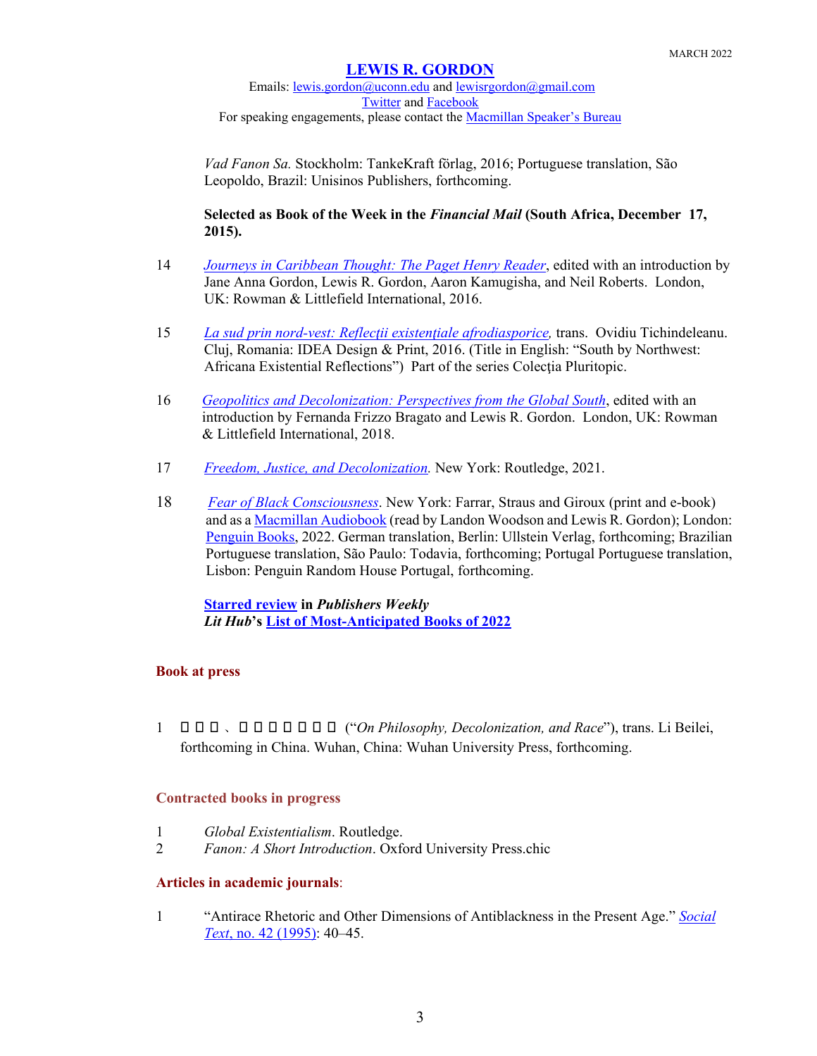*Vad Fanon Sa.* Stockholm: TankeKraft förlag, 2016; Portuguese translation, São Leopoldo, Brazil: Unisinos Publishers, forthcoming.

**Selected as Book of the Week in the *Financial Mail* (South Africa, December 17, 2015).**

14 *Journeys in Caribbean Thought: The Paget Henry Reader*, edited with an introduction by Jane Anna Gordon, Lewis R. Gordon, Aaron Kamugisha, and Neil Roberts. London, UK: Rowman & Littlefield International, 2016.

15 *La sud prin nord-vest: Reflecţii existenţiale afrodiasporice,* trans. Ovidiu Tichindeleanu. Cluj, Romania: IDEA Design & Print, 2016. (Title in English: "South by Northwest: Africana Existential Reflections") Part of the series Colecţia Pluritopic.

16 *Geopolitics and Decolonization: Perspectives from the Global South*, edited with an introduction by Fernanda Frizzo Bragato and Lewis R. Gordon. London, UK: Rowman & Littlefield International, 2018.

17 *Freedom, Justice, and Decolonization.* New York: Routledge, 2021.

18 *Fear of Black Consciousness*. New York: Farrar, Straus and Giroux (print and e-book) and as a Macmillan Audiobook (read by Landon Woodson and Lewis R. Gordon); London: Penguin Books, 2022. German translation, Berlin: Ullstein Verlag, forthcoming; Brazilian Portuguese translation, São Paulo: Todavia, forthcoming; Portugal Portuguese translation, Lisbon: Penguin Random House Portugal, forthcoming.

**Starred review in *Publishers Weekly***
***Lit Hub*'s List of Most-Anticipated Books of 2022**

## Book at press

1 □□□、□□□□□□□ ("*On Philosophy, Decolonization, and Race*"), trans. Li Beilei, forthcoming in China. Wuhan, China: Wuhan University Press, forthcoming.

## Contracted books in progress

1 *Global Existentialism*. Routledge.
2 *Fanon: A Short Introduction*. Oxford University Press.chic

## Articles in academic journals:

1 "Antirace Rhetoric and Other Dimensions of Antiblackness in the Present Age." *Social Text*, no. 42 (1995): 40–45.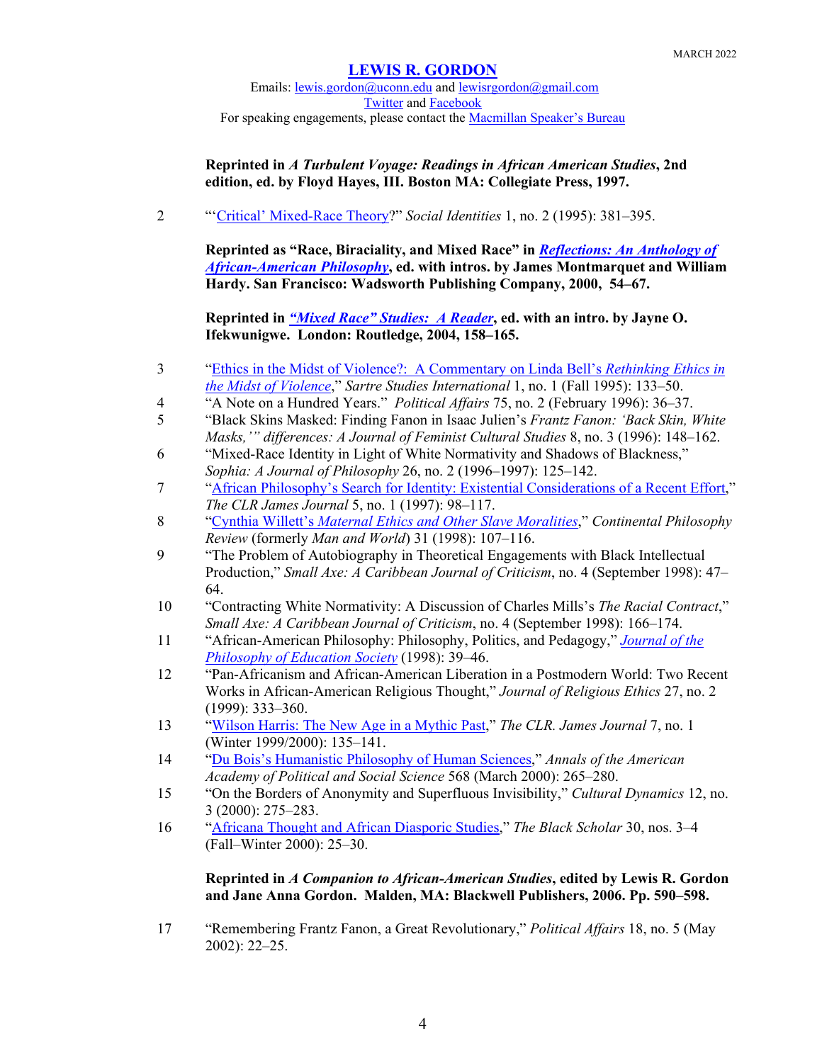**Reprinted in *A Turbulent Voyage: Readings in African American Studies*, 2nd edition, ed. by Floyd Hayes, III. Boston MA: Collegiate Press, 1997.**

2 "'Critical' Mixed-Race Theory?" *Social Identities* 1, no. 2 (1995): 381–395.

**Reprinted as "Race, Biraciality, and Mixed Race" in *Reflections: An Anthology of African-American Philosophy*, ed. with intros. by James Montmarquet and William Hardy. San Francisco: Wadsworth Publishing Company, 2000, 54–67.**

**Reprinted in *"Mixed Race" Studies: A Reader*, ed. with an intro. by Jayne O. Ifekwunigwe. London: Routledge, 2004, 158–165.**

3 "Ethics in the Midst of Violence?: A Commentary on Linda Bell's *Rethinking Ethics in the Midst of Violence*," *Sartre Studies International* 1, no. 1 (Fall 1995): 133–50.

4 "A Note on a Hundred Years." *Political Affairs* 75, no. 2 (February 1996): 36–37.

5 "Black Skins Masked: Finding Fanon in Isaac Julien's *Frantz Fanon: 'Back Skin, White Masks,'" differences: A Journal of Feminist Cultural Studies* 8, no. 3 (1996): 148–162.

6 "Mixed-Race Identity in Light of White Normativity and Shadows of Blackness," *Sophia: A Journal of Philosophy* 26, no. 2 (1996–1997): 125–142.

7 "African Philosophy's Search for Identity: Existential Considerations of a Recent Effort," *The CLR James Journal* 5, no. 1 (1997): 98–117.

8 "Cynthia Willett's *Maternal Ethics and Other Slave Moralities*," *Continental Philosophy Review* (formerly *Man and World*) 31 (1998): 107–116.

9 "The Problem of Autobiography in Theoretical Engagements with Black Intellectual Production," *Small Axe: A Caribbean Journal of Criticism*, no. 4 (September 1998): 47–64.

10 "Contracting White Normativity: A Discussion of Charles Mills's *The Racial Contract*," *Small Axe: A Caribbean Journal of Criticism*, no. 4 (September 1998): 166–174.

11 "African-American Philosophy: Philosophy, Politics, and Pedagogy," *Journal of the Philosophy of Education Society* (1998): 39–46.

12 "Pan-Africanism and African-American Liberation in a Postmodern World: Two Recent Works in African-American Religious Thought," *Journal of Religious Ethics* 27, no. 2 (1999): 333–360.

13 "Wilson Harris: The New Age in a Mythic Past," *The CLR. James Journal* 7, no. 1 (Winter 1999/2000): 135–141.

14 "Du Bois's Humanistic Philosophy of Human Sciences," *Annals of the American Academy of Political and Social Science* 568 (March 2000): 265–280.

15 "On the Borders of Anonymity and Superfluous Invisibility," *Cultural Dynamics* 12, no. 3 (2000): 275–283.

16 "Africana Thought and African Diasporic Studies," *The Black Scholar* 30, nos. 3–4 (Fall–Winter 2000): 25–30.

**Reprinted in *A Companion to African-American Studies*, edited by Lewis R. Gordon and Jane Anna Gordon. Malden, MA: Blackwell Publishers, 2006. Pp. 590–598.**

17 "Remembering Frantz Fanon, a Great Revolutionary," *Political Affairs* 18, no. 5 (May 2002): 22–25.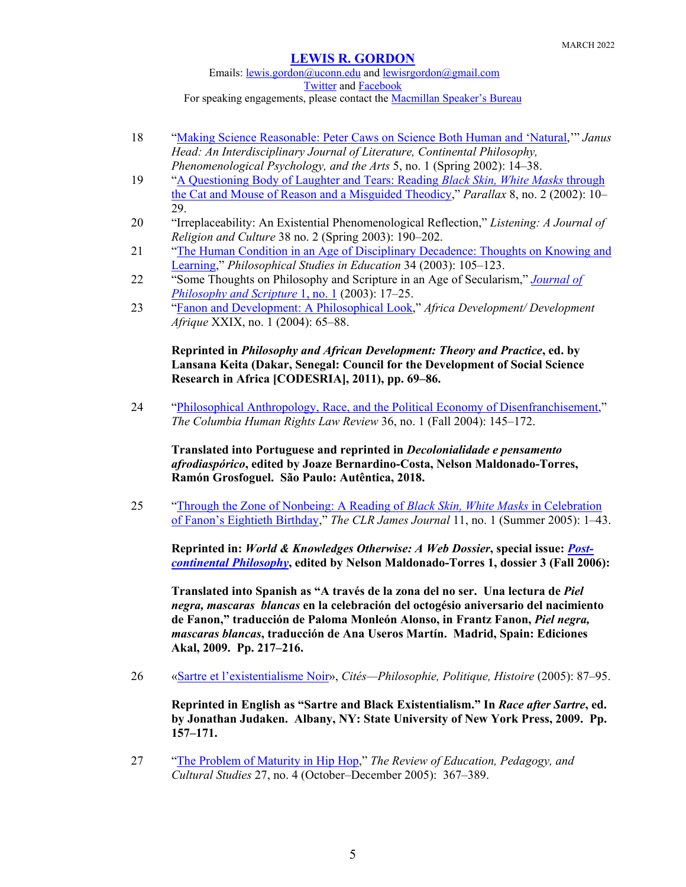18 “Making Science Reasonable: Peter Caws on Science Both Human and ‘Natural,’” *Janus Head: An Interdisciplinary Journal of Literature, Continental Philosophy, Phenomenological Psychology, and the Arts* 5, no. 1 (Spring 2002): 14–38.

19 “A Questioning Body of Laughter and Tears: Reading *Black Skin, White Masks* through the Cat and Mouse of Reason and a Misguided Theodicy,” *Parallax* 8, no. 2 (2002): 10–29.

20 “Irreplaceability: An Existential Phenomenological Reflection,” *Listening: A Journal of Religion and Culture* 38 no. 2 (Spring 2003): 190–202.

21 “The Human Condition in an Age of Disciplinary Decadence: Thoughts on Knowing and Learning,” *Philosophical Studies in Education* 34 (2003): 105–123.

22 “Some Thoughts on Philosophy and Scripture in an Age of Secularism,” *Journal of Philosophy and Scripture* 1, no. 1 (2003): 17–25.

23 “Fanon and Development: A Philosophical Look,” *Africa Development/ Development Afrique* XXIX, no. 1 (2004): 65–88.

**Reprinted in *Philosophy and African Development: Theory and Practice*, ed. by Lansana Keita (Dakar, Senegal: Council for the Development of Social Science Research in Africa [CODESRIA], 2011), pp. 69–86.**

24 “Philosophical Anthropology, Race, and the Political Economy of Disenfranchisement,” *The Columbia Human Rights Law Review* 36, no. 1 (Fall 2004): 145–172.

**Translated into Portuguese and reprinted in *Decolonialidade e pensamento afrodiaspórico*, edited by Joaze Bernardino-Costa, Nelson Maldonado-Torres, Ramón Grosfoguel. São Paulo: Autêntica, 2018.**

25 “Through the Zone of Nonbeing: A Reading of *Black Skin, White Masks* in Celebration of Fanon’s Eightieth Birthday,” *The CLR James Journal* 11, no. 1 (Summer 2005): 1–43.

**Reprinted in: *World & Knowledges Otherwise: A Web Dossier*, special issue: *Post-continental Philosophy*, edited by Nelson Maldonado-Torres 1, dossier 3 (Fall 2006):**

**Translated into Spanish as “A través de la zona del no ser. Una lectura de *Piel negra, mascaras blancas* en la celebración del octogésio aniversario del nacimiento de Fanon,” traducción de Paloma Monleón Alonso, in Frantz Fanon, *Piel negra, mascaras blancas*, traducción de Ana Useros Martín. Madrid, Spain: Ediciones Akal, 2009. Pp. 217–216.**

26 «Sartre et l’existentialisme Noir», *Cités—Philosophie, Politique, Histoire* (2005): 87–95.

**Reprinted in English as “Sartre and Black Existentialism.” In *Race after Sartre*, ed. by Jonathan Judaken. Albany, NY: State University of New York Press, 2009. Pp. 157–171.**

27 “The Problem of Maturity in Hip Hop,” *The Review of Education, Pedagogy, and Cultural Studies* 27, no. 4 (October–December 2005): 367–389.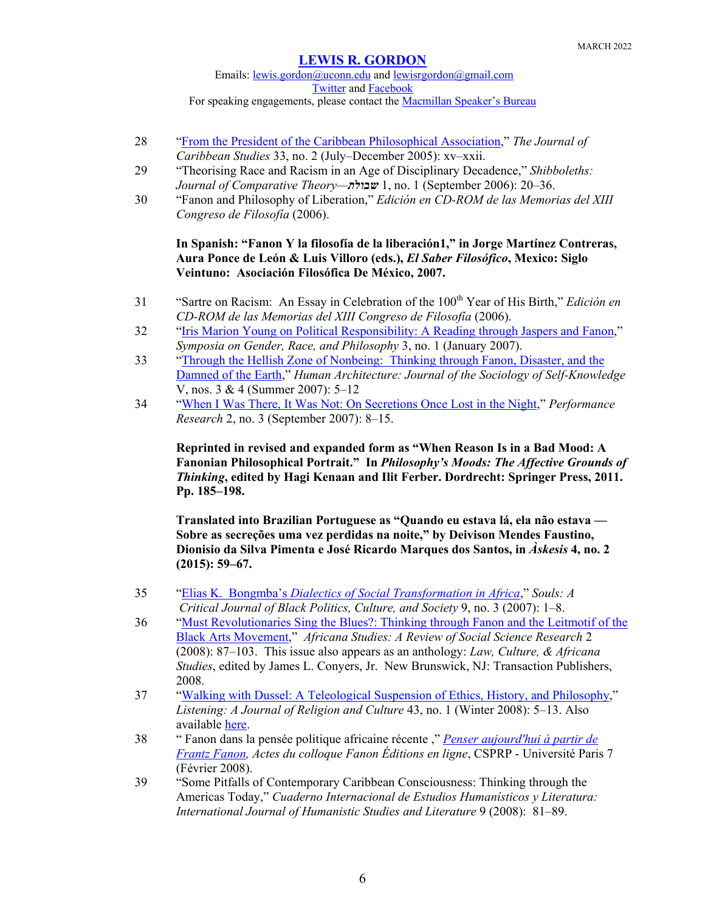28 "From the President of the Caribbean Philosophical Association," *The Journal of Caribbean Studies* 33, no. 2 (July–December 2005): xv–xxii.

29 "Theorising Race and Racism in an Age of Disciplinary Decadence," *Shibboleths: Journal of Comparative Theory—שבולת* 1, no. 1 (September 2006): 20–36.

30 "Fanon and Philosophy of Liberation," *Edición en CD-ROM de las Memorias del XIII Congreso de Filosofía* (2006).

**In Spanish: "Fanon Y la filosofía de la liberación1," in Jorge Martínez Contreras, Aura Ponce de León & Luis Villoro (eds.), *El Saber Filosófico*, Mexico: Siglo Veintuno: Asociación Filosófica De México, 2007.**

31 "Sartre on Racism: An Essay in Celebration of the 100th Year of His Birth," *Edición en CD-ROM de las Memorias del XIII Congreso de Filosofía* (2006).

32 "Iris Marion Young on Political Responsibility: A Reading through Jaspers and Fanon," *Symposia on Gender, Race, and Philosophy* 3, no. 1 (January 2007).

33 "Through the Hellish Zone of Nonbeing: Thinking through Fanon, Disaster, and the Damned of the Earth," *Human Architecture: Journal of the Sociology of Self-Knowledge* V, nos. 3 & 4 (Summer 2007): 5–12

34 "When I Was There, It Was Not: On Secretions Once Lost in the Night," *Performance Research* 2, no. 3 (September 2007): 8–15.

**Reprinted in revised and expanded form as "When Reason Is in a Bad Mood: A Fanonian Philosophical Portrait." In *Philosophy's Moods: The Affective Grounds of Thinking*, edited by Hagi Kenaan and Ilit Ferber. Dordrecht: Springer Press, 2011. Pp. 185–198.**

**Translated into Brazilian Portuguese as "Quando eu estava lá, ela não estava — Sobre as secreções uma vez perdidas na noite," by Deivison Mendes Faustino, Dionisio da Silva Pimenta e José Ricardo Marques dos Santos, in *Àskesis* 4, no. 2 (2015): 59–67.**

35 "Elias K. Bongmba's *Dialectics of Social Transformation in Africa*," *Souls: A Critical Journal of Black Politics, Culture, and Society* 9, no. 3 (2007): 1–8.

36 "Must Revolutionaries Sing the Blues?: Thinking through Fanon and the Leitmotif of the Black Arts Movement," *Africana Studies: A Review of Social Science Research* 2 (2008): 87–103. This issue also appears as an anthology: *Law, Culture, & Africana Studies*, edited by James L. Conyers, Jr. New Brunswick, NJ: Transaction Publishers, 2008.

37 "Walking with Dussel: A Teleological Suspension of Ethics, History, and Philosophy," *Listening: A Journal of Religion and Culture* 43, no. 1 (Winter 2008): 5–13. Also available here.

38 " Fanon dans la pensée politique africaine récente ," *Penser aujourd'hui à partir de Frantz Fanon*, *Actes du colloque Fanon Éditions en ligne*, CSPRP - Université Paris 7 (Février 2008).

39 "Some Pitfalls of Contemporary Caribbean Consciousness: Thinking through the Americas Today," *Cuaderno Internacional de Estudios Humanísticos y Literatura: International Journal of Humanistic Studies and Literature* 9 (2008): 81–89.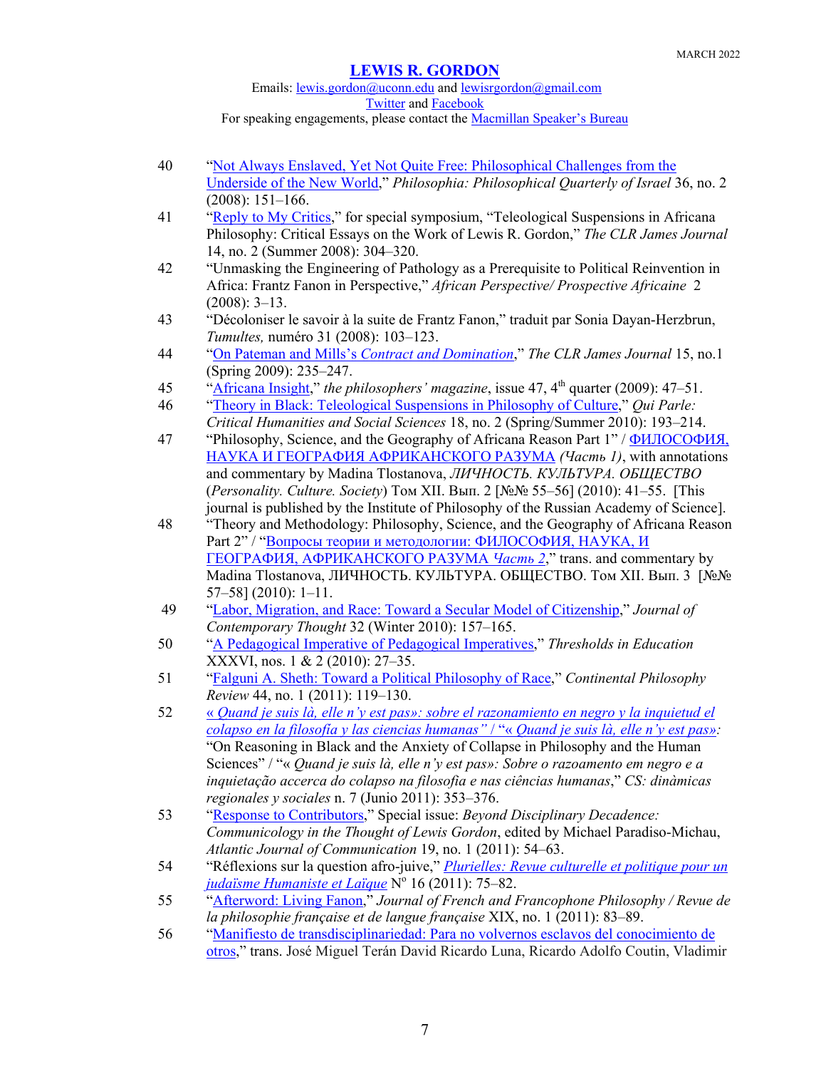40. "Not Always Enslaved, Yet Not Quite Free: Philosophical Challenges from the Underside of the New World," *Philosophia: Philosophical Quarterly of Israel* 36, no. 2 (2008): 151–166.
41. "Reply to My Critics," for special symposium, "Teleological Suspensions in Africana Philosophy: Critical Essays on the Work of Lewis R. Gordon," *The CLR James Journal* 14, no. 2 (Summer 2008): 304–320.
42. "Unmasking the Engineering of Pathology as a Prerequisite to Political Reinvention in Africa: Frantz Fanon in Perspective," *African Perspective/ Prospective Africaine* 2 (2008): 3–13.
43. "Décoloniser le savoir à la suite de Frantz Fanon," traduit par Sonia Dayan-Herzbrun, *Tumultes,* numéro 31 (2008): 103–123.
44. "On Pateman and Mills's *Contract and Domination*," *The CLR James Journal* 15, no.1 (Spring 2009): 235–247.
45. "Africana Insight," *the philosophers' magazine*, issue 47, 4th quarter (2009): 47–51.
46. "Theory in Black: Teleological Suspensions in Philosophy of Culture," *Qui Parle: Critical Humanities and Social Sciences* 18, no. 2 (Spring/Summer 2010): 193–214.
47. "Philosophy, Science, and the Geography of Africana Reason Part 1" / ФИЛОСОФИЯ, НАУКА И ГЕОГРАФИЯ АФРИКАНСКОГО РАЗУМА *(Часть 1)*, with annotations and commentary by Madina Tlostanova, *ЛИЧНОСТЬ. КУЛЬТУРА. ОБЩЕСТВО* (*Personality. Culture. Society*) Том XII. Вып. 2 [№№ 55–56] (2010): 41–55. [This journal is published by the Institute of Philosophy of the Russian Academy of Science].
48. "Theory and Methodology: Philosophy, Science, and the Geography of Africana Reason Part 2" / "Вопросы теории и методологии: ФИЛОСОФИЯ, НАУКА, И ГЕОГРАФИЯ, АФРИКАНСКОГО РАЗУМА *Часть 2*," trans. and commentary by Madina Tlostanova, ЛИЧНОСТЬ. КУЛЬТУРА. ОБЩЕСТВО. Том XII. Вып. 3 [№№ 57–58] (2010): 1–11.
49. "Labor, Migration, and Race: Toward a Secular Model of Citizenship," *Journal of Contemporary Thought* 32 (Winter 2010): 157–165.
50. "A Pedagogical Imperative of Pedagogical Imperatives," *Thresholds in Education* XXXVI, nos. 1 & 2 (2010): 27–35.
51. "Falguni A. Sheth: Toward a Political Philosophy of Race," *Continental Philosophy Review* 44, no. 1 (2011): 119–130.
52. *« Quand je suis là, elle n'y est pas»: sobre el razonamiento en negro y la inquietud el colapso en la filosofía y las ciencias humanas"* / "*« Quand je suis là, elle n'y est pas»:* "On Reasoning in Black and the Anxiety of Collapse in Philosophy and the Human Sciences" / "*« Quand je suis là, elle n'y est pas»: Sobre o razoamento em negro e a inquietação accerca do colapso na filosofia e nas ciências humanas*," *CS: dinàmicas regionales y sociales* n. 7 (Junio 2011): 353–376.
53. "Response to Contributors," Special issue: *Beyond Disciplinary Decadence: Communicology in the Thought of Lewis Gordon*, edited by Michael Paradiso-Michau, *Atlantic Journal of Communication* 19, no. 1 (2011): 54–63.
54. "Réflexions sur la question afro-juive," *Plurielles: Revue culturelle et politique pour un judaïsme Humaniste et Laïque* Nº 16 (2011): 75–82.
55. "Afterword: Living Fanon," *Journal of French and Francophone Philosophy / Revue de la philosophie française et de langue française* XIX, no. 1 (2011): 83–89.
56. "Manifiesto de transdisciplinariedad: Para no volvernos esclavos del conocimiento de otros," trans. José Miguel Terán David Ricardo Luna, Ricardo Adolfo Coutin, Vladimir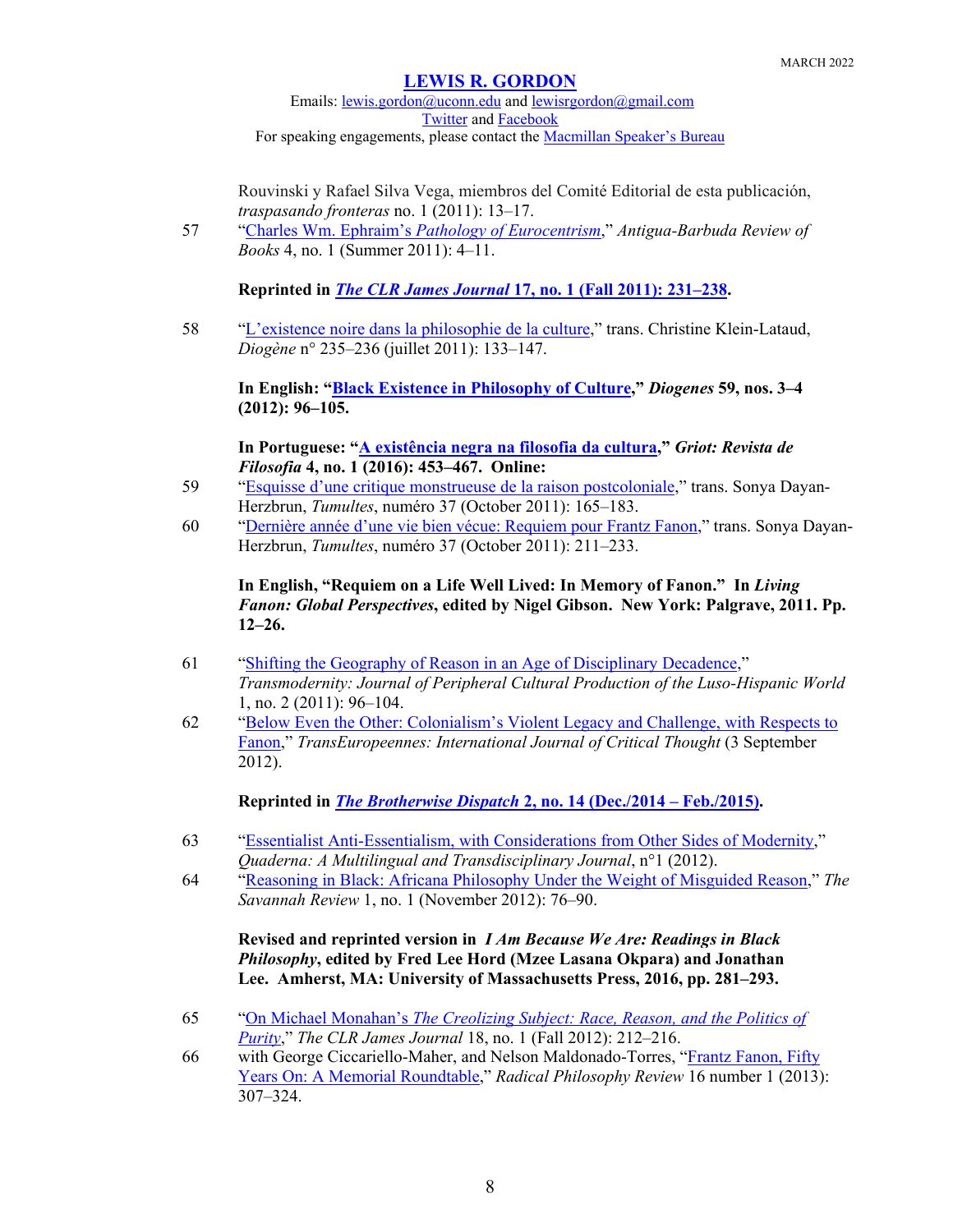Rouvinski y Rafael Silva Vega, miembros del Comité Editorial de esta publicación, *traspasando fronteras* no. 1 (2011): 13–17.

57 "Charles Wm. Ephraim's *Pathology of Eurocentrism*," *Antigua-Barbuda Review of Books* 4, no. 1 (Summer 2011): 4–11.

**Reprinted in *The CLR James Journal* 17, no. 1 (Fall 2011): 231–238.**

58 "L'existence noire dans la philosophie de la culture," trans. Christine Klein-Lataud, *Diogène* n° 235–236 (juillet 2011): 133–147.

**In English: "Black Existence in Philosophy of Culture," *Diogenes* 59, nos. 3–4 (2012): 96–105.**

**In Portuguese: "A existência negra na filosofia da cultura," *Griot: Revista de Filosofia* 4, no. 1 (2016): 453–467. Online:**

59 "Esquisse d'une critique monstrueuse de la raison postcoloniale," trans. Sonya Dayan-Herzbrun, *Tumultes*, numéro 37 (October 2011): 165–183.

60 "Dernière année d'une vie bien vécue: Requiem pour Frantz Fanon," trans. Sonya Dayan-Herzbrun, *Tumultes*, numéro 37 (October 2011): 211–233.

**In English, "Requiem on a Life Well Lived: In Memory of Fanon." In *Living Fanon: Global Perspectives*, edited by Nigel Gibson. New York: Palgrave, 2011. Pp. 12–26.**

61 "Shifting the Geography of Reason in an Age of Disciplinary Decadence," *Transmodernity: Journal of Peripheral Cultural Production of the Luso-Hispanic World* 1, no. 2 (2011): 96–104.

62 "Below Even the Other: Colonialism's Violent Legacy and Challenge, with Respects to Fanon," *TransEuropeennes: International Journal of Critical Thought* (3 September 2012).

**Reprinted in *The Brotherwise Dispatch* 2, no. 14 (Dec./2014 – Feb./2015).**

63 "Essentialist Anti-Essentialism, with Considerations from Other Sides of Modernity," *Quaderna: A Multilingual and Transdisciplinary Journal*, n°1 (2012).

64 "Reasoning in Black: Africana Philosophy Under the Weight of Misguided Reason," *The Savannah Review* 1, no. 1 (November 2012): 76–90.

**Revised and reprinted version in *I Am Because We Are: Readings in Black Philosophy*, edited by Fred Lee Hord (Mzee Lasana Okpara) and Jonathan Lee. Amherst, MA: University of Massachusetts Press, 2016, pp. 281–293.**

65 "On Michael Monahan's *The Creolizing Subject: Race, Reason, and the Politics of Purity*," *The CLR James Journal* 18, no. 1 (Fall 2012): 212–216.

66 with George Ciccariello-Maher, and Nelson Maldonado-Torres, "Frantz Fanon, Fifty Years On: A Memorial Roundtable," *Radical Philosophy Review* 16 number 1 (2013): 307–324.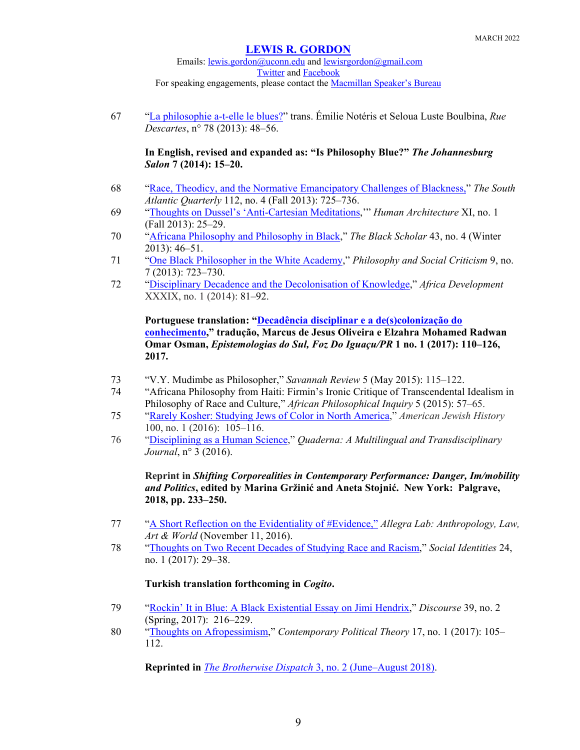67 “La philosophie a-t-elle le blues?” trans. Émilie Notéris et Seloua Luste Boulbina, *Rue Descartes*, n° 78 (2013): 48–56.

**In English, revised and expanded as: “Is Philosophy Blue?” *The Johannesburg Salon* 7 (2014): 15–20.**

68 “Race, Theodicy, and the Normative Emancipatory Challenges of Blackness,” *The South Atlantic Quarterly* 112, no. 4 (Fall 2013): 725–736.

69 “Thoughts on Dussel’s ‘Anti-Cartesian Meditations,’” *Human Architecture* XI, no. 1 (Fall 2013): 25–29.

70 “Africana Philosophy and Philosophy in Black,” *The Black Scholar* 43, no. 4 (Winter 2013): 46–51.

71 “One Black Philosopher in the White Academy,” *Philosophy and Social Criticism* 9, no. 7 (2013): 723–730.

72 “Disciplinary Decadence and the Decolonisation of Knowledge,” *Africa Development* XXXIX, no. 1 (2014): 81–92.

**Portuguese translation: “Decadência disciplinar e a de(s)colonização do conhecimento,” tradução, Marcus de Jesus Oliveira e Elzahra Mohamed Radwan Omar Osman, *Epistemologias do Sul, Foz Do Iguaçu/PR* 1 no. 1 (2017): 110–126, 2017.**

73 “V.Y. Mudimbe as Philosopher,” *Savannah Review* 5 (May 2015): 115–122.

74 “Africana Philosophy from Haiti: Firmin’s Ironic Critique of Transcendental Idealism in Philosophy of Race and Culture,” *African Philosophical Inquiry* 5 (2015): 57–65.

75 “Rarely Kosher: Studying Jews of Color in North America,” *American Jewish History* 100, no. 1 (2016): 105–116.

76 “Disciplining as a Human Science,” *Quaderna: A Multilingual and Transdisciplinary Journal*, n° 3 (2016).

**Reprint in *Shifting Corporealities in Contemporary Performance: Danger, Im/mobility and Politics*, edited by Marina Gržinić and Aneta Stojnić. New York: Palgrave, 2018, pp. 233–250.**

77 “A Short Reflection on the Evidentiality of #Evidence,” *Allegra Lab: Anthropology, Law, Art & World* (November 11, 2016).

78 “Thoughts on Two Recent Decades of Studying Race and Racism,” *Social Identities* 24, no. 1 (2017): 29–38.

**Turkish translation forthcoming in *Cogito*.**

79 “Rockin’ It in Blue: A Black Existential Essay on Jimi Hendrix,” *Discourse* 39, no. 2 (Spring, 2017): 216–229.

80 “Thoughts on Afropessimism,” *Contemporary Political Theory* 17, no. 1 (2017): 105–112.

**Reprinted in** *The Brotherwise Dispatch* 3, no. 2 (June–August 2018).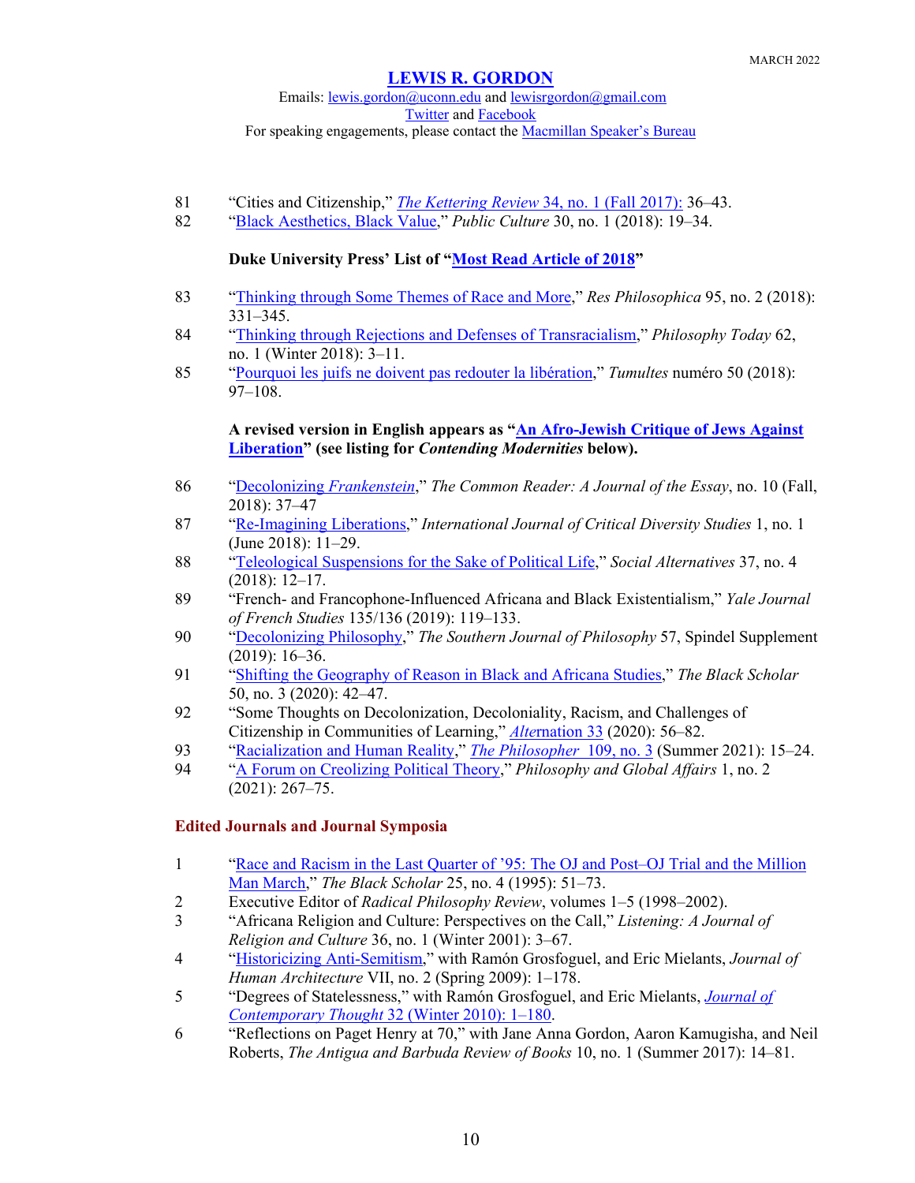81 "Cities and Citizenship," *The Kettering Review* 34, no. 1 (Fall 2017): 36–43.

82 "Black Aesthetics, Black Value," *Public Culture* 30, no. 1 (2018): 19–34.

**Duke University Press' List of "Most Read Article of 2018"**

83 "Thinking through Some Themes of Race and More," *Res Philosophica* 95, no. 2 (2018): 331–345.

84 "Thinking through Rejections and Defenses of Transracialism," *Philosophy Today* 62, no. 1 (Winter 2018): 3–11.

85 "Pourquoi les juifs ne doivent pas redouter la libération," *Tumultes* numéro 50 (2018): 97–108.

**A revised version in English appears as "An Afro-Jewish Critique of Jews Against Liberation" (see listing for *Contending Modernities* below).**

86 "Decolonizing *Frankenstein*," *The Common Reader: A Journal of the Essay*, no. 10 (Fall, 2018): 37–47

87 "Re-Imagining Liberations," *International Journal of Critical Diversity Studies* 1, no. 1 (June 2018): 11–29.

88 "Teleological Suspensions for the Sake of Political Life," *Social Alternatives* 37, no. 4 (2018): 12–17.

89 "French- and Francophone-Influenced Africana and Black Existentialism," *Yale Journal of French Studies* 135/136 (2019): 119–133.

90 "Decolonizing Philosophy," *The Southern Journal of Philosophy* 57, Spindel Supplement (2019): 16–36.

91 "Shifting the Geography of Reason in Black and Africana Studies," *The Black Scholar* 50, no. 3 (2020): 42–47.

92 "Some Thoughts on Decolonization, Decoloniality, Racism, and Challenges of Citizenship in Communities of Learning," *Alternation* 33 (2020): 56–82.

93 "Racialization and Human Reality," *The Philosopher* 109, no. 3 (Summer 2021): 15–24.

94 "A Forum on Creolizing Political Theory," *Philosophy and Global Affairs* 1, no. 2 (2021): 267–75.

## Edited Journals and Journal Symposia

1 "Race and Racism in the Last Quarter of '95: The OJ and Post–OJ Trial and the Million Man March," *The Black Scholar* 25, no. 4 (1995): 51–73.

2 Executive Editor of *Radical Philosophy Review*, volumes 1–5 (1998–2002).

3 "Africana Religion and Culture: Perspectives on the Call," *Listening: A Journal of Religion and Culture* 36, no. 1 (Winter 2001): 3–67.

4 "Historicizing Anti-Semitism," with Ramón Grosfoguel, and Eric Mielants, *Journal of Human Architecture* VII, no. 2 (Spring 2009): 1–178.

5 "Degrees of Statelessness," with Ramón Grosfoguel, and Eric Mielants, *Journal of Contemporary Thought* 32 (Winter 2010): 1–180.

6 "Reflections on Paget Henry at 70," with Jane Anna Gordon, Aaron Kamugisha, and Neil Roberts, *The Antigua and Barbuda Review of Books* 10, no. 1 (Summer 2017): 14–81.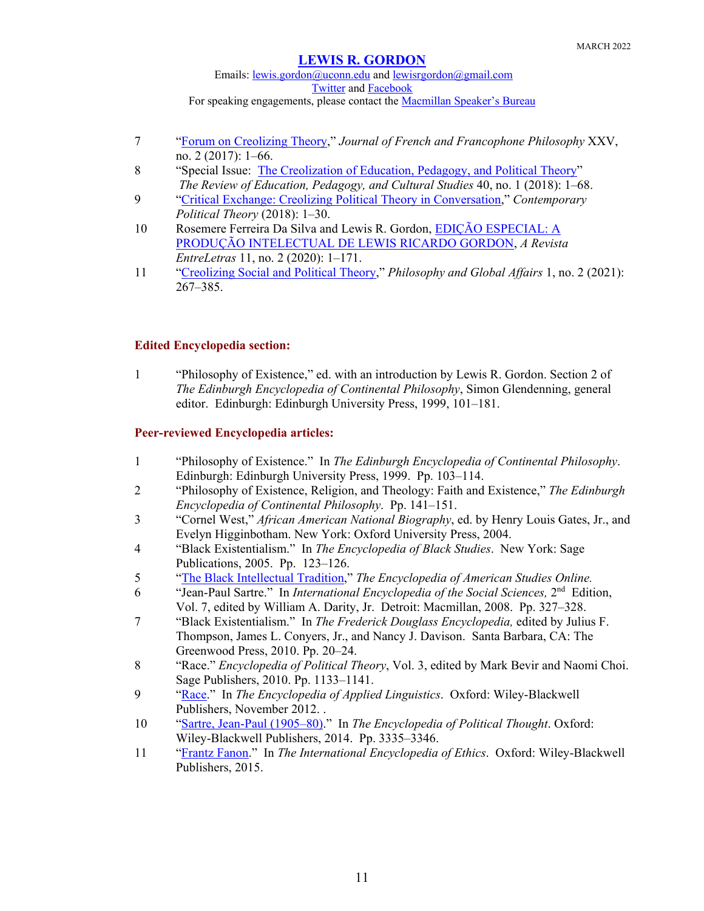7 "Forum on Creolizing Theory," *Journal of French and Francophone Philosophy* XXV, no. 2 (2017): 1–66.

8 "Special Issue: The Creolization of Education, Pedagogy, and Political Theory" *The Review of Education, Pedagogy, and Cultural Studies* 40, no. 1 (2018): 1–68.

9 "Critical Exchange: Creolizing Political Theory in Conversation," *Contemporary Political Theory* (2018): 1–30.

10 Rosemere Ferreira Da Silva and Lewis R. Gordon, EDIÇÃO ESPECIAL: A PRODUÇÃO INTELECTUAL DE LEWIS RICARDO GORDON, *A Revista EntreLetras* 11, no. 2 (2020): 1–171.

11 "Creolizing Social and Political Theory," *Philosophy and Global Affairs* 1, no. 2 (2021): 267–385.

**Edited Encyclopedia section:**

1 "Philosophy of Existence," ed. with an introduction by Lewis R. Gordon. Section 2 of *The Edinburgh Encyclopedia of Continental Philosophy*, Simon Glendenning, general editor. Edinburgh: Edinburgh University Press, 1999, 101–181.

**Peer-reviewed Encyclopedia articles:**

1 "Philosophy of Existence." In *The Edinburgh Encyclopedia of Continental Philosophy*. Edinburgh: Edinburgh University Press, 1999. Pp. 103–114.

2 "Philosophy of Existence, Religion, and Theology: Faith and Existence," *The Edinburgh Encyclopedia of Continental Philosophy*. Pp. 141–151.

3 "Cornel West," *African American National Biography*, ed. by Henry Louis Gates, Jr., and Evelyn Higginbotham. New York: Oxford University Press, 2004.

4 "Black Existentialism." In *The Encyclopedia of Black Studies*. New York: Sage Publications, 2005. Pp. 123–126.

5 "The Black Intellectual Tradition," *The Encyclopedia of American Studies Online.*

6 "Jean-Paul Sartre." In *International Encyclopedia of the Social Sciences,* 2nd Edition, Vol. 7, edited by William A. Darity, Jr. Detroit: Macmillan, 2008. Pp. 327–328.

7 "Black Existentialism." In *The Frederick Douglass Encyclopedia,* edited by Julius F. Thompson, James L. Conyers, Jr., and Nancy J. Davison. Santa Barbara, CA: The Greenwood Press, 2010. Pp. 20–24.

8 "Race." *Encyclopedia of Political Theory*, Vol. 3, edited by Mark Bevir and Naomi Choi. Sage Publishers, 2010. Pp. 1133–1141.

9 "Race." In *The Encyclopedia of Applied Linguistics*. Oxford: Wiley-Blackwell Publishers, November 2012. .

10 "Sartre, Jean-Paul (1905–80)." In *The Encyclopedia of Political Thought*. Oxford: Wiley-Blackwell Publishers, 2014. Pp. 3335–3346.

11 "Frantz Fanon." In *The International Encyclopedia of Ethics*. Oxford: Wiley-Blackwell Publishers, 2015.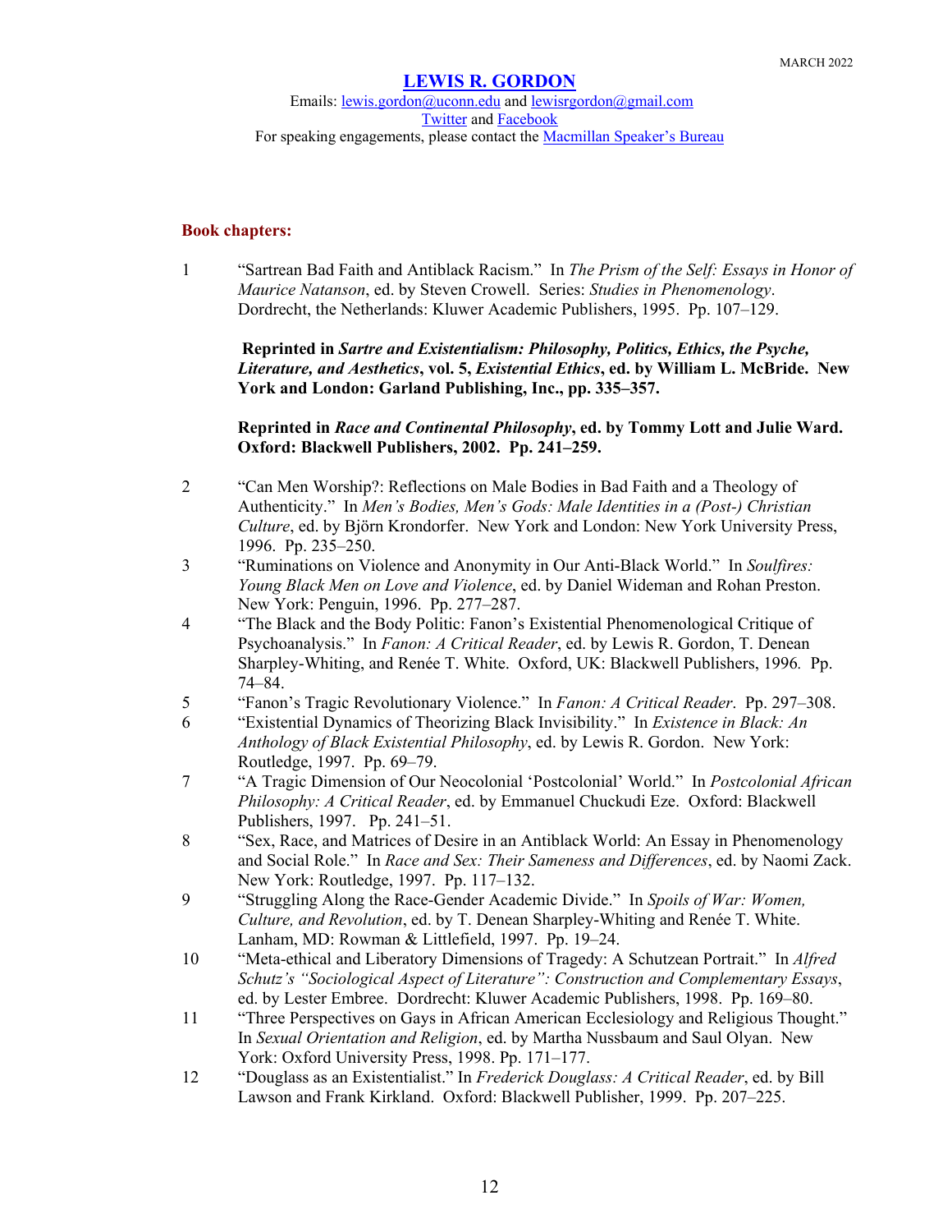MARCH 2022

## LEWIS R. GORDON

Emails: lewis.gordon@uconn.edu and lewisrgordon@gmail.com
Twitter and Facebook
For speaking engagements, please contact the Macmillan Speaker's Bureau

### Book chapters:

1. "Sartrean Bad Faith and Antiblack Racism." In *The Prism of the Self: Essays in Honor of Maurice Natanson*, ed. by Steven Crowell. Series: *Studies in Phenomenology*. Dordrecht, the Netherlands: Kluwer Academic Publishers, 1995. Pp. 107–129.

   **Reprinted in *Sartre and Existentialism: Philosophy, Politics, Ethics, the Psyche, Literature, and Aesthetics*, vol. 5, *Existential Ethics*, ed. by William L. McBride. New York and London: Garland Publishing, Inc., pp. 335–357.**

   **Reprinted in *Race and Continental Philosophy*, ed. by Tommy Lott and Julie Ward. Oxford: Blackwell Publishers, 2002. Pp. 241–259.**

2. "Can Men Worship?: Reflections on Male Bodies in Bad Faith and a Theology of Authenticity." In *Men's Bodies, Men's Gods: Male Identities in a (Post-) Christian Culture*, ed. by Björn Krondorfer. New York and London: New York University Press, 1996. Pp. 235–250.
3. "Ruminations on Violence and Anonymity in Our Anti-Black World." In *Soulfires: Young Black Men on Love and Violence*, ed. by Daniel Wideman and Rohan Preston. New York: Penguin, 1996. Pp. 277–287.
4. "The Black and the Body Politic: Fanon's Existential Phenomenological Critique of Psychoanalysis." In *Fanon: A Critical Reader*, ed. by Lewis R. Gordon, T. Denean Sharpley-Whiting, and Renée T. White. Oxford, UK: Blackwell Publishers, 1996. Pp. 74–84.
5. "Fanon's Tragic Revolutionary Violence." In *Fanon: A Critical Reader*. Pp. 297–308.
6. "Existential Dynamics of Theorizing Black Invisibility." In *Existence in Black: An Anthology of Black Existential Philosophy*, ed. by Lewis R. Gordon. New York: Routledge, 1997. Pp. 69–79.
7. "A Tragic Dimension of Our Neocolonial 'Postcolonial' World." In *Postcolonial African Philosophy: A Critical Reader*, ed. by Emmanuel Chuckudi Eze. Oxford: Blackwell Publishers, 1997. Pp. 241–51.
8. "Sex, Race, and Matrices of Desire in an Antiblack World: An Essay in Phenomenology and Social Role." In *Race and Sex: Their Sameness and Differences*, ed. by Naomi Zack. New York: Routledge, 1997. Pp. 117–132.
9. "Struggling Along the Race-Gender Academic Divide." In *Spoils of War: Women, Culture, and Revolution*, ed. by T. Denean Sharpley-Whiting and Renée T. White. Lanham, MD: Rowman & Littlefield, 1997. Pp. 19–24.
10. "Meta-ethical and Liberatory Dimensions of Tragedy: A Schutzean Portrait." In *Alfred Schutz's "Sociological Aspect of Literature": Construction and Complementary Essays*, ed. by Lester Embree. Dordrecht: Kluwer Academic Publishers, 1998. Pp. 169–80.
11. "Three Perspectives on Gays in African American Ecclesiology and Religious Thought." In *Sexual Orientation and Religion*, ed. by Martha Nussbaum and Saul Olyan. New York: Oxford University Press, 1998. Pp. 171–177.
12. "Douglass as an Existentialist." In *Frederick Douglass: A Critical Reader*, ed. by Bill Lawson and Frank Kirkland. Oxford: Blackwell Publisher, 1999. Pp. 207–225.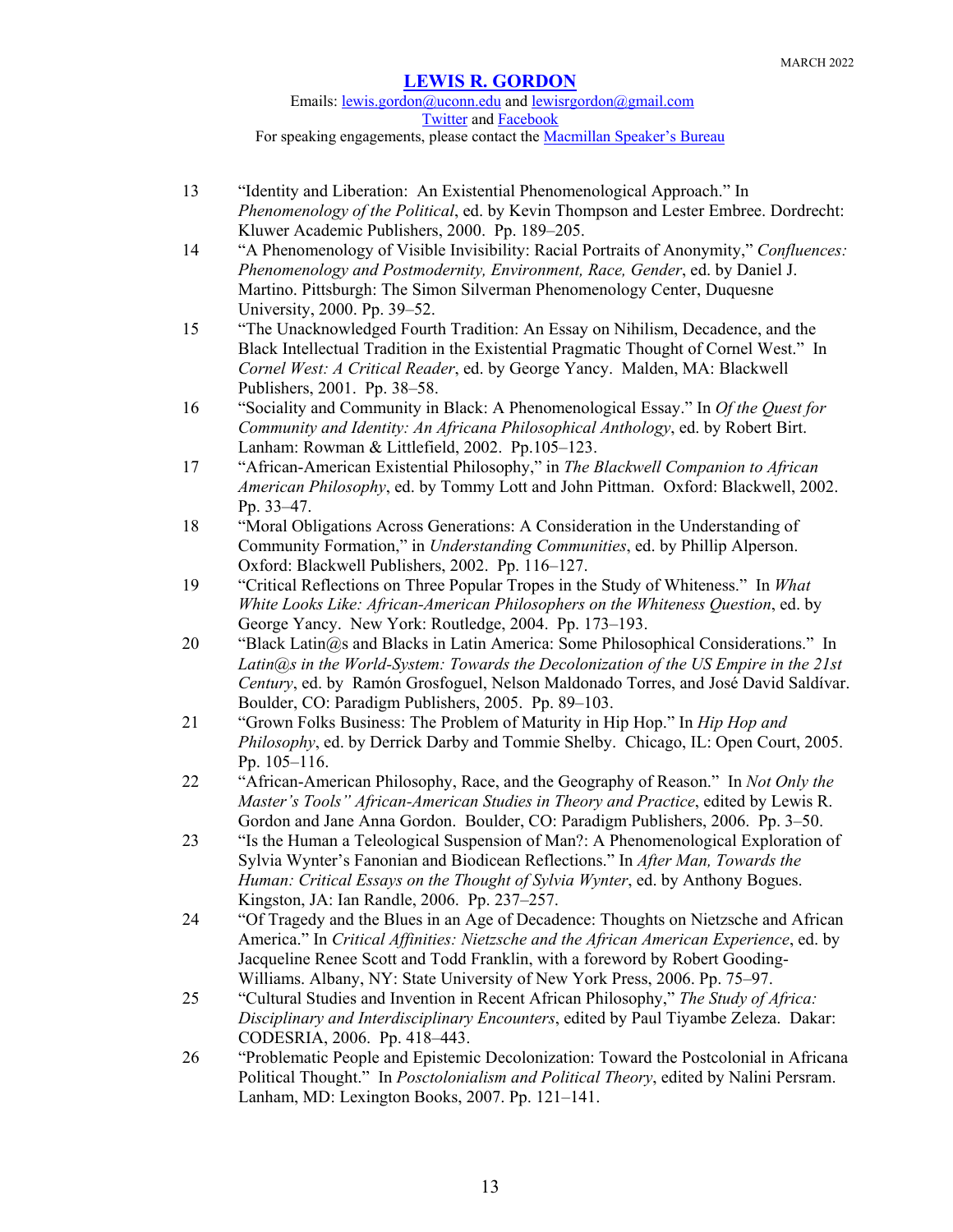13 “Identity and Liberation: An Existential Phenomenological Approach.” In *Phenomenology of the Political*, ed. by Kevin Thompson and Lester Embree. Dordrecht: Kluwer Academic Publishers, 2000. Pp. 189–205.

14 “A Phenomenology of Visible Invisibility: Racial Portraits of Anonymity,” *Confluences: Phenomenology and Postmodernity, Environment, Race, Gender*, ed. by Daniel J. Martino. Pittsburgh: The Simon Silverman Phenomenology Center, Duquesne University, 2000. Pp. 39–52.

15 “The Unacknowledged Fourth Tradition: An Essay on Nihilism, Decadence, and the Black Intellectual Tradition in the Existential Pragmatic Thought of Cornel West.” In *Cornel West: A Critical Reader*, ed. by George Yancy. Malden, MA: Blackwell Publishers, 2001. Pp. 38–58.

16 “Sociality and Community in Black: A Phenomenological Essay.” In *Of the Quest for Community and Identity: An Africana Philosophical Anthology*, ed. by Robert Birt. Lanham: Rowman & Littlefield, 2002. Pp.105–123.

17 “African-American Existential Philosophy,” in *The Blackwell Companion to African American Philosophy*, ed. by Tommy Lott and John Pittman. Oxford: Blackwell, 2002. Pp. 33–47.

18 “Moral Obligations Across Generations: A Consideration in the Understanding of Community Formation,” in *Understanding Communities*, ed. by Phillip Alperson. Oxford: Blackwell Publishers, 2002. Pp. 116–127.

19 “Critical Reflections on Three Popular Tropes in the Study of Whiteness.” In *What White Looks Like: African-American Philosophers on the Whiteness Question*, ed. by George Yancy. New York: Routledge, 2004. Pp. 173–193.

20 “Black Latin@s and Blacks in Latin America: Some Philosophical Considerations.” In *Latin@s in the World-System: Towards the Decolonization of the US Empire in the 21st Century*, ed. by Ramón Grosfoguel, Nelson Maldonado Torres, and José David Saldívar. Boulder, CO: Paradigm Publishers, 2005. Pp. 89–103.

21 “Grown Folks Business: The Problem of Maturity in Hip Hop.” In *Hip Hop and Philosophy*, ed. by Derrick Darby and Tommie Shelby. Chicago, IL: Open Court, 2005. Pp. 105–116.

22 “African-American Philosophy, Race, and the Geography of Reason.” In *Not Only the Master’s Tools” African-American Studies in Theory and Practice*, edited by Lewis R. Gordon and Jane Anna Gordon. Boulder, CO: Paradigm Publishers, 2006. Pp. 3–50.

23 “Is the Human a Teleological Suspension of Man?: A Phenomenological Exploration of Sylvia Wynter’s Fanonian and Biodicean Reflections.” In *After Man, Towards the Human: Critical Essays on the Thought of Sylvia Wynter*, ed. by Anthony Bogues. Kingston, JA: Ian Randle, 2006. Pp. 237–257.

24 “Of Tragedy and the Blues in an Age of Decadence: Thoughts on Nietzsche and African America.” In *Critical Affinities: Nietzsche and the African American Experience*, ed. by Jacqueline Renee Scott and Todd Franklin, with a foreword by Robert Gooding-Williams. Albany, NY: State University of New York Press, 2006. Pp. 75–97.

25 “Cultural Studies and Invention in Recent African Philosophy,” *The Study of Africa: Disciplinary and Interdisciplinary Encounters*, edited by Paul Tiyambe Zeleza. Dakar: CODESRIA, 2006. Pp. 418–443.

26 “Problematic People and Epistemic Decolonization: Toward the Postcolonial in Africana Political Thought.” In *Posctolonialism and Political Theory*, edited by Nalini Persram. Lanham, MD: Lexington Books, 2007. Pp. 121–141.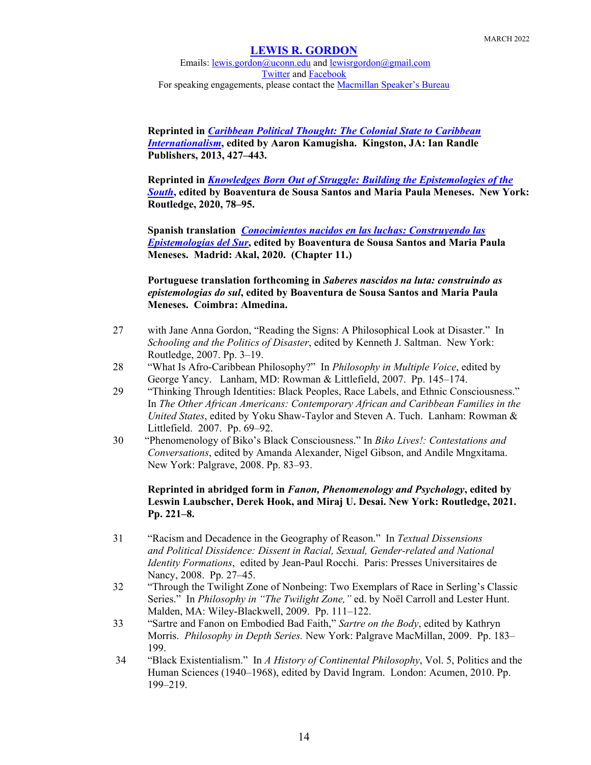**Reprinted in *Caribbean Political Thought: The Colonial State to Caribbean Internationalism*, edited by Aaron Kamugisha. Kingston, JA: Ian Randle Publishers, 2013, 427–443.**

**Reprinted in *Knowledges Born Out of Struggle: Building the Epistemologies of the South*, edited by Boaventura de Sousa Santos and Maria Paula Meneses. New York: Routledge, 2020, 78–95.**

**Spanish translation *Conocimientos nacidos en las luchas: Construyendo las Epistemologías del Sur*, edited by Boaventura de Sousa Santos and Maria Paula Meneses. Madrid: Akal, 2020. (Chapter 11.)**

**Portuguese translation forthcoming in *Saberes nascidos na luta: construindo as epistemologias do sul*, edited by Boaventura de Sousa Santos and Maria Paula Meneses. Coimbra: Almedina.**

27 with Jane Anna Gordon, "Reading the Signs: A Philosophical Look at Disaster." In *Schooling and the Politics of Disaster*, edited by Kenneth J. Saltman. New York: Routledge, 2007. Pp. 3–19.

28 "What Is Afro-Caribbean Philosophy?" In *Philosophy in Multiple Voice*, edited by George Yancy. Lanham, MD: Rowman & Littlefield, 2007. Pp. 145–174.

29 "Thinking Through Identities: Black Peoples, Race Labels, and Ethnic Consciousness." In *The Other African Americans: Contemporary African and Caribbean Families in the United States*, edited by Yoku Shaw-Taylor and Steven A. Tuch. Lanham: Rowman & Littlefield. 2007. Pp. 69–92.

30 "Phenomenology of Biko's Black Consciousness." In *Biko Lives!: Contestations and Conversations*, edited by Amanda Alexander, Nigel Gibson, and Andile Mngxitama. New York: Palgrave, 2008. Pp. 83–93.

**Reprinted in abridged form in *Fanon, Phenomenology and Psychology*, edited by Leswin Laubscher, Derek Hook, and Miraj U. Desai. New York: Routledge, 2021. Pp. 221–8.**

31 "Racism and Decadence in the Geography of Reason." In *Textual Dissensions and Political Dissidence: Dissent in Racial, Sexual, Gender-related and National Identity Formations*, edited by Jean-Paul Rocchi. Paris: Presses Universitaires de Nancy, 2008. Pp. 27–45.

32 "Through the Twilight Zone of Nonbeing: Two Exemplars of Race in Serling's Classic Series." In *Philosophy in "The Twilight Zone,"* ed. by Noël Carroll and Lester Hunt. Malden, MA: Wiley-Blackwell, 2009. Pp. 111–122.

33 "Sartre and Fanon on Embodied Bad Faith," *Sartre on the Body*, edited by Kathryn Morris. *Philosophy in Depth Series.* New York: Palgrave MacMillan, 2009. Pp. 183–199.

34 "Black Existentialism." In *A History of Continental Philosophy*, Vol. 5, Politics and the Human Sciences (1940–1968), edited by David Ingram. London: Acumen, 2010. Pp. 199–219.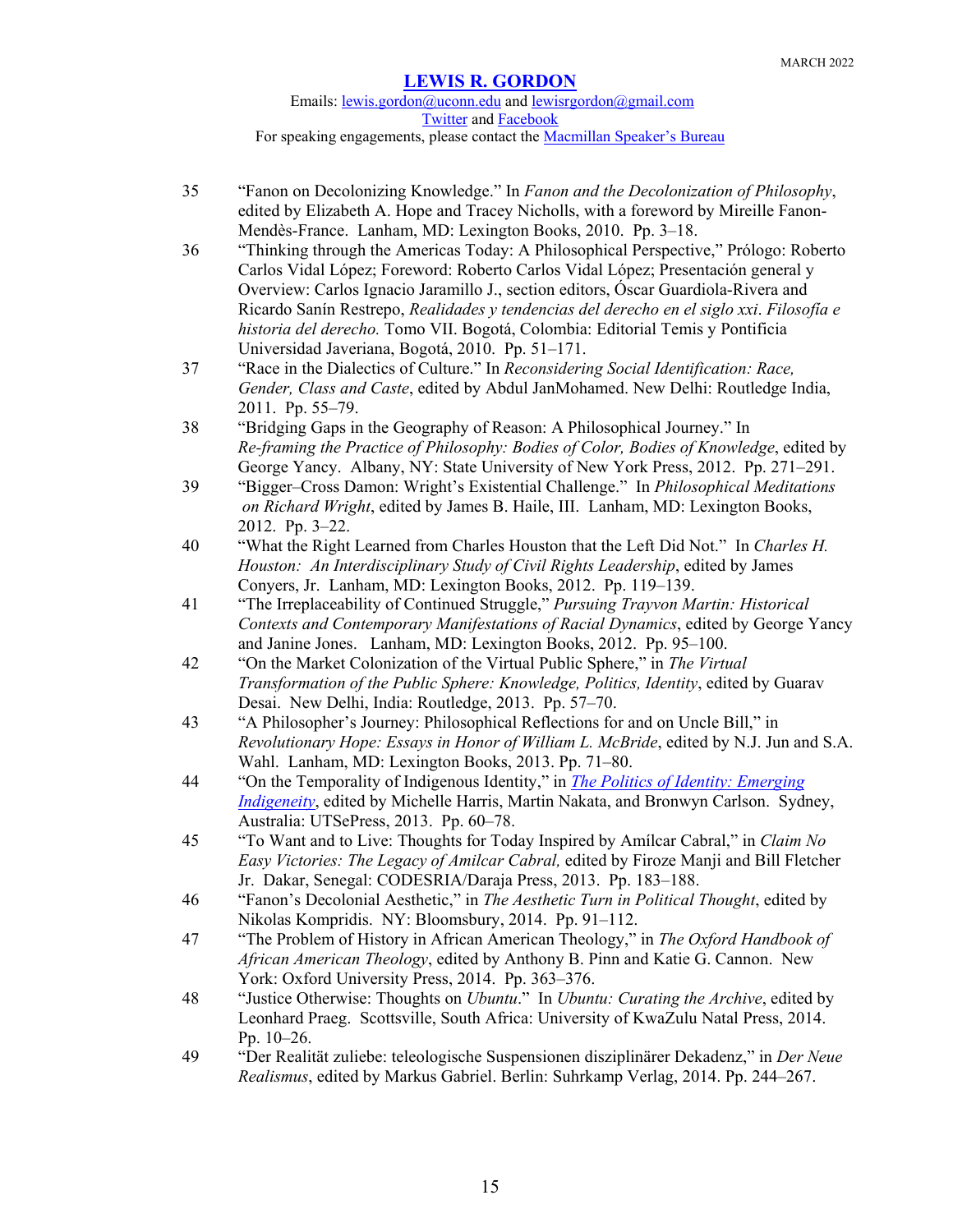35. "Fanon on Decolonizing Knowledge." In *Fanon and the Decolonization of Philosophy*, edited by Elizabeth A. Hope and Tracey Nicholls, with a foreword by Mireille Fanon-Mendès-France. Lanham, MD: Lexington Books, 2010. Pp. 3–18.
36. "Thinking through the Americas Today: A Philosophical Perspective," Prólogo: Roberto Carlos Vidal López; Foreword: Roberto Carlos Vidal López; Presentación general y Overview: Carlos Ignacio Jaramillo J., section editors, Óscar Guardiola-Rivera and Ricardo Sanín Restrepo, *Realidades y tendencias del derecho en el siglo xxi*. *Filosofía e historia del derecho.* Tomo VII. Bogotá, Colombia: Editorial Temis y Pontificia Universidad Javeriana, Bogotá, 2010. Pp. 51–171.
37. "Race in the Dialectics of Culture." In *Reconsidering Social Identification: Race, Gender, Class and Caste*, edited by Abdul JanMohamed. New Delhi: Routledge India, 2011. Pp. 55–79.
38. "Bridging Gaps in the Geography of Reason: A Philosophical Journey." In *Re-framing the Practice of Philosophy: Bodies of Color, Bodies of Knowledge*, edited by George Yancy. Albany, NY: State University of New York Press, 2012. Pp. 271–291.
39. "Bigger–Cross Damon: Wright's Existential Challenge." In *Philosophical Meditations on Richard Wright*, edited by James B. Haile, III. Lanham, MD: Lexington Books, 2012. Pp. 3–22.
40. "What the Right Learned from Charles Houston that the Left Did Not." In *Charles H. Houston: An Interdisciplinary Study of Civil Rights Leadership*, edited by James Conyers, Jr. Lanham, MD: Lexington Books, 2012. Pp. 119–139.
41. "The Irreplaceability of Continued Struggle," *Pursuing Trayvon Martin: Historical Contexts and Contemporary Manifestations of Racial Dynamics*, edited by George Yancy and Janine Jones. Lanham, MD: Lexington Books, 2012. Pp. 95–100.
42. "On the Market Colonization of the Virtual Public Sphere," in *The Virtual Transformation of the Public Sphere: Knowledge, Politics, Identity*, edited by Guarav Desai. New Delhi, India: Routledge, 2013. Pp. 57–70.
43. "A Philosopher's Journey: Philosophical Reflections for and on Uncle Bill," in *Revolutionary Hope: Essays in Honor of William L. McBride*, edited by N.J. Jun and S.A. Wahl. Lanham, MD: Lexington Books, 2013. Pp. 71–80.
44. "On the Temporality of Indigenous Identity," in *The Politics of Identity: Emerging Indigeneity*, edited by Michelle Harris, Martin Nakata, and Bronwyn Carlson. Sydney, Australia: UTSePress, 2013. Pp. 60–78.
45. "To Want and to Live: Thoughts for Today Inspired by Amílcar Cabral," in *Claim No Easy Victories: The Legacy of Amilcar Cabral,* edited by Firoze Manji and Bill Fletcher Jr. Dakar, Senegal: CODESRIA/Daraja Press, 2013. Pp. 183–188.
46. "Fanon's Decolonial Aesthetic," in *The Aesthetic Turn in Political Thought*, edited by Nikolas Kompridis. NY: Bloomsbury, 2014. Pp. 91–112.
47. "The Problem of History in African American Theology," in *The Oxford Handbook of African American Theology*, edited by Anthony B. Pinn and Katie G. Cannon. New York: Oxford University Press, 2014. Pp. 363–376.
48. "Justice Otherwise: Thoughts on *Ubuntu*." In *Ubuntu: Curating the Archive*, edited by Leonhard Praeg. Scottsville, South Africa: University of KwaZulu Natal Press, 2014. Pp. 10–26.
49. "Der Realität zuliebe: teleologische Suspensionen disziplinärer Dekadenz," in *Der Neue Realismus*, edited by Markus Gabriel. Berlin: Suhrkamp Verlag, 2014. Pp. 244–267.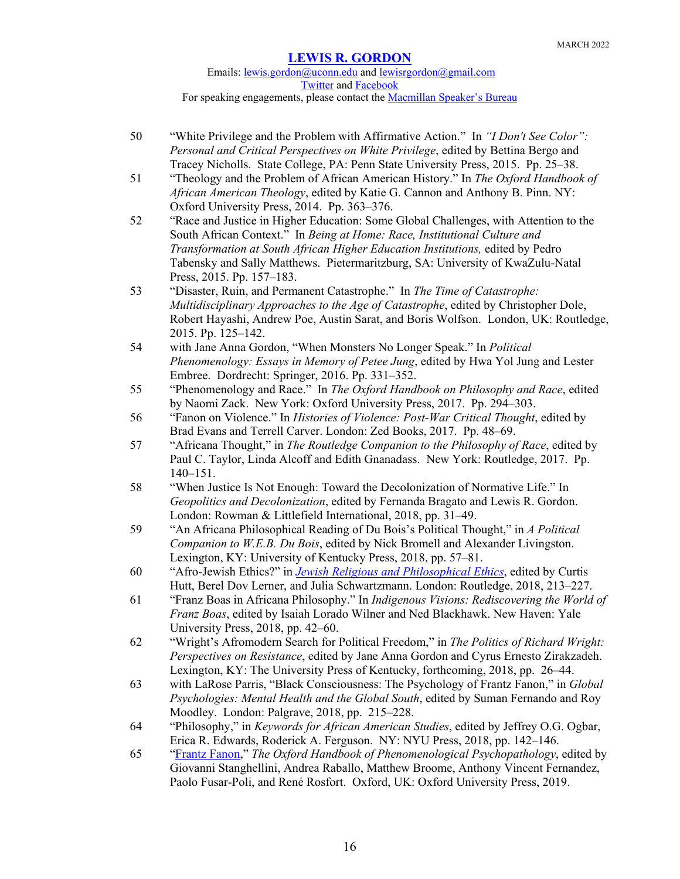50 “White Privilege and the Problem with Affirmative Action.” In *“I Don't See Color”: Personal and Critical Perspectives on White Privilege*, edited by Bettina Bergo and Tracey Nicholls. State College, PA: Penn State University Press, 2015. Pp. 25–38.

51 “Theology and the Problem of African American History.” In *The Oxford Handbook of African American Theology*, edited by Katie G. Cannon and Anthony B. Pinn. NY: Oxford University Press, 2014. Pp. 363–376.

52 “Race and Justice in Higher Education: Some Global Challenges, with Attention to the South African Context.” In *Being at Home: Race, Institutional Culture and Transformation at South African Higher Education Institutions,* edited by Pedro Tabensky and Sally Matthews. Pietermaritzburg, SA: University of KwaZulu-Natal Press, 2015. Pp. 157–183.

53 “Disaster, Ruin, and Permanent Catastrophe.” In *The Time of Catastrophe: Multidisciplinary Approaches to the Age of Catastrophe*, edited by Christopher Dole, Robert Hayashi, Andrew Poe, Austin Sarat, and Boris Wolfson. London, UK: Routledge, 2015. Pp. 125–142.

54 with Jane Anna Gordon, “When Monsters No Longer Speak.” In *Political Phenomenology: Essays in Memory of Petee Jung*, edited by Hwa Yol Jung and Lester Embree. Dordrecht: Springer, 2016. Pp. 331–352.

55 “Phenomenology and Race.” In *The Oxford Handbook on Philosophy and Race*, edited by Naomi Zack. New York: Oxford University Press, 2017. Pp. 294–303.

56 “Fanon on Violence.” In *Histories of Violence: Post-War Critical Thought*, edited by Brad Evans and Terrell Carver. London: Zed Books, 2017. Pp. 48–69.

57 “Africana Thought,” in *The Routledge Companion to the Philosophy of Race*, edited by Paul C. Taylor, Linda Alcoff and Edith Gnanadass. New York: Routledge, 2017. Pp. 140–151.

58 “When Justice Is Not Enough: Toward the Decolonization of Normative Life.” In *Geopolitics and Decolonization*, edited by Fernanda Bragato and Lewis R. Gordon. London: Rowman & Littlefield International, 2018, pp. 31–49.

59 “An Africana Philosophical Reading of Du Bois's Political Thought,” in *A Political Companion to W.E.B. Du Bois*, edited by Nick Bromell and Alexander Livingston. Lexington, KY: University of Kentucky Press, 2018, pp. 57–81.

60 “Afro-Jewish Ethics?” in *Jewish Religious and Philosophical Ethics*, edited by Curtis Hutt, Berel Dov Lerner, and Julia Schwartzmann. London: Routledge, 2018, 213–227.

61 “Franz Boas in Africana Philosophy.” In *Indigenous Visions: Rediscovering the World of Franz Boas*, edited by Isaiah Lorado Wilner and Ned Blackhawk. New Haven: Yale University Press, 2018, pp. 42–60.

62 “Wright's Afromodern Search for Political Freedom,” in *The Politics of Richard Wright: Perspectives on Resistance*, edited by Jane Anna Gordon and Cyrus Ernesto Zirakzadeh. Lexington, KY: The University Press of Kentucky, forthcoming, 2018, pp. 26–44.

63 with LaRose Parris, “Black Consciousness: The Psychology of Frantz Fanon,” in *Global Psychologies: Mental Health and the Global South*, edited by Suman Fernando and Roy Moodley. London: Palgrave, 2018, pp. 215–228.

64 “Philosophy,” in *Keywords for African American Studies*, edited by Jeffrey O.G. Ogbar, Erica R. Edwards, Roderick A. Ferguson. NY: NYU Press, 2018, pp. 142–146.

65 “Frantz Fanon,” *The Oxford Handbook of Phenomenological Psychopathology*, edited by Giovanni Stanghellini, Andrea Raballo, Matthew Broome, Anthony Vincent Fernandez, Paolo Fusar-Poli, and René Rosfort. Oxford, UK: Oxford University Press, 2019.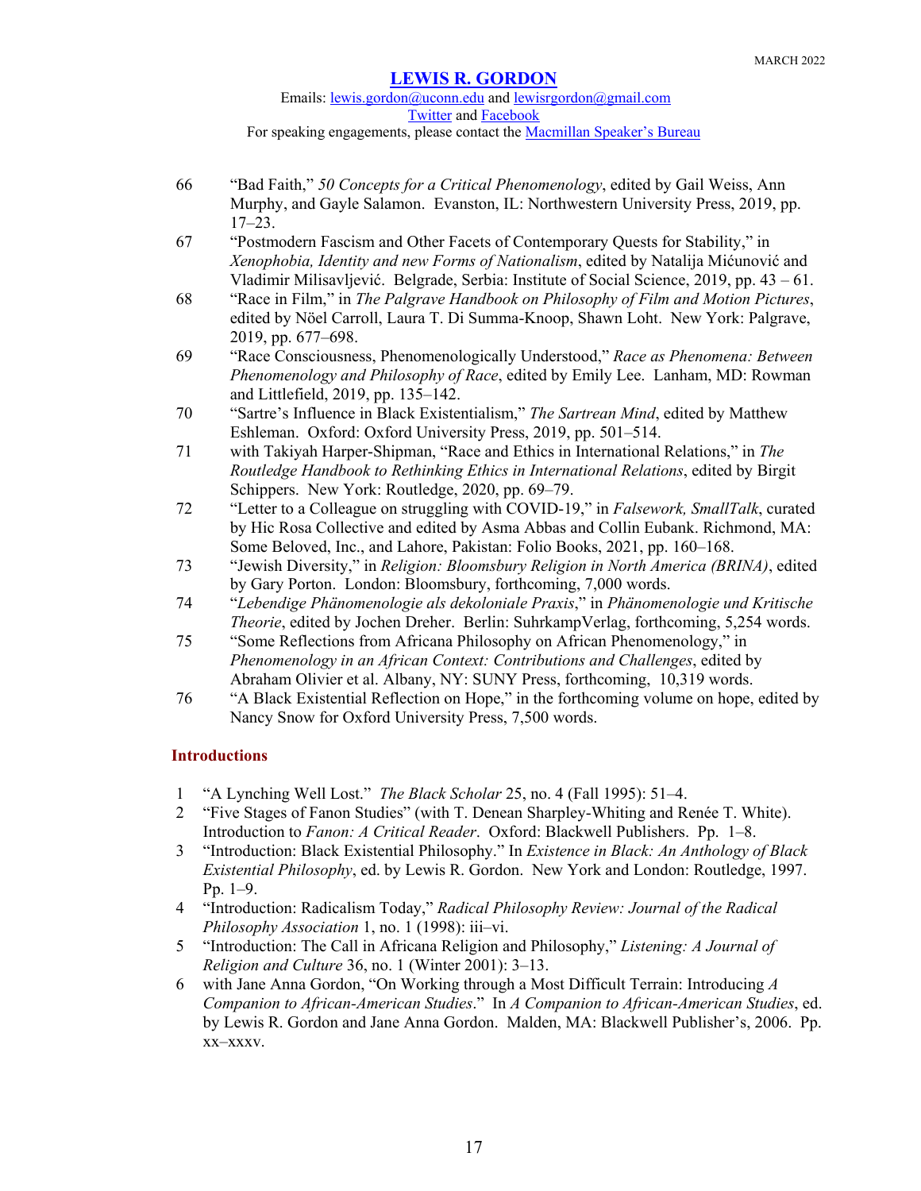66 "Bad Faith," *50 Concepts for a Critical Phenomenology*, edited by Gail Weiss, Ann Murphy, and Gayle Salamon. Evanston, IL: Northwestern University Press, 2019, pp. 17–23.

67 "Postmodern Fascism and Other Facets of Contemporary Quests for Stability," in *Xenophobia, Identity and new Forms of Nationalism*, edited by Natalija Mićunović and Vladimir Milisavljević. Belgrade, Serbia: Institute of Social Science, 2019, pp. 43 – 61.

68 "Race in Film," in *The Palgrave Handbook on Philosophy of Film and Motion Pictures*, edited by Nöel Carroll, Laura T. Di Summa-Knoop, Shawn Loht. New York: Palgrave, 2019, pp. 677–698.

69 "Race Consciousness, Phenomenologically Understood," *Race as Phenomena: Between Phenomenology and Philosophy of Race*, edited by Emily Lee. Lanham, MD: Rowman and Littlefield, 2019, pp. 135–142.

70 "Sartre's Influence in Black Existentialism," *The Sartrean Mind*, edited by Matthew Eshleman. Oxford: Oxford University Press, 2019, pp. 501–514.

71 with Takiyah Harper-Shipman, "Race and Ethics in International Relations," in *The Routledge Handbook to Rethinking Ethics in International Relations*, edited by Birgit Schippers. New York: Routledge, 2020, pp. 69–79.

72 "Letter to a Colleague on struggling with COVID-19," in *Falsework, SmallTalk*, curated by Hic Rosa Collective and edited by Asma Abbas and Collin Eubank. Richmond, MA: Some Beloved, Inc., and Lahore, Pakistan: Folio Books, 2021, pp. 160–168.

73 "Jewish Diversity," in *Religion: Bloomsbury Religion in North America (BRINA)*, edited by Gary Porton. London: Bloomsbury, forthcoming, 7,000 words.

74 "*Lebendige Phänomenologie als dekoloniale Praxis*," in *Phänomenologie und Kritische Theorie*, edited by Jochen Dreher. Berlin: SuhrkampVerlag, forthcoming, 5,254 words.

75 "Some Reflections from Africana Philosophy on African Phenomenology," in *Phenomenology in an African Context: Contributions and Challenges*, edited by Abraham Olivier et al. Albany, NY: SUNY Press, forthcoming, 10,319 words.

76 "A Black Existential Reflection on Hope," in the forthcoming volume on hope, edited by Nancy Snow for Oxford University Press, 7,500 words.

## Introductions

1 "A Lynching Well Lost." *The Black Scholar* 25, no. 4 (Fall 1995): 51–4.

2 "Five Stages of Fanon Studies" (with T. Denean Sharpley-Whiting and Renée T. White). Introduction to *Fanon: A Critical Reader*. Oxford: Blackwell Publishers. Pp. 1–8.

3 "Introduction: Black Existential Philosophy." In *Existence in Black: An Anthology of Black Existential Philosophy*, ed. by Lewis R. Gordon. New York and London: Routledge, 1997. Pp. 1–9.

4 "Introduction: Radicalism Today," *Radical Philosophy Review: Journal of the Radical Philosophy Association* 1, no. 1 (1998): iii–vi.

5 "Introduction: The Call in Africana Religion and Philosophy," *Listening: A Journal of Religion and Culture* 36, no. 1 (Winter 2001): 3–13.

6 with Jane Anna Gordon, "On Working through a Most Difficult Terrain: Introducing *A Companion to African-American Studies*." In *A Companion to African-American Studies*, ed. by Lewis R. Gordon and Jane Anna Gordon. Malden, MA: Blackwell Publisher's, 2006. Pp. xx–xxxv.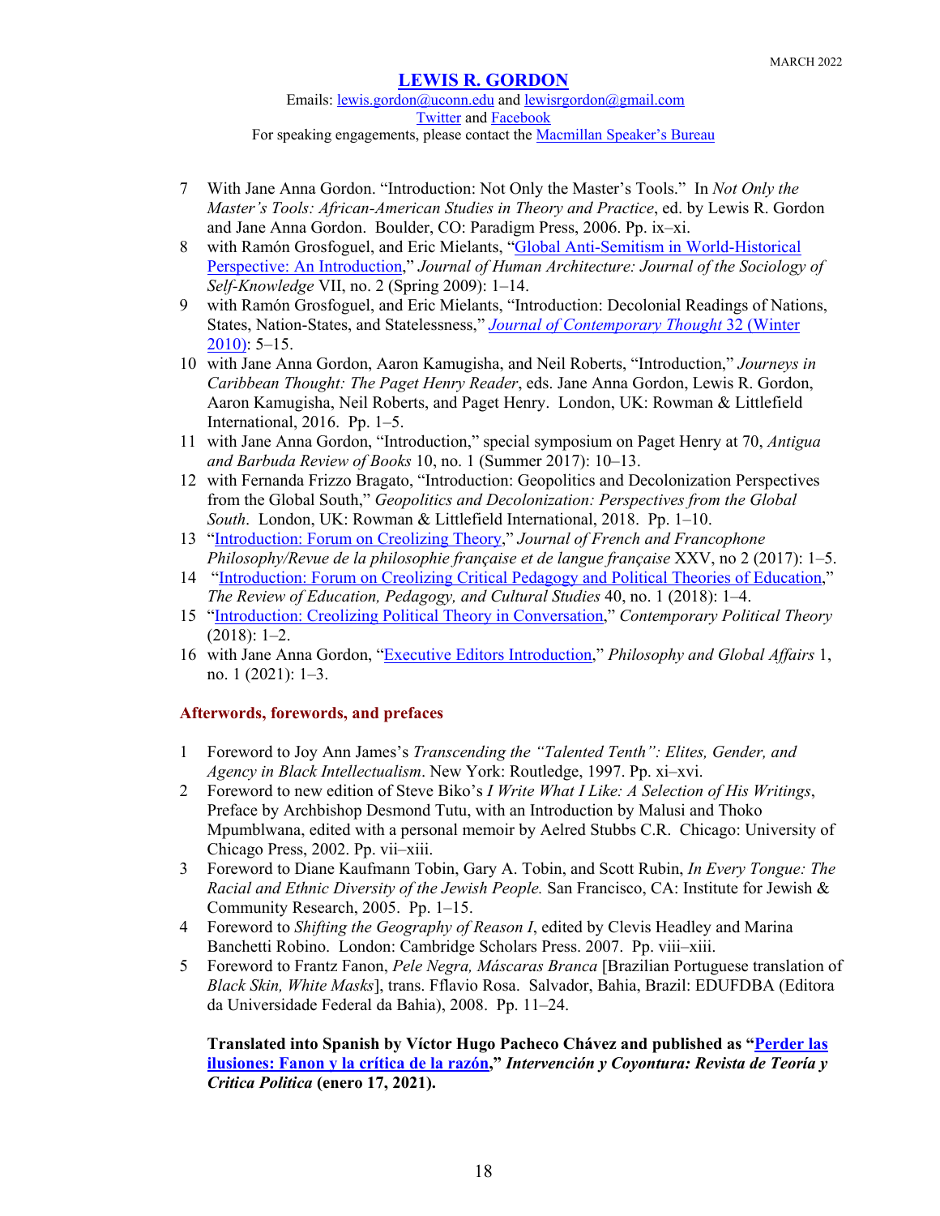7 With Jane Anna Gordon. "Introduction: Not Only the Master's Tools." In *Not Only the Master's Tools: African-American Studies in Theory and Practice*, ed. by Lewis R. Gordon and Jane Anna Gordon. Boulder, CO: Paradigm Press, 2006. Pp. ix–xi.
8 with Ramón Grosfoguel, and Eric Mielants, "Global Anti-Semitism in World-Historical Perspective: An Introduction," *Journal of Human Architecture: Journal of the Sociology of Self-Knowledge* VII, no. 2 (Spring 2009): 1–14.
9 with Ramón Grosfoguel, and Eric Mielants, "Introduction: Decolonial Readings of Nations, States, Nation-States, and Statelessness," *Journal of Contemporary Thought* 32 (Winter 2010): 5–15.
10 with Jane Anna Gordon, Aaron Kamugisha, and Neil Roberts, "Introduction," *Journeys in Caribbean Thought: The Paget Henry Reader*, eds. Jane Anna Gordon, Lewis R. Gordon, Aaron Kamugisha, Neil Roberts, and Paget Henry. London, UK: Rowman & Littlefield International, 2016. Pp. 1–5.
11 with Jane Anna Gordon, "Introduction," special symposium on Paget Henry at 70, *Antigua and Barbuda Review of Books* 10, no. 1 (Summer 2017): 10–13.
12 with Fernanda Frizzo Bragato, "Introduction: Geopolitics and Decolonization Perspectives from the Global South," *Geopolitics and Decolonization: Perspectives from the Global South*. London, UK: Rowman & Littlefield International, 2018. Pp. 1–10.
13 "Introduction: Forum on Creolizing Theory," *Journal of French and Francophone Philosophy/Revue de la philosophie française et de langue française* XXV, no 2 (2017): 1–5.
14 "Introduction: Forum on Creolizing Critical Pedagogy and Political Theories of Education," *The Review of Education, Pedagogy, and Cultural Studies* 40, no. 1 (2018): 1–4.
15 "Introduction: Creolizing Political Theory in Conversation," *Contemporary Political Theory* (2018): 1–2.
16 with Jane Anna Gordon, "Executive Editors Introduction," *Philosophy and Global Affairs* 1, no. 1 (2021): 1–3.

## Afterwords, forewords, and prefaces

1 Foreword to Joy Ann James's *Transcending the "Talented Tenth": Elites, Gender, and Agency in Black Intellectualism*. New York: Routledge, 1997. Pp. xi–xvi.
2 Foreword to new edition of Steve Biko's *I Write What I Like: A Selection of His Writings*, Preface by Archbishop Desmond Tutu, with an Introduction by Malusi and Thoko Mpumblwana, edited with a personal memoir by Aelred Stubbs C.R. Chicago: University of Chicago Press, 2002. Pp. vii–xiii.
3 Foreword to Diane Kaufmann Tobin, Gary A. Tobin, and Scott Rubin, *In Every Tongue: The Racial and Ethnic Diversity of the Jewish People.* San Francisco, CA: Institute for Jewish & Community Research, 2005. Pp. 1–15.
4 Foreword to *Shifting the Geography of Reason I*, edited by Clevis Headley and Marina Banchetti Robino. London: Cambridge Scholars Press. 2007. Pp. viii–xiii.
5 Foreword to Frantz Fanon, *Pele Negra, Máscaras Branca* [Brazilian Portuguese translation of *Black Skin, White Masks*], trans. Fflavio Rosa. Salvador, Bahia, Brazil: EDUFDBA (Editora da Universidade Federal da Bahia), 2008. Pp. 11–24.

**Translated into Spanish by Víctor Hugo Pacheco Chávez and published as "Perder las ilusiones: Fanon y la crítica de la razón," *Intervención y Coyontura: Revista de Teoría y Critica Politica* (enero 17, 2021).**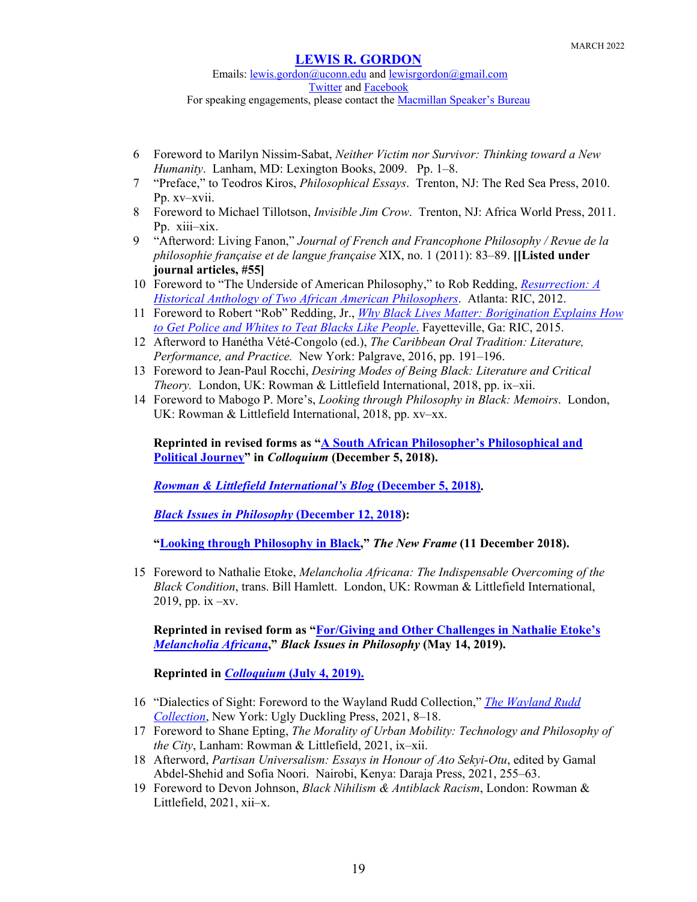6 Foreword to Marilyn Nissim-Sabat, *Neither Victim nor Survivor: Thinking toward a New Humanity*. Lanham, MD: Lexington Books, 2009. Pp. 1–8.

7 "Preface," to Teodros Kiros, *Philosophical Essays*. Trenton, NJ: The Red Sea Press, 2010. Pp. xv–xvii.

8 Foreword to Michael Tillotson, *Invisible Jim Crow*. Trenton, NJ: Africa World Press, 2011. Pp. xiii–xix.

9 "Afterword: Living Fanon," *Journal of French and Francophone Philosophy / Revue de la philosophie française et de langue française* XIX, no. 1 (2011): 83–89. **[[Listed under journal articles, #55]**

10 Foreword to "The Underside of American Philosophy," to Rob Redding, *Resurrection: A Historical Anthology of Two African American Philosophers*. Atlanta: RIC, 2012.

11 Foreword to Robert "Rob" Redding, Jr., *Why Black Lives Matter: Borigination Explains How to Get Police and Whites to Teat Blacks Like People*. Fayetteville, Ga: RIC, 2015.

12 Afterword to Hanétha Vété-Congolo (ed.), *The Caribbean Oral Tradition: Literature, Performance, and Practice.* New York: Palgrave, 2016, pp. 191–196.

13 Foreword to Jean-Paul Rocchi, *Desiring Modes of Being Black: Literature and Critical Theory.* London, UK: Rowman & Littlefield International, 2018, pp. ix–xii.

14 Foreword to Mabogo P. More's, *Looking through Philosophy in Black: Memoirs*. London, UK: Rowman & Littlefield International, 2018, pp. xv–xx.

**Reprinted in revised forms as "A South African Philosopher's Philosophical and Political Journey" in *Colloquium* (December 5, 2018).**

***Rowman & Littlefield International's Blog* (December 5, 2018).**

***Black Issues in Philosophy* (December 12, 2018):**

**"Looking through Philosophy in Black," *The New Frame* (11 December 2018).**

15 Foreword to Nathalie Etoke, *Melancholia Africana: The Indispensable Overcoming of the Black Condition*, trans. Bill Hamlett. London, UK: Rowman & Littlefield International, 2019, pp. ix –xv.

**Reprinted in revised form as "For/Giving and Other Challenges in Nathalie Etoke's *Melancholia Africana*," *Black Issues in Philosophy* (May 14, 2019).**

**Reprinted in *Colloquium* (July 4, 2019).**

16 "Dialectics of Sight: Foreword to the Wayland Rudd Collection," *The Wayland Rudd Collection*, New York: Ugly Duckling Press, 2021, 8–18.

17 Foreword to Shane Epting, *The Morality of Urban Mobility: Technology and Philosophy of the City*, Lanham: Rowman & Littlefield, 2021, ix–xii.

18 Afterword, *Partisan Universalism: Essays in Honour of Ato Sekyi-Otu*, edited by Gamal Abdel-Shehid and Sofia Noori. Nairobi, Kenya: Daraja Press, 2021, 255–63.

19 Foreword to Devon Johnson, *Black Nihilism & Antiblack Racism*, London: Rowman & Littlefield, 2021, xii–x.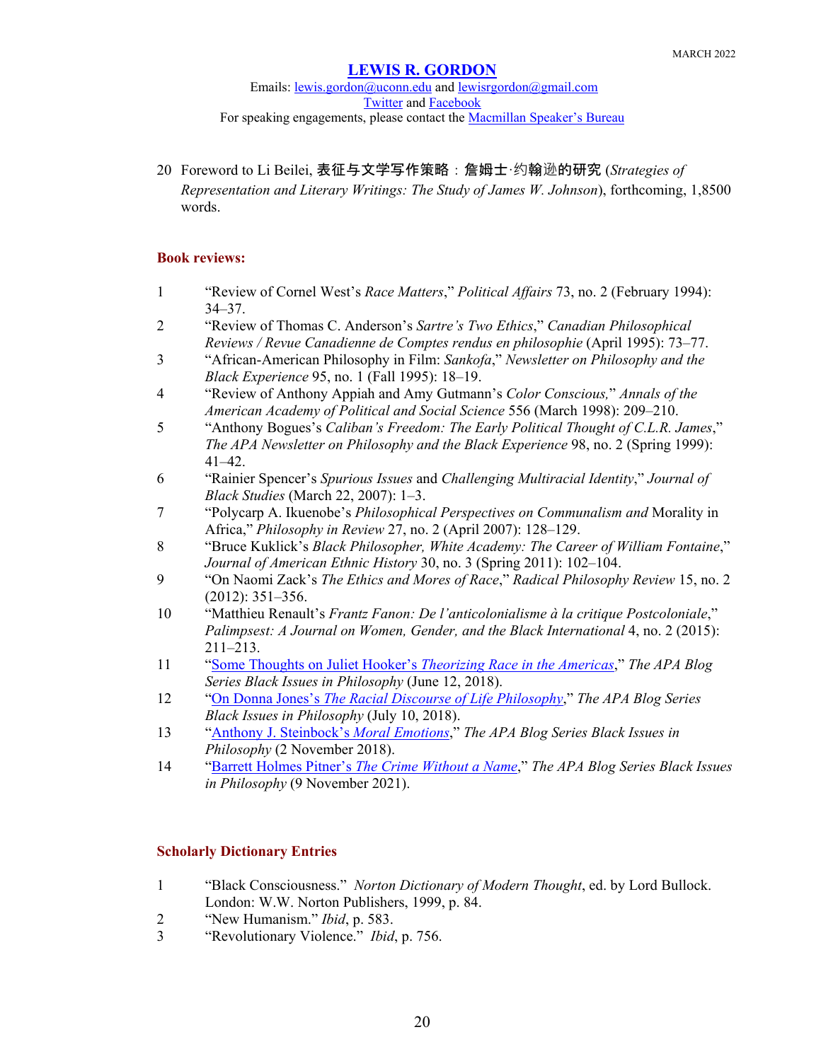20 Foreword to Li Beilei, 表征与文学写作策略：詹姆士·约翰逊的研究 (*Strategies of Representation and Literary Writings: The Study of James W. Johnson*), forthcoming, 1,8500 words.

## Book reviews:

1. "Review of Cornel West's *Race Matters*," *Political Affairs* 73, no. 2 (February 1994): 34–37.
2. "Review of Thomas C. Anderson's *Sartre's Two Ethics*," *Canadian Philosophical Reviews / Revue Canadienne de Comptes rendus en philosophie* (April 1995): 73–77.
3. "African-American Philosophy in Film: *Sankofa*," *Newsletter on Philosophy and the Black Experience* 95, no. 1 (Fall 1995): 18–19.
4. "Review of Anthony Appiah and Amy Gutmann's *Color Conscious,*" *Annals of the American Academy of Political and Social Science* 556 (March 1998): 209–210.
5. "Anthony Bogues's *Caliban's Freedom: The Early Political Thought of C.L.R. James*," *The APA Newsletter on Philosophy and the Black Experience* 98, no. 2 (Spring 1999): 41–42.
6. "Rainier Spencer's *Spurious Issues* and *Challenging Multiracial Identity*," *Journal of Black Studies* (March 22, 2007): 1–3.
7. "Polycarp A. Ikuenobe's *Philosophical Perspectives on Communalism and* Morality in Africa," *Philosophy in Review* 27, no. 2 (April 2007): 128–129.
8. "Bruce Kuklick's *Black Philosopher, White Academy: The Career of William Fontaine*," *Journal of American Ethnic History* 30, no. 3 (Spring 2011): 102–104.
9. "On Naomi Zack's *The Ethics and Mores of Race*," *Radical Philosophy Review* 15, no. 2 (2012): 351–356.
10. "Matthieu Renault's *Frantz Fanon: De l'anticolonialisme à la critique Postcoloniale*," *Palimpsest: A Journal on Women, Gender, and the Black International* 4, no. 2 (2015): 211–213.
11. "Some Thoughts on Juliet Hooker's *Theorizing Race in the Americas*," *The APA Blog Series Black Issues in Philosophy* (June 12, 2018).
12. "On Donna Jones's *The Racial Discourse of Life Philosophy*," *The APA Blog Series Black Issues in Philosophy* (July 10, 2018).
13. "Anthony J. Steinbock's *Moral Emotions*," *The APA Blog Series Black Issues in Philosophy* (2 November 2018).
14. "Barrett Holmes Pitner's *The Crime Without a Name*," *The APA Blog Series Black Issues in Philosophy* (9 November 2021).

## Scholarly Dictionary Entries

1. "Black Consciousness." *Norton Dictionary of Modern Thought*, ed. by Lord Bullock. London: W.W. Norton Publishers, 1999, p. 84.
2. "New Humanism." *Ibid*, p. 583.
3. "Revolutionary Violence." *Ibid*, p. 756.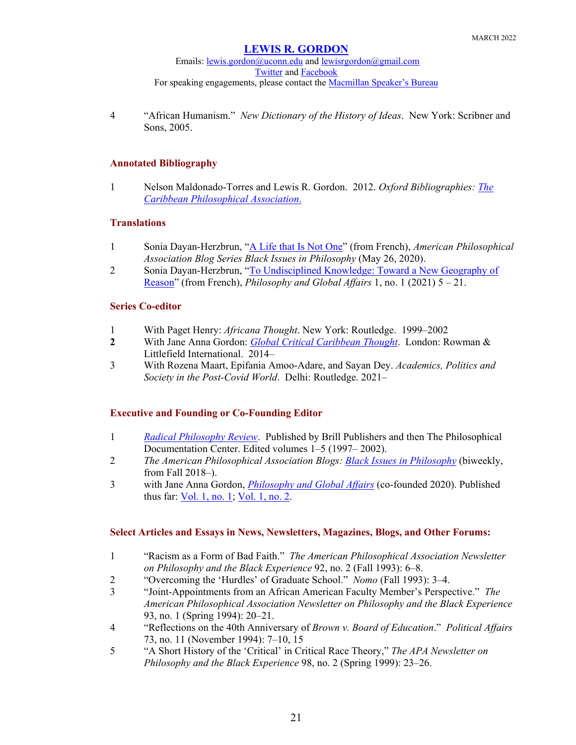4 "African Humanism." *New Dictionary of the History of Ideas*. New York: Scribner and Sons, 2005.

### Annotated Bibliography

1 Nelson Maldonado-Torres and Lewis R. Gordon. 2012. *Oxford Bibliographies: The Caribbean Philosophical Association*.

### Translations

1 Sonia Dayan-Herzbrun, "A Life that Is Not One" (from French), *American Philosophical Association Blog Series Black Issues in Philosophy* (May 26, 2020).
2 Sonia Dayan-Herzbrun, "To Undisciplined Knowledge: Toward a New Geography of Reason" (from French), *Philosophy and Global Affairs* 1, no. 1 (2021) 5 – 21.

### Series Co-editor

1 With Paget Henry: *Africana Thought*. New York: Routledge. 1999–2002
**2** With Jane Anna Gordon: *Global Critical Caribbean Thought*. London: Rowman & Littlefield International. 2014–
3 With Rozena Maart, Epifania Amoo-Adare, and Sayan Dey. *Academics, Politics and Society in the Post-Covid World*. Delhi: Routledge. 2021–

### Executive and Founding or Co-Founding Editor

1 *Radical Philosophy Review*. Published by Brill Publishers and then The Philosophical Documentation Center. Edited volumes 1–5 (1997– 2002).
2 *The American Philosophical Association Blogs: Black Issues in Philosophy* (biweekly, from Fall 2018–).
3 with Jane Anna Gordon, *Philosophy and Global Affairs* (co-founded 2020). Published thus far: Vol. 1, no. 1; Vol. 1, no. 2.

### Select Articles and Essays in News, Newsletters, Magazines, Blogs, and Other Forums:

1 "Racism as a Form of Bad Faith." *The American Philosophical Association Newsletter on Philosophy and the Black Experience* 92, no. 2 (Fall 1993): 6–8.
2 "Overcoming the 'Hurdles' of Graduate School." *Nomo* (Fall 1993): 3–4.
3 "Joint-Appointments from an African American Faculty Member's Perspective." *The American Philosophical Association Newsletter on Philosophy and the Black Experience* 93, no. 1 (Spring 1994): 20–21.
4 "Reflections on the 40th Anniversary of *Brown v. Board of Education*." *Political Affairs* 73, no. 11 (November 1994): 7–10, 15
5 "A Short History of the 'Critical' in Critical Race Theory," *The APA Newsletter on Philosophy and the Black Experience* 98, no. 2 (Spring 1999): 23–26.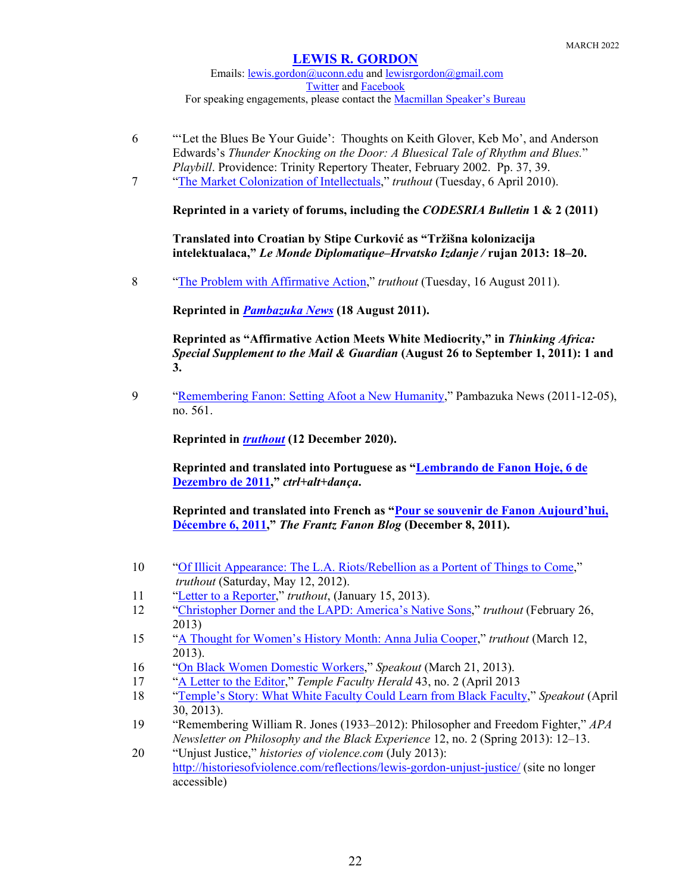6 "'Let the Blues Be Your Guide': Thoughts on Keith Glover, Keb Mo', and Anderson Edwards's *Thunder Knocking on the Door: A Bluesical Tale of Rhythm and Blues.*" *Playbill*. Providence: Trinity Repertory Theater, February 2002. Pp. 37, 39.

7 "The Market Colonization of Intellectuals," *truthout* (Tuesday, 6 April 2010).

**Reprinted in a variety of forums, including the *CODESRIA Bulletin* 1 & 2 (2011)**

**Translated into Croatian by Stipe Curković as "Tržišna kolonizacija intelektualaca," *Le Monde Diplomatique–Hrvatsko Izdanje /* rujan 2013: 18–20.**

8 "The Problem with Affirmative Action," *truthout* (Tuesday, 16 August 2011).

**Reprinted in *Pambazuka News* (18 August 2011).**

**Reprinted as "Affirmative Action Meets White Mediocrity," in *Thinking Africa: Special Supplement to the Mail & Guardian* (August 26 to September 1, 2011): 1 and 3.**

9 "Remembering Fanon: Setting Afoot a New Humanity," Pambazuka News (2011-12-05), no. 561.

**Reprinted in *truthout* (12 December 2020).**

**Reprinted and translated into Portuguese as "Lembrando de Fanon Hoje, 6 de Dezembro de 2011," *ctrl+alt+dança*.**

**Reprinted and translated into French as "Pour se souvenir de Fanon Aujourd'hui, Décembre 6, 2011," *The Frantz Fanon Blog* (December 8, 2011).**

10 "Of Illicit Appearance: The L.A. Riots/Rebellion as a Portent of Things to Come," *truthout* (Saturday, May 12, 2012).

11 "Letter to a Reporter," *truthout*, (January 15, 2013).

12 "Christopher Dorner and the LAPD: America's Native Sons," *truthout* (February 26, 2013)

15 "A Thought for Women's History Month: Anna Julia Cooper," *truthout* (March 12, 2013).

16 "On Black Women Domestic Workers," *Speakout* (March 21, 2013).

17 "A Letter to the Editor," *Temple Faculty Herald* 43, no. 2 (April 2013

18 "Temple's Story: What White Faculty Could Learn from Black Faculty," *Speakout* (April 30, 2013).

19 "Remembering William R. Jones (1933–2012): Philosopher and Freedom Fighter," *APA Newsletter on Philosophy and the Black Experience* 12, no. 2 (Spring 2013): 12–13.

20 "Unjust Justice," *histories of violence.com* (July 2013): http://historiesofviolence.com/reflections/lewis-gordon-unjust-justice/ (site no longer accessible)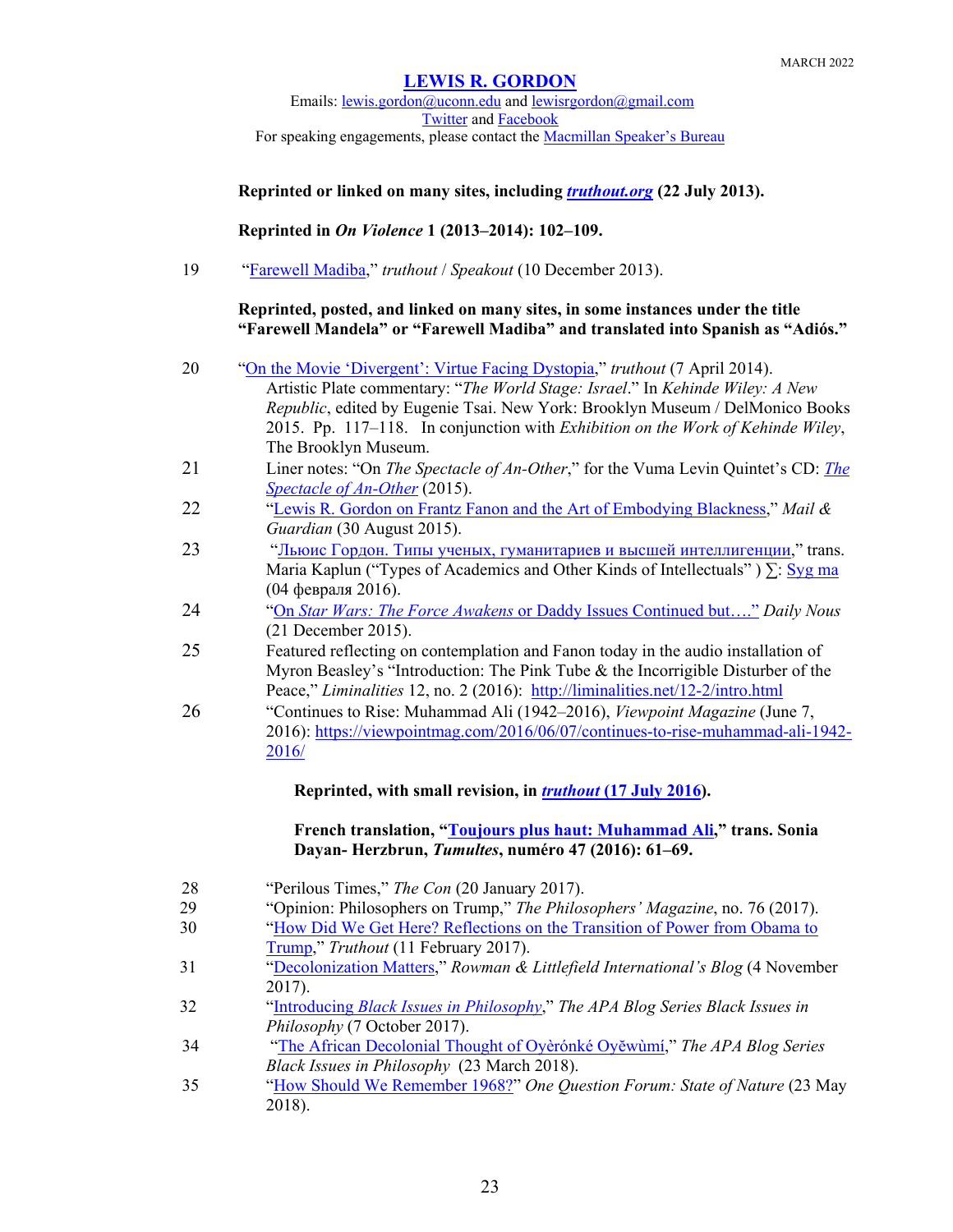MARCH 2022

# LEWIS R. GORDON

Emails: lewis.gordon@uconn.edu and lewisrgordon@gmail.com
Twitter and Facebook
For speaking engagements, please contact the Macmillan Speaker's Bureau

**Reprinted or linked on many sites, including *truthout.org* (22 July 2013).**

**Reprinted in *On Violence* 1 (2013–2014): 102–109.**

19 "Farewell Madiba," *truthout* / *Speakout* (10 December 2013).

**Reprinted, posted, and linked on many sites, in some instances under the title "Farewell Mandela" or "Farewell Madiba" and translated into Spanish as "Adiós."**

20 "On the Movie 'Divergent': Virtue Facing Dystopia," *truthout* (7 April 2014).
Artistic Plate commentary: "*The World Stage: Israel*." In *Kehinde Wiley: A New Republic*, edited by Eugenie Tsai. New York: Brooklyn Museum / DelMonico Books 2015. Pp. 117–118. In conjunction with *Exhibition on the Work of Kehinde Wiley*, The Brooklyn Museum.

21 Liner notes: "On *The Spectacle of An-Other*," for the Vuma Levin Quintet's CD: *The Spectacle of An-Other* (2015).

22 "Lewis R. Gordon on Frantz Fanon and the Art of Embodying Blackness," *Mail & Guardian* (30 August 2015).

23 "Льюис Гордон. Типы ученых, гуманитариев и высшей интеллигенции," trans. Maria Kaplun ("Types of Academics and Other Kinds of Intellectuals" ) ∑: Syg ma (04 февраля 2016).

24 "On *Star Wars: The Force Awakens* or Daddy Issues Continued but…." *Daily Nous* (21 December 2015).

25 Featured reflecting on contemplation and Fanon today in the audio installation of Myron Beasley's "Introduction: The Pink Tube & the Incorrigible Disturber of the Peace," *Liminalities* 12, no. 2 (2016): http://liminalities.net/12-2/intro.html

26 "Continues to Rise: Muhammad Ali (1942–2016), *Viewpoint Magazine* (June 7, 2016): https://viewpointmag.com/2016/06/07/continues-to-rise-muhammad-ali-1942-2016/

**Reprinted, with small revision, in *truthout* (17 July 2016).**

**French translation, "Toujours plus haut: Muhammad Ali," trans. Sonia Dayan- Herzbrun, *Tumultes*, numéro 47 (2016): 61–69.**

28 "Perilous Times," *The Con* (20 January 2017).

29 "Opinion: Philosophers on Trump," *The Philosophers' Magazine*, no. 76 (2017).

30 "How Did We Get Here? Reflections on the Transition of Power from Obama to Trump," *Truthout* (11 February 2017).

31 "Decolonization Matters," *Rowman & Littlefield International's Blog* (4 November 2017).

32 "Introducing *Black Issues in Philosophy*," *The APA Blog Series Black Issues in Philosophy* (7 October 2017).

34 "The African Decolonial Thought of Oyèrónké Oyěwùmí," *The APA Blog Series Black Issues in Philosophy* (23 March 2018).

35 "How Should We Remember 1968?" *One Question Forum: State of Nature* (23 May 2018).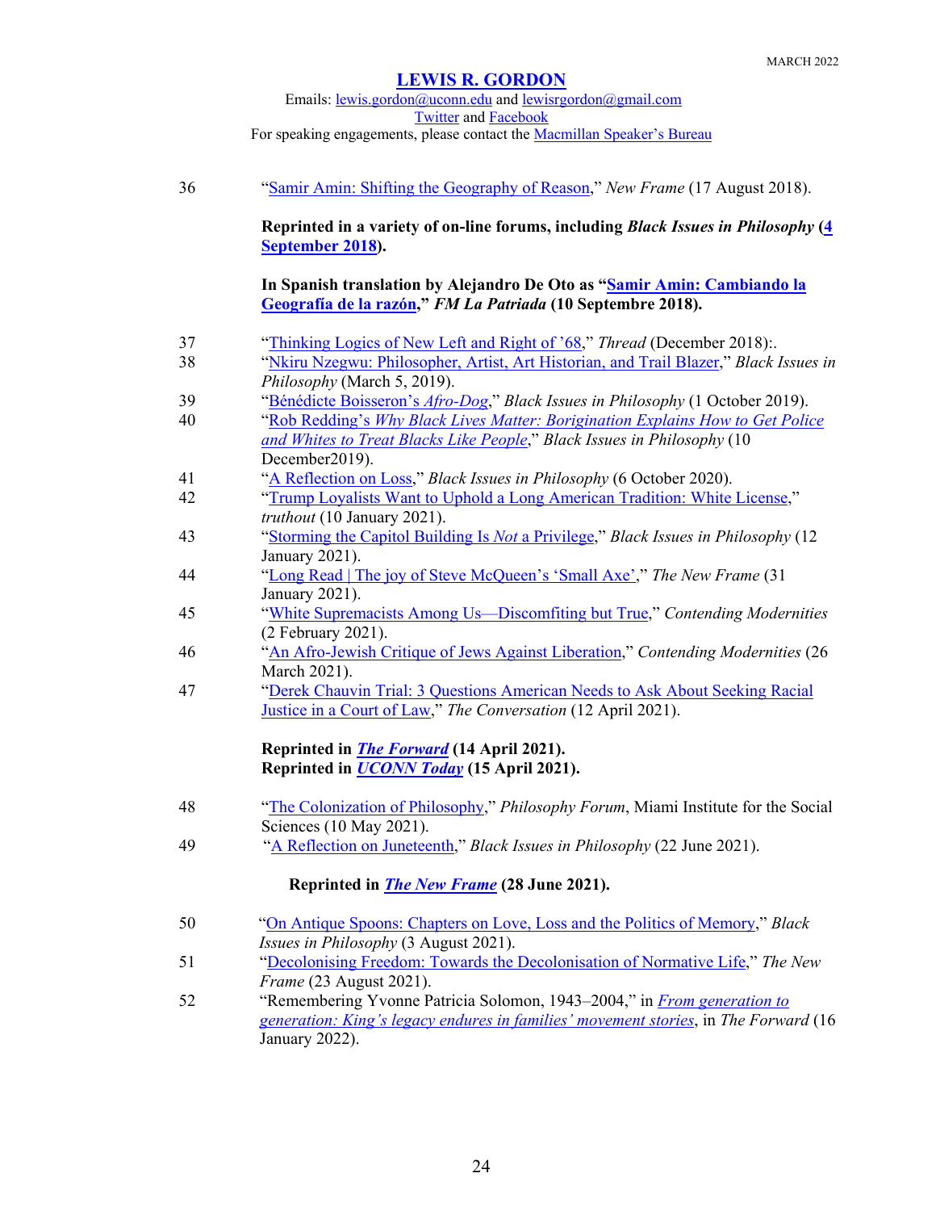36 “Samir Amin: Shifting the Geography of Reason,” *New Frame* (17 August 2018).

**Reprinted in a variety of on-line forums, including *Black Issues in Philosophy* (4 September 2018).**

**In Spanish translation by Alejandro De Oto as “Samir Amin: Cambiando la Geografía de la razón,” *FM La Patriada* (10 Septembre 2018).**

37 “Thinking Logics of New Left and Right of ’68,” *Thread* (December 2018):.

38 “Nkiru Nzegwu: Philosopher, Artist, Art Historian, and Trail Blazer,” *Black Issues in Philosophy* (March 5, 2019).

39 “Bénédicte Boisseron’s *Afro-Dog*,” *Black Issues in Philosophy* (1 October 2019).

40 “Rob Redding’s *Why Black Lives Matter: Borigination Explains How to Get Police and Whites to Treat Blacks Like People*,” *Black Issues in Philosophy* (10 December2019).

41 “A Reflection on Loss,” *Black Issues in Philosophy* (6 October 2020).

42 “Trump Loyalists Want to Uphold a Long American Tradition: White License,” *truthout* (10 January 2021).

43 “Storming the Capitol Building Is *Not* a Privilege,” *Black Issues in Philosophy* (12 January 2021).

44 “Long Read | The joy of Steve McQueen’s ‘Small Axe’,” *The New Frame* (31 January 2021).

45 “White Supremacists Among Us—Discomfiting but True,” *Contending Modernities* (2 February 2021).

46 “An Afro-Jewish Critique of Jews Against Liberation,” *Contending Modernities* (26 March 2021).

47 “Derek Chauvin Trial: 3 Questions American Needs to Ask About Seeking Racial Justice in a Court of Law,” *The Conversation* (12 April 2021).

**Reprinted in *The Forward* (14 April 2021).**
**Reprinted in *UCONN Today* (15 April 2021).**

48 “The Colonization of Philosophy,” *Philosophy Forum*, Miami Institute for the Social Sciences (10 May 2021).

49 “A Reflection on Juneteenth,” *Black Issues in Philosophy* (22 June 2021).

**Reprinted in *The New Frame* (28 June 2021).**

50 “On Antique Spoons: Chapters on Love, Loss and the Politics of Memory,” *Black Issues in Philosophy* (3 August 2021).

51 “Decolonising Freedom: Towards the Decolonisation of Normative Life,” *The New Frame* (23 August 2021).

52 “Remembering Yvonne Patricia Solomon, 1943–2004,” in *From generation to generation: King’s legacy endures in families’ movement stories*, in *The Forward* (16 January 2022).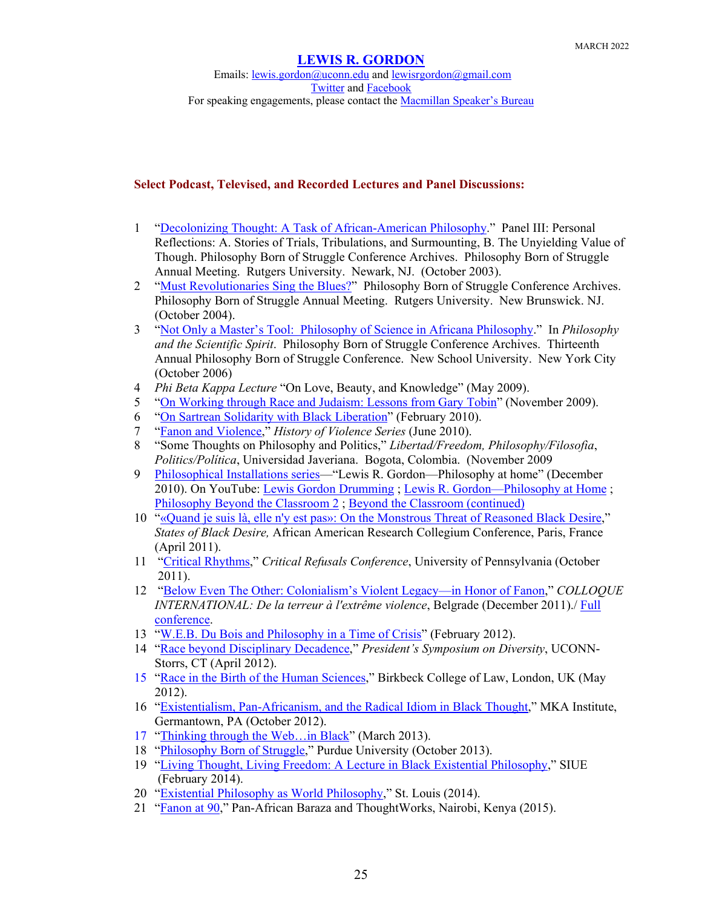MARCH 2022

# LEWIS R. GORDON

Emails: lewis.gordon@uconn.edu and lewisrgordon@gmail.com
Twitter and Facebook
For speaking engagements, please contact the Macmillan Speaker's Bureau

## Select Podcast, Televised, and Recorded Lectures and Panel Discussions:

1 "Decolonizing Thought: A Task of African-American Philosophy." Panel III: Personal Reflections: A. Stories of Trials, Tribulations, and Surmounting, B. The Unyielding Value of Though. Philosophy Born of Struggle Conference Archives. Philosophy Born of Struggle Annual Meeting. Rutgers University. Newark, NJ. (October 2003).
2 "Must Revolutionaries Sing the Blues?" Philosophy Born of Struggle Conference Archives. Philosophy Born of Struggle Annual Meeting. Rutgers University. New Brunswick. NJ. (October 2004).
3 "Not Only a Master's Tool: Philosophy of Science in Africana Philosophy." In *Philosophy and the Scientific Spirit*. Philosophy Born of Struggle Conference Archives. Thirteenth Annual Philosophy Born of Struggle Conference. New School University. New York City (October 2006)
4 *Phi Beta Kappa Lecture* "On Love, Beauty, and Knowledge" (May 2009).
5 "On Working through Race and Judaism: Lessons from Gary Tobin" (November 2009).
6 "On Sartrean Solidarity with Black Liberation" (February 2010).
7 "Fanon and Violence," *History of Violence Series* (June 2010).
8 "Some Thoughts on Philosophy and Politics," *Libertad/Freedom, Philosophy/Filosofia, Politics/Política*, Universidad Javeriana. Bogota, Colombia. (November 2009
9 Philosophical Installations series—"Lewis R. Gordon—Philosophy at home" (December 2010). On YouTube: Lewis Gordon Drumming ; Lewis R. Gordon—Philosophy at Home ; Philosophy Beyond the Classroom 2 ; Beyond the Classroom (continued)
10 "«Quand je suis là, elle n'y est pas»: On the Monstrous Threat of Reasoned Black Desire," *States of Black Desire,* African American Research Collegium Conference, Paris, France (April 2011).
11 "Critical Rhythms," *Critical Refusals Conference*, University of Pennsylvania (October 2011).
12 "Below Even The Other: Colonialism's Violent Legacy—in Honor of Fanon," *COLLOQUE INTERNATIONAL: De la terreur à l'extrême violence*, Belgrade (December 2011)./ Full conference.
13 "W.E.B. Du Bois and Philosophy in a Time of Crisis" (February 2012).
14 "Race beyond Disciplinary Decadence," *President's Symposium on Diversity*, UCONN-Storrs, CT (April 2012).
15 "Race in the Birth of the Human Sciences," Birkbeck College of Law, London, UK (May 2012).
16 "Existentialism, Pan-Africanism, and the Radical Idiom in Black Thought," MKA Institute, Germantown, PA (October 2012).
17 "Thinking through the Web…in Black" (March 2013).
18 "Philosophy Born of Struggle," Purdue University (October 2013).
19 "Living Thought, Living Freedom: A Lecture in Black Existential Philosophy," SIUE (February 2014).
20 "Existential Philosophy as World Philosophy," St. Louis (2014).
21 "Fanon at 90," Pan-African Baraza and ThoughtWorks, Nairobi, Kenya (2015).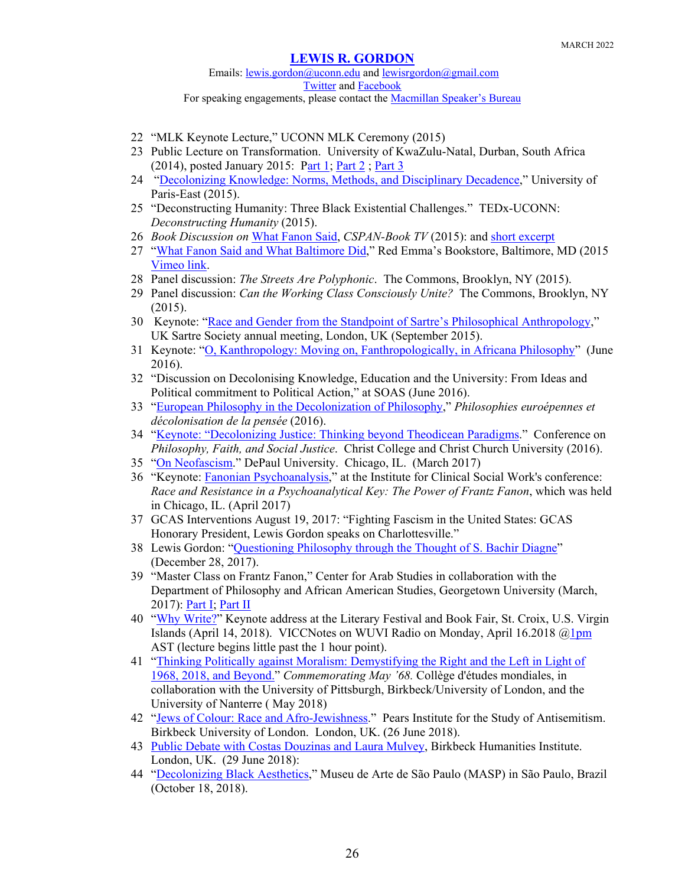22 "MLK Keynote Lecture," UCONN MLK Ceremony (2015)

23 Public Lecture on Transformation. University of KwaZulu-Natal, Durban, South Africa (2014), posted January 2015: Part 1; Part 2 ; Part 3

24 "Decolonizing Knowledge: Norms, Methods, and Disciplinary Decadence," University of Paris-East (2015).

25 "Deconstructing Humanity: Three Black Existential Challenges." TEDx-UCONN: *Deconstructing Humanity* (2015).

26 *Book Discussion on* What Fanon Said, *CSPAN-Book TV* (2015): and short excerpt

27 "What Fanon Said and What Baltimore Did," Red Emma's Bookstore, Baltimore, MD (2015 Vimeo link.

28 Panel discussion: *The Streets Are Polyphonic*. The Commons, Brooklyn, NY (2015).

29 Panel discussion: *Can the Working Class Consciously Unite?* The Commons, Brooklyn, NY (2015).

30 Keynote: "Race and Gender from the Standpoint of Sartre's Philosophical Anthropology," UK Sartre Society annual meeting, London, UK (September 2015).

31 Keynote: "O, Kanthropology: Moving on, Fanthropologically, in Africana Philosophy" (June 2016).

32 "Discussion on Decolonising Knowledge, Education and the University: From Ideas and Political commitment to Political Action," at SOAS (June 2016).

33 "European Philosophy in the Decolonization of Philosophy," *Philosophies européennes et décolonisation de la pensée* (2016).

34 "Keynote: "Decolonizing Justice: Thinking beyond Theodicean Paradigms." Conference on *Philosophy, Faith, and Social Justice*. Christ College and Christ Church University (2016).

35 "On Neofascism." DePaul University. Chicago, IL. (March 2017)

36 "Keynote: Fanonian Psychoanalysis," at the Institute for Clinical Social Work's conference: *Race and Resistance in a Psychoanalytical Key: The Power of Frantz Fanon*, which was held in Chicago, IL. (April 2017)

37 GCAS Interventions August 19, 2017: "Fighting Fascism in the United States: GCAS Honorary President, Lewis Gordon speaks on Charlottesville."

38 Lewis Gordon: "Questioning Philosophy through the Thought of S. Bachir Diagne" (December 28, 2017).

39 "Master Class on Frantz Fanon," Center for Arab Studies in collaboration with the Department of Philosophy and African American Studies, Georgetown University (March, 2017): Part I; Part II

40 "Why Write?" Keynote address at the Literary Festival and Book Fair, St. Croix, U.S. Virgin Islands (April 14, 2018). VICCNotes on WUVI Radio on Monday, April 16.2018 @1pm AST (lecture begins little past the 1 hour point).

41 "Thinking Politically against Moralism: Demystifying the Right and the Left in Light of 1968, 2018, and Beyond." *Commemorating May '68.* Collège d'études mondiales, in collaboration with the University of Pittsburgh, Birkbeck/University of London, and the University of Nanterre ( May 2018)

42 "Jews of Colour: Race and Afro-Jewishness." Pears Institute for the Study of Antisemitism. Birkbeck University of London. London, UK. (26 June 2018).

43 Public Debate with Costas Douzinas and Laura Mulvey, Birkbeck Humanities Institute. London, UK. (29 June 2018):

44 "Decolonizing Black Aesthetics," Museu de Arte de São Paulo (MASP) in São Paulo, Brazil (October 18, 2018).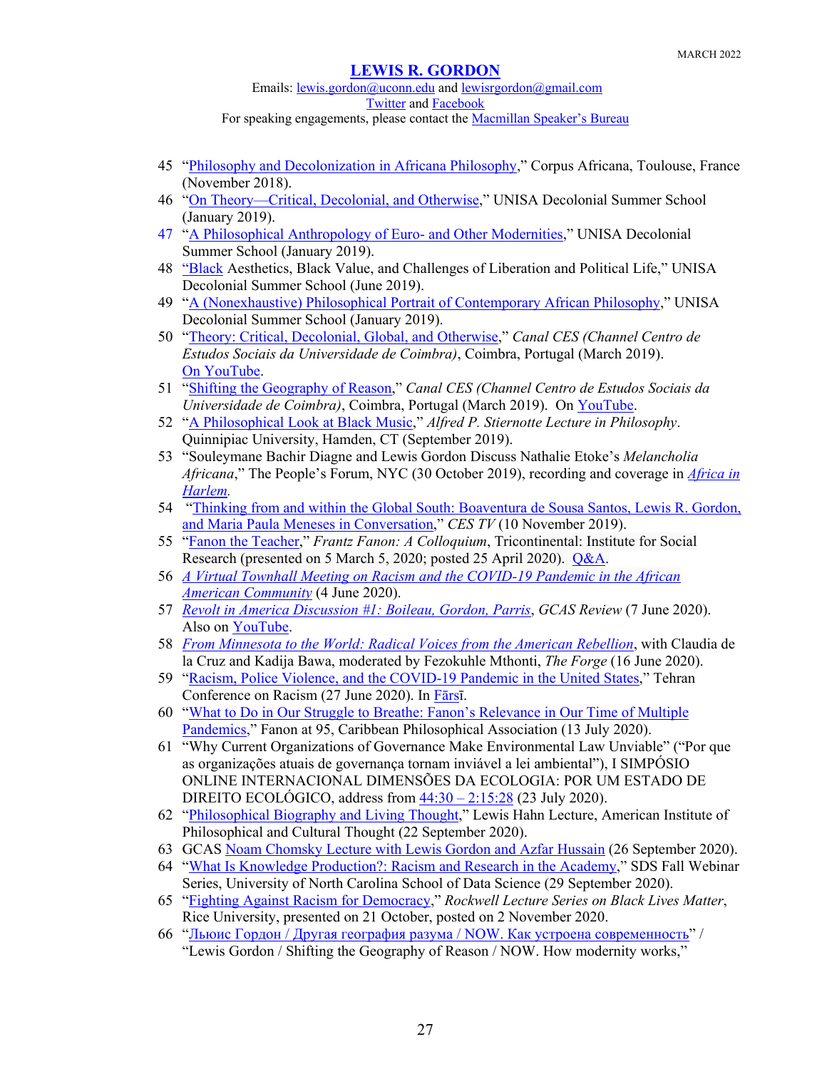45 "Philosophy and Decolonization in Africana Philosophy," Corpus Africana, Toulouse, France (November 2018).

46 "On Theory—Critical, Decolonial, and Otherwise," UNISA Decolonial Summer School (January 2019).

47 "A Philosophical Anthropology of Euro- and Other Modernities," UNISA Decolonial Summer School (January 2019).

48 "Black Aesthetics, Black Value, and Challenges of Liberation and Political Life," UNISA Decolonial Summer School (June 2019).

49 "A (Nonexhaustive) Philosophical Portrait of Contemporary African Philosophy," UNISA Decolonial Summer School (January 2019).

50 "Theory: Critical, Decolonial, Global, and Otherwise," *Canal CES (Channel Centro de Estudos Sociais da Universidade de Coimbra)*, Coimbra, Portugal (March 2019). On YouTube.

51 "Shifting the Geography of Reason," *Canal CES (Channel Centro de Estudos Sociais da Universidade de Coimbra)*, Coimbra, Portugal (March 2019). On YouTube.

52 "A Philosophical Look at Black Music," *Alfred P. Stiernotte Lecture in Philosophy*. Quinnipiac University, Hamden, CT (September 2019).

53 "Souleymane Bachir Diagne and Lewis Gordon Discuss Nathalie Etoke's *Melancholia Africana*," The People's Forum, NYC (30 October 2019), recording and coverage in *Africa in Harlem*.

54 "Thinking from and within the Global South: Boaventura de Sousa Santos, Lewis R. Gordon, and Maria Paula Meneses in Conversation," *CES TV* (10 November 2019).

55 "Fanon the Teacher," *Frantz Fanon: A Colloquium*, Tricontinental: Institute for Social Research (presented on 5 March 5, 2020; posted 25 April 2020). Q&A.

56 *A Virtual Townhall Meeting on Racism and the COVID-19 Pandemic in the African American Community* (4 June 2020).

57 *Revolt in America Discussion #1: Boileau, Gordon, Parris*, *GCAS Review* (7 June 2020). Also on YouTube.

58 *From Minnesota to the World: Radical Voices from the American Rebellion*, with Claudia de la Cruz and Kadija Bawa, moderated by Fezokuhle Mthonti, *The Forge* (16 June 2020).

59 "Racism, Police Violence, and the COVID-19 Pandemic in the United States," Tehran Conference on Racism (27 June 2020). In Fārsī.

60 "What to Do in Our Struggle to Breathe: Fanon's Relevance in Our Time of Multiple Pandemics," Fanon at 95, Caribbean Philosophical Association (13 July 2020).

61 "Why Current Organizations of Governance Make Environmental Law Unviable" ("Por que as organizações atuais de governança tornam inviável a lei ambiental"), I SIMPÓSIO ONLINE INTERNACIONAL DIMENSÕES DA ECOLOGIA: POR UM ESTADO DE DIREITO ECOLÓGICO, address from 44:30 – 2:15:28 (23 July 2020).

62 "Philosophical Biography and Living Thought," Lewis Hahn Lecture, American Institute of Philosophical and Cultural Thought (22 September 2020).

63 GCAS Noam Chomsky Lecture with Lewis Gordon and Azfar Hussain (26 September 2020).

64 "What Is Knowledge Production?: Racism and Research in the Academy," SDS Fall Webinar Series, University of North Carolina School of Data Science (29 September 2020).

65 "Fighting Against Racism for Democracy," *Rockwell Lecture Series on Black Lives Matter*, Rice University, presented on 21 October, posted on 2 November 2020.

66 "Льюис Гордон / Другая география разума / NOW. Как устроена современность" / "Lewis Gordon / Shifting the Geography of Reason / NOW. How modernity works,"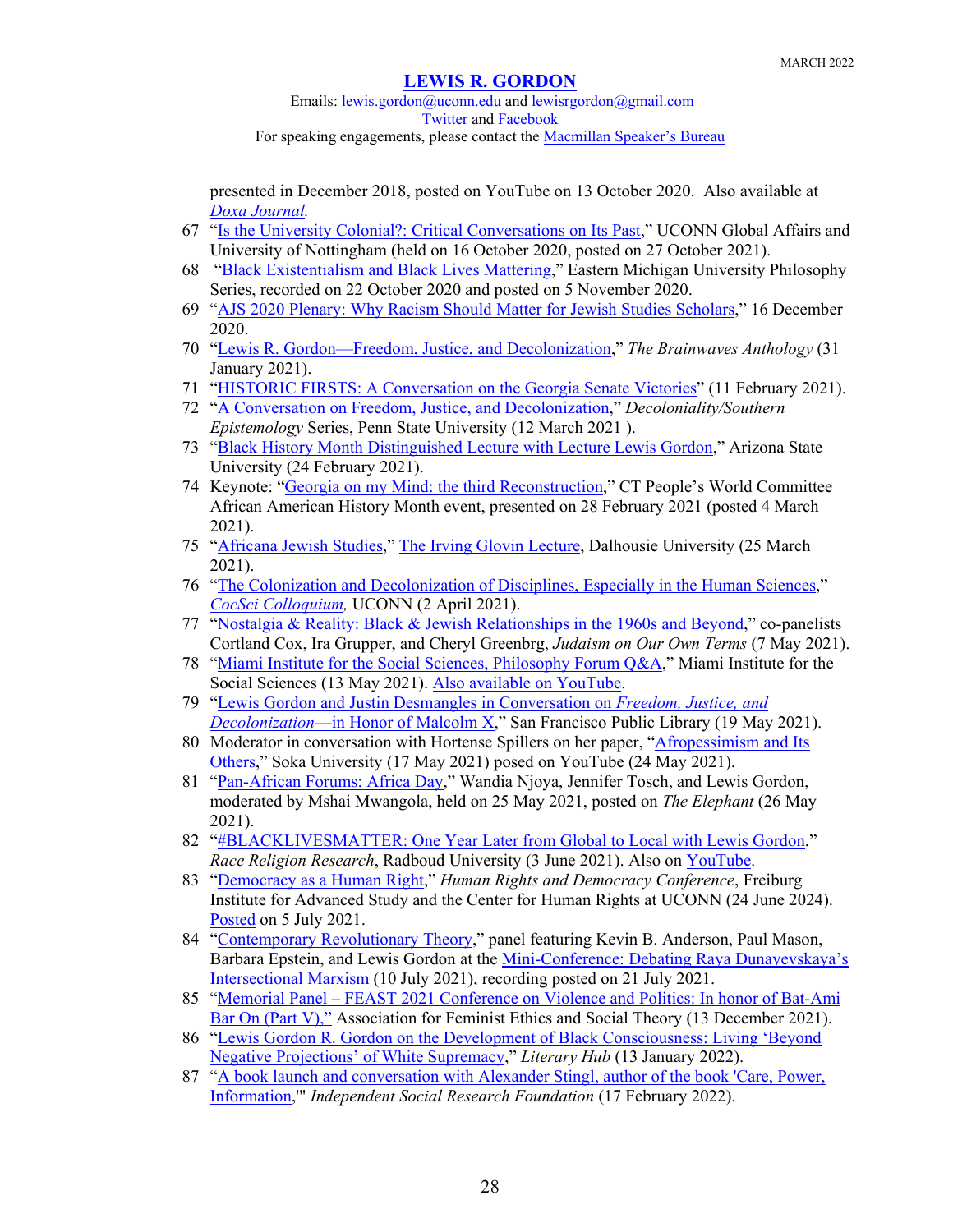presented in December 2018, posted on YouTube on 13 October 2020. Also available at *Doxa Journal.*

67 "Is the University Colonial?: Critical Conversations on Its Past," UCONN Global Affairs and University of Nottingham (held on 16 October 2020, posted on 27 October 2021).

68 "Black Existentialism and Black Lives Mattering," Eastern Michigan University Philosophy Series, recorded on 22 October 2020 and posted on 5 November 2020.

69 "AJS 2020 Plenary: Why Racism Should Matter for Jewish Studies Scholars," 16 December 2020.

70 "Lewis R. Gordon—Freedom, Justice, and Decolonization," *The Brainwaves Anthology* (31 January 2021).

71 "HISTORIC FIRSTS: A Conversation on the Georgia Senate Victories" (11 February 2021).

72 "A Conversation on Freedom, Justice, and Decolonization," *Decoloniality/Southern Epistemology* Series, Penn State University (12 March 2021 ).

73 "Black History Month Distinguished Lecture with Lecture Lewis Gordon," Arizona State University (24 February 2021).

74 Keynote: "Georgia on my Mind: the third Reconstruction," CT People's World Committee African American History Month event, presented on 28 February 2021 (posted 4 March 2021).

75 "Africana Jewish Studies," The Irving Glovin Lecture, Dalhousie University (25 March 2021).

76 "The Colonization and Decolonization of Disciplines, Especially in the Human Sciences," *CocSci Colloquium,* UCONN (2 April 2021).

77 "Nostalgia & Reality: Black & Jewish Relationships in the 1960s and Beyond," co-panelists Cortland Cox, Ira Grupper, and Cheryl Greenbrg, *Judaism on Our Own Terms* (7 May 2021).

78 "Miami Institute for the Social Sciences, Philosophy Forum Q&A," Miami Institute for the Social Sciences (13 May 2021). Also available on YouTube.

79 "Lewis Gordon and Justin Desmangles in Conversation on *Freedom, Justice, and Decolonization*—in Honor of Malcolm X," San Francisco Public Library (19 May 2021).

80 Moderator in conversation with Hortense Spillers on her paper, "Afropessimism and Its Others," Soka University (17 May 2021) posed on YouTube (24 May 2021).

81 "Pan-African Forums: Africa Day," Wandia Njoya, Jennifer Tosch, and Lewis Gordon, moderated by Mshai Mwangola, held on 25 May 2021, posted on *The Elephant* (26 May 2021).

82 "#BLACKLIVESMATTER: One Year Later from Global to Local with Lewis Gordon," *Race Religion Research*, Radboud University (3 June 2021). Also on YouTube.

83 "Democracy as a Human Right," *Human Rights and Democracy Conference*, Freiburg Institute for Advanced Study and the Center for Human Rights at UCONN (24 June 2024). Posted on 5 July 2021.

84 "Contemporary Revolutionary Theory," panel featuring Kevin B. Anderson, Paul Mason, Barbara Epstein, and Lewis Gordon at the Mini-Conference: Debating Raya Dunayevskaya's Intersectional Marxism (10 July 2021), recording posted on 21 July 2021.

85 "Memorial Panel – FEAST 2021 Conference on Violence and Politics: In honor of Bat-Ami Bar On (Part V)," Association for Feminist Ethics and Social Theory (13 December 2021).

86 "Lewis Gordon R. Gordon on the Development of Black Consciousness: Living 'Beyond Negative Projections' of White Supremacy," *Literary Hub* (13 January 2022).

87 "A book launch and conversation with Alexander Stingl, author of the book 'Care, Power, Information,'" *Independent Social Research Foundation* (17 February 2022).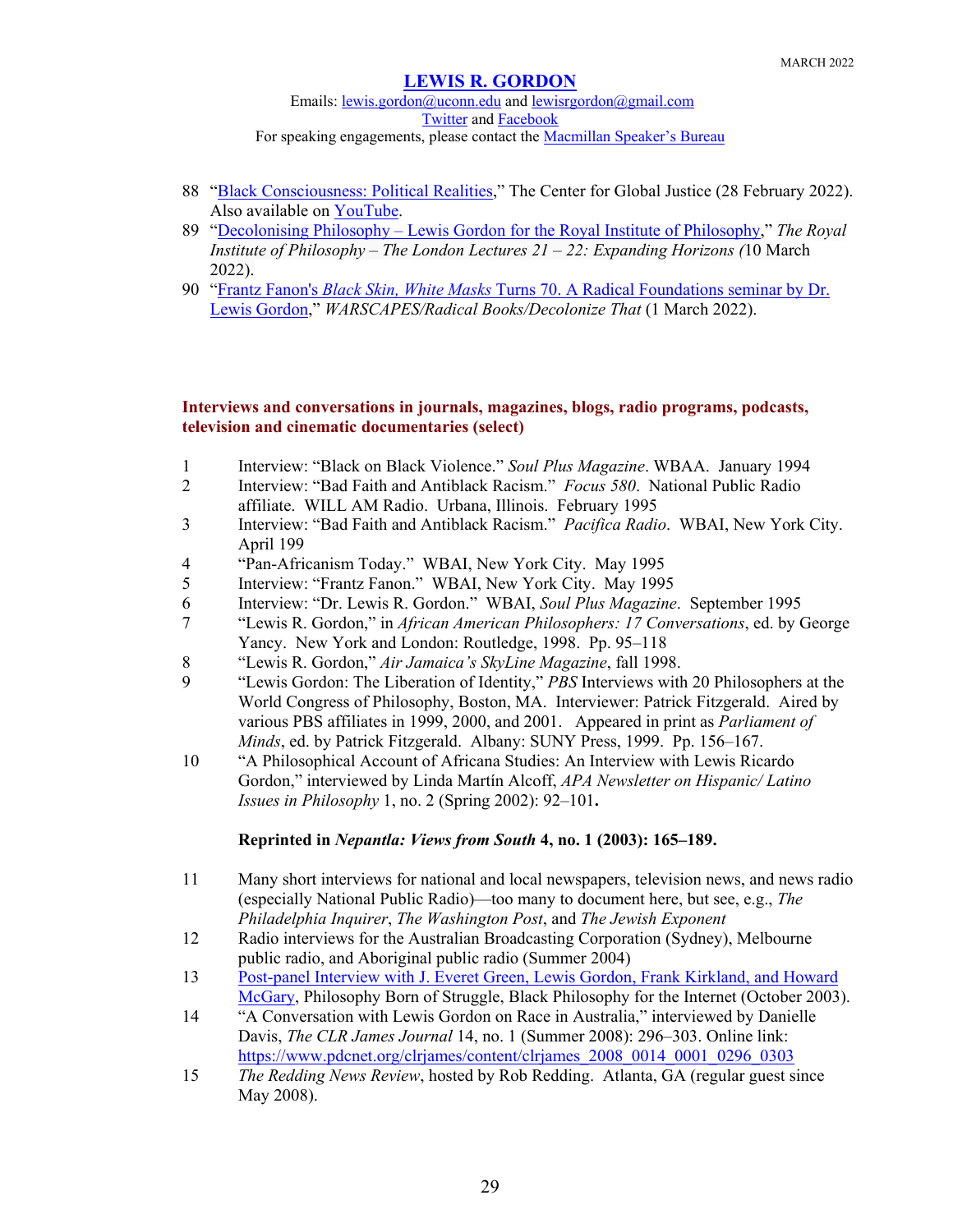MARCH 2022

# LEWIS R. GORDON

Emails: lewis.gordon@uconn.edu and lewisrgordon@gmail.com
Twitter and Facebook
For speaking engagements, please contact the Macmillan Speaker's Bureau

88 "Black Consciousness: Political Realities," The Center for Global Justice (28 February 2022). Also available on YouTube.
89 "Decolonising Philosophy – Lewis Gordon for the Royal Institute of Philosophy," *The Royal Institute of Philosophy – The London Lectures 21 – 22: Expanding Horizons (*10 March 2022).
90 "Frantz Fanon's *Black Skin, White Masks* Turns 70. A Radical Foundations seminar by Dr. Lewis Gordon," *WARSCAPES/Radical Books/Decolonize That* (1 March 2022).

**Interviews and conversations in journals, magazines, blogs, radio programs, podcasts, television and cinematic documentaries (select)**

1 Interview: "Black on Black Violence." *Soul Plus Magazine*. WBAA. January 1994
2 Interview: "Bad Faith and Antiblack Racism." *Focus 580*. National Public Radio affiliate. WILL AM Radio. Urbana, Illinois. February 1995
3 Interview: "Bad Faith and Antiblack Racism." *Pacifica Radio*. WBAI, New York City. April 199
4 "Pan-Africanism Today." WBAI, New York City. May 1995
5 Interview: "Frantz Fanon." WBAI, New York City. May 1995
6 Interview: "Dr. Lewis R. Gordon." WBAI, *Soul Plus Magazine*. September 1995
7 "Lewis R. Gordon," in *African American Philosophers: 17 Conversations*, ed. by George Yancy. New York and London: Routledge, 1998. Pp. 95–118
8 "Lewis R. Gordon," *Air Jamaica's SkyLine Magazine*, fall 1998.
9 "Lewis Gordon: The Liberation of Identity," *PBS* Interviews with 20 Philosophers at the World Congress of Philosophy, Boston, MA. Interviewer: Patrick Fitzgerald. Aired by various PBS affiliates in 1999, 2000, and 2001. Appeared in print as *Parliament of Minds*, ed. by Patrick Fitzgerald. Albany: SUNY Press, 1999. Pp. 156–167.
10 "A Philosophical Account of Africana Studies: An Interview with Lewis Ricardo Gordon," interviewed by Linda Martín Alcoff, *APA Newsletter on Hispanic/ Latino Issues in Philosophy* 1, no. 2 (Spring 2002): 92–101**.**

**Reprinted in *Nepantla: Views from South* 4, no. 1 (2003): 165–189.**

11 Many short interviews for national and local newspapers, television news, and news radio (especially National Public Radio)—too many to document here, but see, e.g., *The Philadelphia Inquirer*, *The Washington Post*, and *The Jewish Exponent*
12 Radio interviews for the Australian Broadcasting Corporation (Sydney), Melbourne public radio, and Aboriginal public radio (Summer 2004)
13 Post-panel Interview with J. Everet Green, Lewis Gordon, Frank Kirkland, and Howard McGary, Philosophy Born of Struggle, Black Philosophy for the Internet (October 2003).
14 "A Conversation with Lewis Gordon on Race in Australia," interviewed by Danielle Davis, *The CLR James Journal* 14, no. 1 (Summer 2008): 296–303. Online link: https://www.pdcnet.org/clrjames/content/clrjames_2008_0014_0001_0296_0303
15 *The Redding News Review*, hosted by Rob Redding. Atlanta, GA (regular guest since May 2008).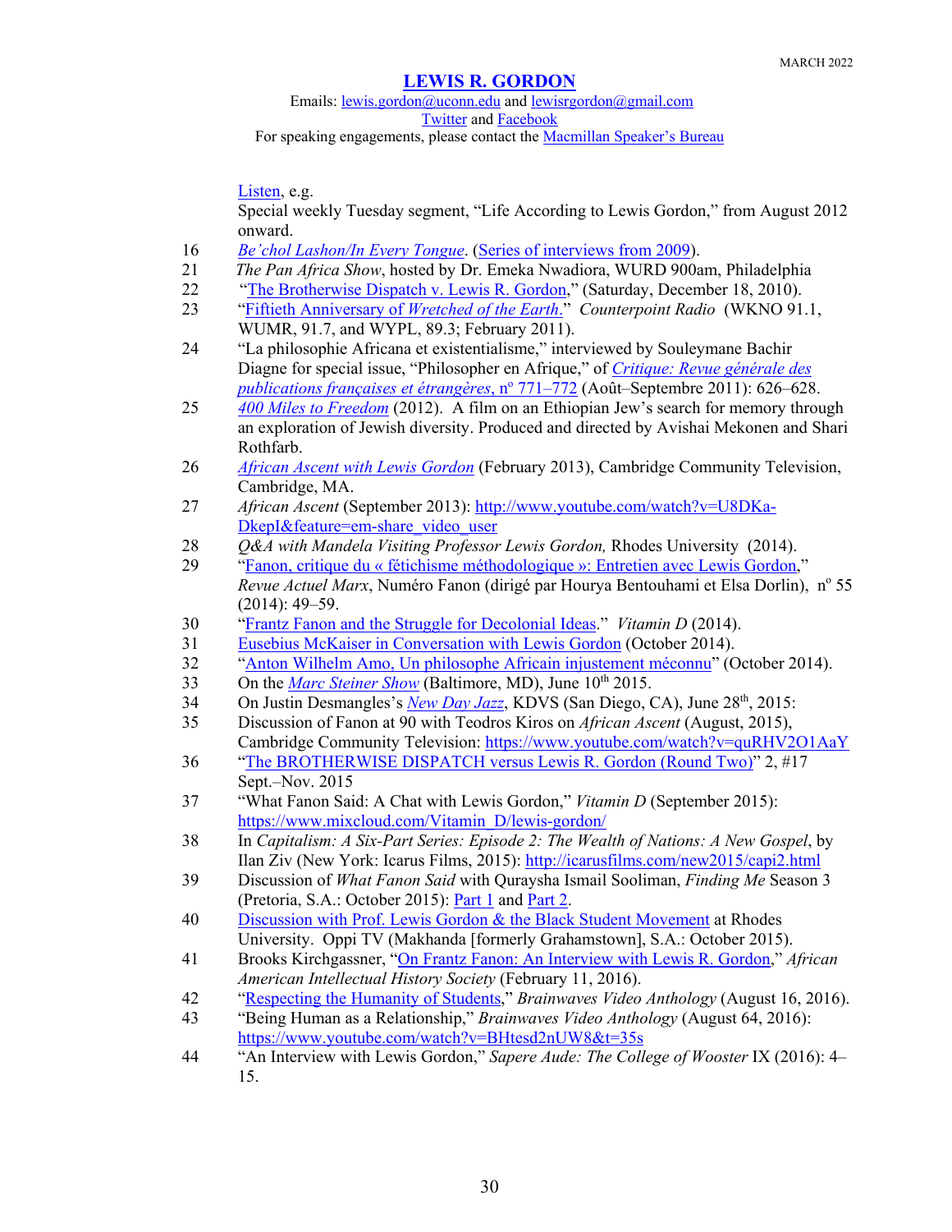Listen, e.g.

Special weekly Tuesday segment, "Life According to Lewis Gordon," from August 2012 onward.

16 *Be'chol Lashon/In Every Tongue*. (Series of interviews from 2009).

21 *The Pan Africa Show*, hosted by Dr. Emeka Nwadiora, WURD 900am, Philadelphia

22 "The Brotherwise Dispatch v. Lewis R. Gordon," (Saturday, December 18, 2010).

23 "Fiftieth Anniversary of *Wretched of the Earth*." *Counterpoint Radio* (WKNO 91.1, WUMR, 91.7, and WYPL, 89.3; February 2011).

24 "La philosophie Africana et existentialisme," interviewed by Souleymane Bachir Diagne for special issue, "Philosopher en Afrique," of *Critique: Revue générale des publications françaises et étrangères*, nº 771–772 (Août–Septembre 2011): 626–628.

25 *400 Miles to Freedom* (2012). A film on an Ethiopian Jew's search for memory through an exploration of Jewish diversity. Produced and directed by Avishai Mekonen and Shari Rothfarb.

26 *African Ascent with Lewis Gordon* (February 2013), Cambridge Community Television, Cambridge, MA.

27 *African Ascent* (September 2013): http://www.youtube.com/watch?v=U8DKa-DkepI&feature=em-share_video_user

28 *Q&A with Mandela Visiting Professor Lewis Gordon,* Rhodes University (2014).

29 "Fanon, critique du « fétichisme méthodologique »: Entretien avec Lewis Gordon," *Revue Actuel Marx*, Numéro Fanon (dirigé par Hourya Bentouhami et Elsa Dorlin), nº 55 (2014): 49–59.

30 "Frantz Fanon and the Struggle for Decolonial Ideas." *Vitamin D* (2014).

31 Eusebius McKaiser in Conversation with Lewis Gordon (October 2014).

32 "Anton Wilhelm Amo, Un philosophe Africain injustement méconnu" (October 2014).

33 On the *Marc Steiner Show* (Baltimore, MD), June 10th 2015.

34 On Justin Desmangles's *New Day Jazz*, KDVS (San Diego, CA), June 28th, 2015:

35 Discussion of Fanon at 90 with Teodros Kiros on *African Ascent* (August, 2015), Cambridge Community Television: https://www.youtube.com/watch?v=quRHV2O1AaY

36 "The BROTHERWISE DISPATCH versus Lewis R. Gordon (Round Two)" 2, #17 Sept.–Nov. 2015

37 "What Fanon Said: A Chat with Lewis Gordon," *Vitamin D* (September 2015): https://www.mixcloud.com/Vitamin_D/lewis-gordon/

38 In *Capitalism: A Six-Part Series: Episode 2: The Wealth of Nations: A New Gospel*, by Ilan Ziv (New York: Icarus Films, 2015): http://icarusfilms.com/new2015/capi2.html

39 Discussion of *What Fanon Said* with Quraysha Ismail Sooliman, *Finding Me* Season 3 (Pretoria, S.A.: October 2015): Part 1 and Part 2.

40 Discussion with Prof. Lewis Gordon & the Black Student Movement at Rhodes University. Oppi TV (Makhanda [formerly Grahamstown], S.A.: October 2015).

41 Brooks Kirchgassner, "On Frantz Fanon: An Interview with Lewis R. Gordon," *African American Intellectual History Society* (February 11, 2016).

42 "Respecting the Humanity of Students," *Brainwaves Video Anthology* (August 16, 2016).

43 "Being Human as a Relationship," *Brainwaves Video Anthology* (August 64, 2016): https://www.youtube.com/watch?v=BHtesd2nUW8&t=35s

44 "An Interview with Lewis Gordon," *Sapere Aude: The College of Wooster* IX (2016): 4–15.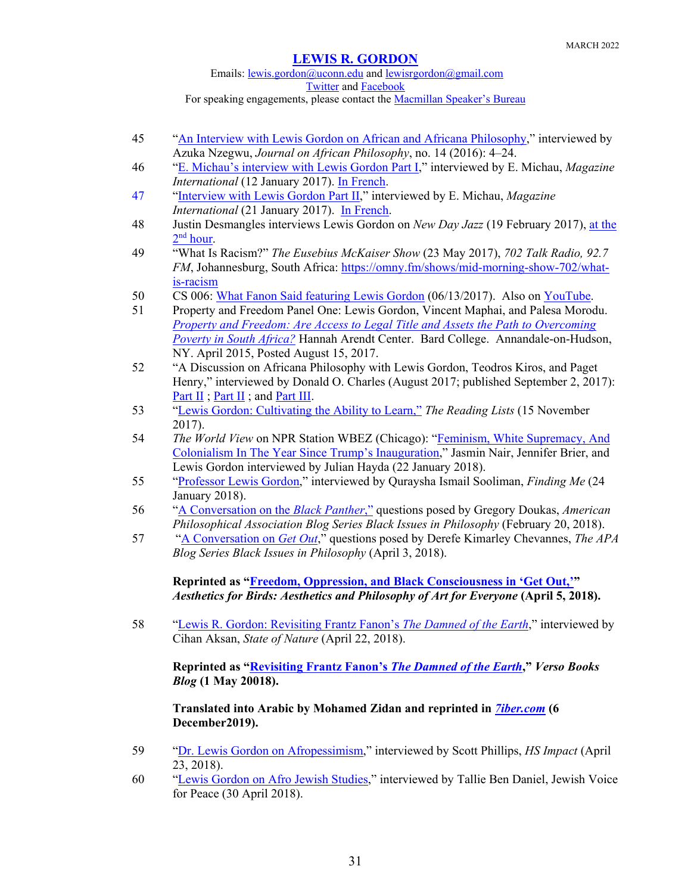45 "An Interview with Lewis Gordon on African and Africana Philosophy," interviewed by Azuka Nzegwu, *Journal on African Philosophy*, no. 14 (2016): 4–24.

46 "E. Michau's interview with Lewis Gordon Part I," interviewed by E. Michau, *Magazine International* (12 January 2017). In French.

47 "Interview with Lewis Gordon Part II," interviewed by E. Michau, *Magazine International* (21 January 2017). In French.

48 Justin Desmangles interviews Lewis Gordon on *New Day Jazz* (19 February 2017), at the 2nd hour.

49 "What Is Racism?" *The Eusebius McKaiser Show* (23 May 2017), *702 Talk Radio, 92.7 FM*, Johannesburg, South Africa: https://omny.fm/shows/mid-morning-show-702/what-is-racism

50 CS 006: What Fanon Said featuring Lewis Gordon (06/13/2017). Also on YouTube.

51 Property and Freedom Panel One: Lewis Gordon, Vincent Maphai, and Palesa Morodu. *Property and Freedom: Are Access to Legal Title and Assets the Path to Overcoming Poverty in South Africa?* Hannah Arendt Center. Bard College. Annandale-on-Hudson, NY. April 2015, Posted August 15, 2017.

52 "A Discussion on Africana Philosophy with Lewis Gordon, Teodros Kiros, and Paget Henry," interviewed by Donald O. Charles (August 2017; published September 2, 2017): Part II ; Part II ; and Part III.

53 "Lewis Gordon: Cultivating the Ability to Learn," *The Reading Lists* (15 November 2017).

54 *The World View* on NPR Station WBEZ (Chicago): "Feminism, White Supremacy, And Colonialism In The Year Since Trump's Inauguration," Jasmin Nair, Jennifer Brier, and Lewis Gordon interviewed by Julian Hayda (22 January 2018).

55 "Professor Lewis Gordon," interviewed by Quraysha Ismail Sooliman, *Finding Me* (24 January 2018).

56 "A Conversation on the *Black Panther*," questions posed by Gregory Doukas, *American Philosophical Association Blog Series Black Issues in Philosophy* (February 20, 2018).

57 "A Conversation on *Get Out*," questions posed by Derefe Kimarley Chevannes, *The APA Blog Series Black Issues in Philosophy* (April 3, 2018).

**Reprinted as "Freedom, Oppression, and Black Consciousness in 'Get Out,'" *Aesthetics for Birds: Aesthetics and Philosophy of Art for Everyone* (April 5, 2018).**

58 "Lewis R. Gordon: Revisiting Frantz Fanon's *The Damned of the Earth*," interviewed by Cihan Aksan, *State of Nature* (April 22, 2018).

**Reprinted as "Revisiting Frantz Fanon's *The Damned of the Earth*," *Verso Books Blog* (1 May 20018).**

**Translated into Arabic by Mohamed Zidan and reprinted in *7iber.com* (6 December2019).**

59 "Dr. Lewis Gordon on Afropessimism," interviewed by Scott Phillips, *HS Impact* (April 23, 2018).

60 "Lewis Gordon on Afro Jewish Studies," interviewed by Tallie Ben Daniel, Jewish Voice for Peace (30 April 2018).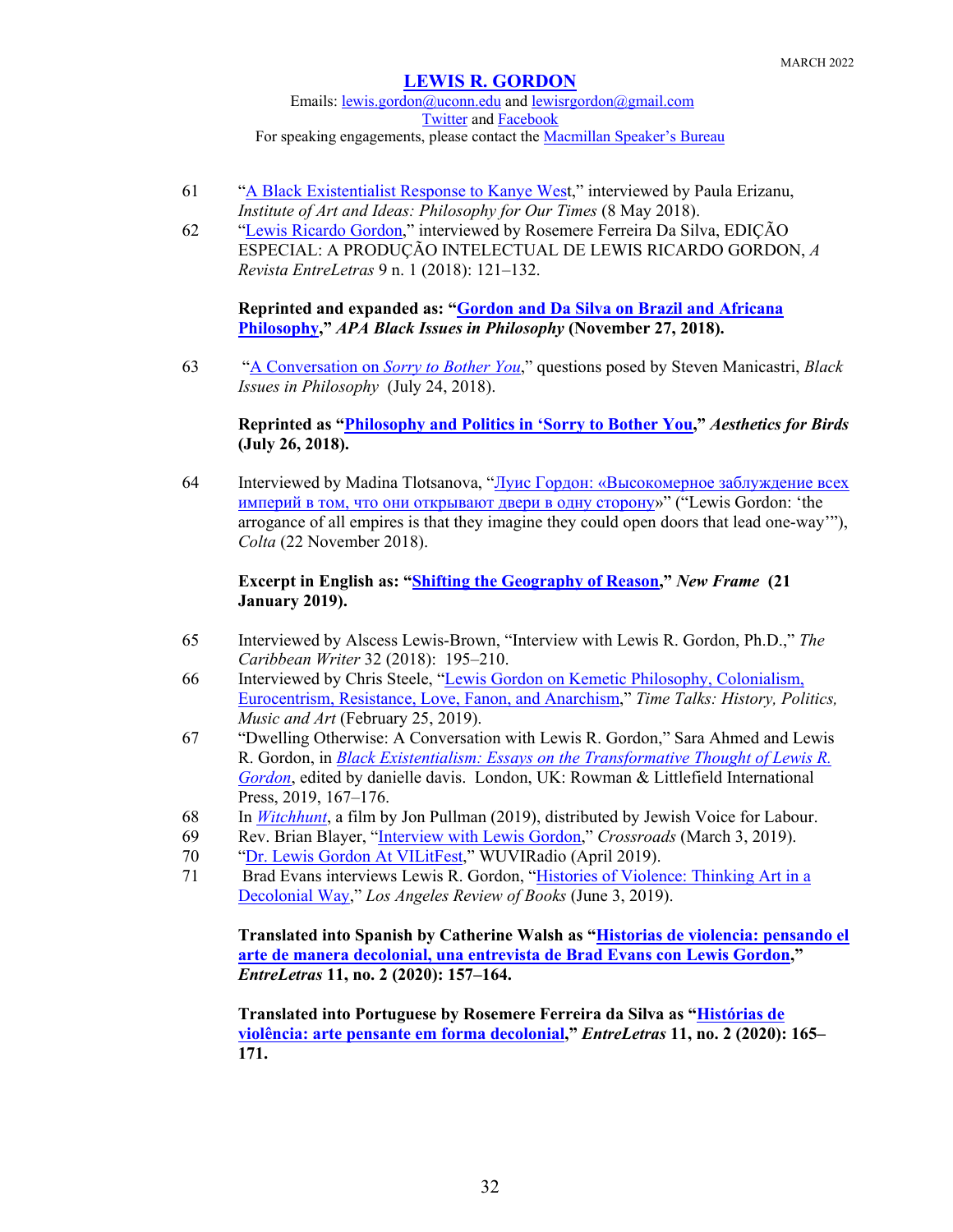61 "A Black Existentialist Response to Kanye West," interviewed by Paula Erizanu, *Institute of Art and Ideas: Philosophy for Our Times* (8 May 2018).

62 "Lewis Ricardo Gordon," interviewed by Rosemere Ferreira Da Silva, EDIÇÃO ESPECIAL: A PRODUÇÃO INTELECTUAL DE LEWIS RICARDO GORDON, *A Revista EntreLetras* 9 n. 1 (2018): 121–132.

**Reprinted and expanded as: "Gordon and Da Silva on Brazil and Africana Philosophy," *APA Black Issues in Philosophy* (November 27, 2018).**

63 "A Conversation on *Sorry to Bother You*," questions posed by Steven Manicastri, *Black Issues in Philosophy* (July 24, 2018).

**Reprinted as "Philosophy and Politics in 'Sorry to Bother You," *Aesthetics for Birds* (July 26, 2018).**

64 Interviewed by Madina Tlotsanova, "Луис Гордон: «Высокомерное заблуждение всех империй в том, что они открывают двери в одну сторону»" ("Lewis Gordon: 'the arrogance of all empires is that they imagine they could open doors that lead one-way'"), *Colta* (22 November 2018).

**Excerpt in English as: "Shifting the Geography of Reason," *New Frame* (21 January 2019).**

65 Interviewed by Alscess Lewis-Brown, "Interview with Lewis R. Gordon, Ph.D.," *The Caribbean Writer* 32 (2018): 195–210.

66 Interviewed by Chris Steele, "Lewis Gordon on Kemetic Philosophy, Colonialism, Eurocentrism, Resistance, Love, Fanon, and Anarchism," *Time Talks: History, Politics, Music and Art* (February 25, 2019).

67 "Dwelling Otherwise: A Conversation with Lewis R. Gordon," Sara Ahmed and Lewis R. Gordon, in *Black Existentialism: Essays on the Transformative Thought of Lewis R. Gordon*, edited by danielle davis. London, UK: Rowman & Littlefield International Press, 2019, 167–176.

68 In *Witchhunt*, a film by Jon Pullman (2019), distributed by Jewish Voice for Labour.

69 Rev. Brian Blayer, "Interview with Lewis Gordon," *Crossroads* (March 3, 2019).

70 "Dr. Lewis Gordon At VILitFest," WUVIRadio (April 2019).

71 Brad Evans interviews Lewis R. Gordon, "Histories of Violence: Thinking Art in a Decolonial Way," *Los Angeles Review of Books* (June 3, 2019).

**Translated into Spanish by Catherine Walsh as "Historias de violencia: pensando el arte de manera decolonial, una entrevista de Brad Evans con Lewis Gordon," *EntreLetras* 11, no. 2 (2020): 157–164.**

**Translated into Portuguese by Rosemere Ferreira da Silva as "Histórias de violência: arte pensante em forma decolonial," *EntreLetras* 11, no. 2 (2020): 165–171.**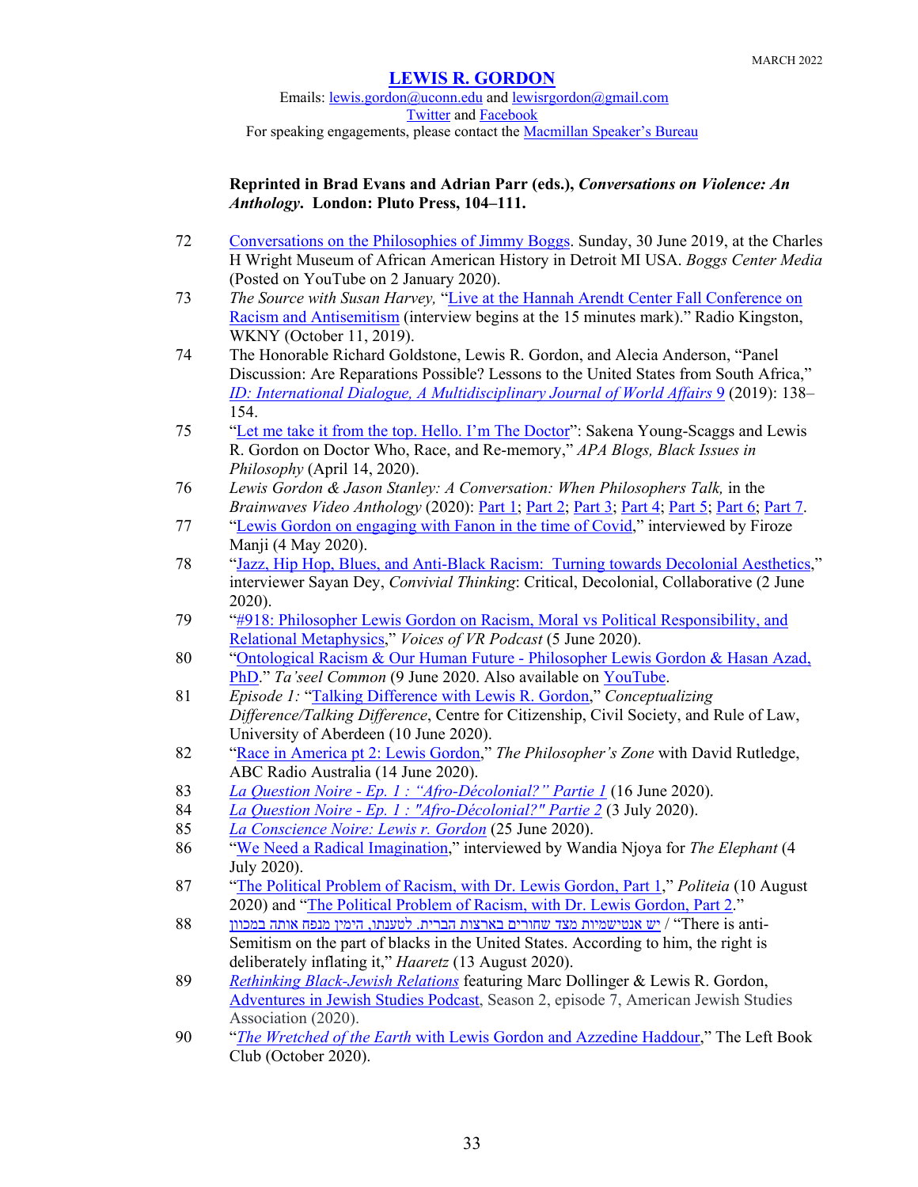**Reprinted in Brad Evans and Adrian Parr (eds.), *Conversations on Violence: An Anthology*. London: Pluto Press, 104–111.**

72 Conversations on the Philosophies of Jimmy Boggs. Sunday, 30 June 2019, at the Charles H Wright Museum of African American History in Detroit MI USA. *Boggs Center Media* (Posted on YouTube on 2 January 2020).

73 *The Source with Susan Harvey,* "Live at the Hannah Arendt Center Fall Conference on Racism and Antisemitism (interview begins at the 15 minutes mark)." Radio Kingston, WKNY (October 11, 2019).

74 The Honorable Richard Goldstone, Lewis R. Gordon, and Alecia Anderson, "Panel Discussion: Are Reparations Possible? Lessons to the United States from South Africa," *ID: International Dialogue, A Multidisciplinary Journal of World Affairs 9* (2019): 138–154.

75 "Let me take it from the top. Hello. I'm The Doctor": Sakena Young-Scaggs and Lewis R. Gordon on Doctor Who, Race, and Re-memory," *APA Blogs, Black Issues in Philosophy* (April 14, 2020).

76 *Lewis Gordon & Jason Stanley: A Conversation: When Philosophers Talk,* in the *Brainwaves Video Anthology* (2020): Part 1; Part 2; Part 3; Part 4; Part 5; Part 6; Part 7.

77 "Lewis Gordon on engaging with Fanon in the time of Covid," interviewed by Firoze Manji (4 May 2020).

78 "Jazz, Hip Hop, Blues, and Anti-Black Racism: Turning towards Decolonial Aesthetics," interviewer Sayan Dey, *Convivial Thinking*: Critical, Decolonial, Collaborative (2 June 2020).

79 "#918: Philosopher Lewis Gordon on Racism, Moral vs Political Responsibility, and Relational Metaphysics," *Voices of VR Podcast* (5 June 2020).

80 "Ontological Racism & Our Human Future - Philosopher Lewis Gordon & Hasan Azad, PhD." *Ta'seel Common* (9 June 2020. Also available on YouTube.

81 *Episode 1:* "Talking Difference with Lewis R. Gordon," *Conceptualizing Difference/Talking Difference*, Centre for Citizenship, Civil Society, and Rule of Law, University of Aberdeen (10 June 2020).

82 "Race in America pt 2: Lewis Gordon," *The Philosopher's Zone* with David Rutledge, ABC Radio Australia (14 June 2020).

83 *La Question Noire - Ep. 1 : "Afro-Décolonial?" Partie 1* (16 June 2020).

84 *La Question Noire - Ep. 1 : "Afro-Décolonial?" Partie 2* (3 July 2020).

85 *La Conscience Noire: Lewis r. Gordon* (25 June 2020).

86 "We Need a Radical Imagination," interviewed by Wandia Njoya for *The Elephant* (4 July 2020).

87 "The Political Problem of Racism, with Dr. Lewis Gordon, Part 1," *Politeia* (10 August 2020) and "The Political Problem of Racism, with Dr. Lewis Gordon, Part 2."

88 יש אנטישמיות מצד שחורים בארצות הברית. לטענתו, הימין מנפח אותה במכוון / "There is anti-Semitism on the part of blacks in the United States. According to him, the right is deliberately inflating it," *Haaretz* (13 August 2020).

89 *Rethinking Black-Jewish Relations* featuring Marc Dollinger & Lewis R. Gordon, Adventures in Jewish Studies Podcast, Season 2, episode 7, American Jewish Studies Association (2020).

90 "*The Wretched of the Earth* with Lewis Gordon and Azzedine Haddour," The Left Book Club (October 2020).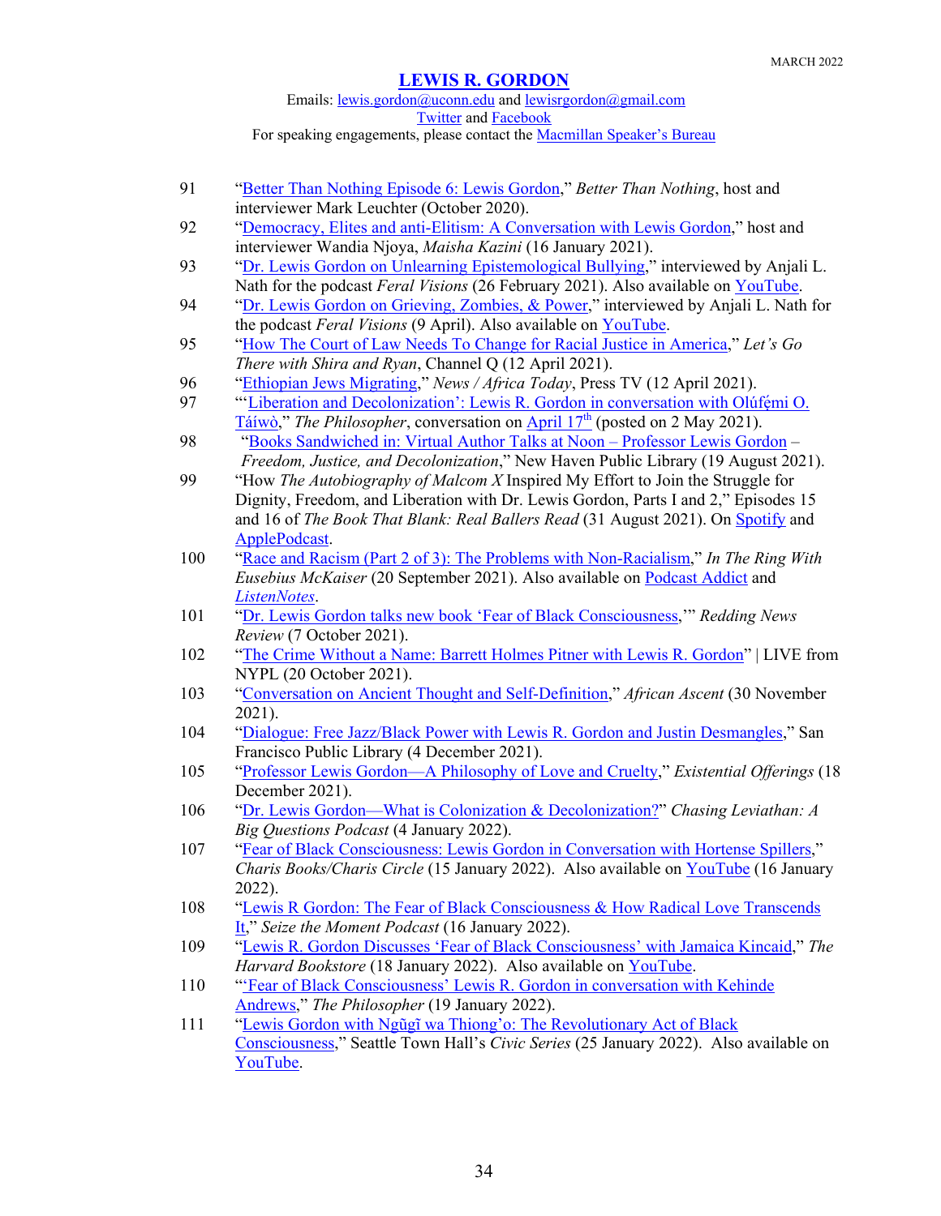91 “Better Than Nothing Episode 6: Lewis Gordon,” *Better Than Nothing*, host and interviewer Mark Leuchter (October 2020).

92 “Democracy, Elites and anti-Elitism: A Conversation with Lewis Gordon,” host and interviewer Wandia Njoya, *Maisha Kazini* (16 January 2021).

93 “Dr. Lewis Gordon on Unlearning Epistemological Bullying,” interviewed by Anjali L. Nath for the podcast *Feral Visions* (26 February 2021). Also available on YouTube.

94 “Dr. Lewis Gordon on Grieving, Zombies, & Power,” interviewed by Anjali L. Nath for the podcast *Feral Visions* (9 April). Also available on YouTube.

95 “How The Court of Law Needs To Change for Racial Justice in America,” *Let’s Go There with Shira and Ryan*, Channel Q (12 April 2021).

96 “Ethiopian Jews Migrating,” *News / Africa Today*, Press TV (12 April 2021).

97 “‘Liberation and Decolonization’: Lewis R. Gordon in conversation with Olúfẹ́mi O. Táíwò,” *The Philosopher*, conversation on April 17th (posted on 2 May 2021).

98 “Books Sandwiched in: Virtual Author Talks at Noon – Professor Lewis Gordon – *Freedom, Justice, and Decolonization*,” New Haven Public Library (19 August 2021).

99 “How *The Autobiography of Malcom X* Inspired My Effort to Join the Struggle for Dignity, Freedom, and Liberation with Dr. Lewis Gordon, Parts I and 2,” Episodes 15 and 16 of *The Book That Blank: Real Ballers Read* (31 August 2021). On Spotify and ApplePodcast.

100 “Race and Racism (Part 2 of 3): The Problems with Non-Racialism,” *In The Ring With Eusebius McKaiser* (20 September 2021). Also available on Podcast Addict and *ListenNotes*.

101 “Dr. Lewis Gordon talks new book ‘Fear of Black Consciousness,’” *Redding News Review* (7 October 2021).

102 “The Crime Without a Name: Barrett Holmes Pitner with Lewis R. Gordon” | LIVE from NYPL (20 October 2021).

103 “Conversation on Ancient Thought and Self-Definition,” *African Ascent* (30 November 2021).

104 “Dialogue: Free Jazz/Black Power with Lewis R. Gordon and Justin Desmangles,” San Francisco Public Library (4 December 2021).

105 “Professor Lewis Gordon—A Philosophy of Love and Cruelty,” *Existential Offerings* (18 December 2021).

106 “Dr. Lewis Gordon—What is Colonization & Decolonization?” *Chasing Leviathan: A Big Questions Podcast* (4 January 2022).

107 “Fear of Black Consciousness: Lewis Gordon in Conversation with Hortense Spillers,” *Charis Books/Charis Circle* (15 January 2022). Also available on YouTube (16 January 2022).

108 “Lewis R Gordon: The Fear of Black Consciousness & How Radical Love Transcends It,” *Seize the Moment Podcast* (16 January 2022).

109 “Lewis R. Gordon Discusses ‘Fear of Black Consciousness’ with Jamaica Kincaid,” *The Harvard Bookstore* (18 January 2022). Also available on YouTube.

110 “‘Fear of Black Consciousness’ Lewis R. Gordon in conversation with Kehinde Andrews,” *The Philosopher* (19 January 2022).

111 “Lewis Gordon with Ngũgĩ wa Thiong’o: The Revolutionary Act of Black Consciousness,” Seattle Town Hall’s *Civic Series* (25 January 2022). Also available on YouTube.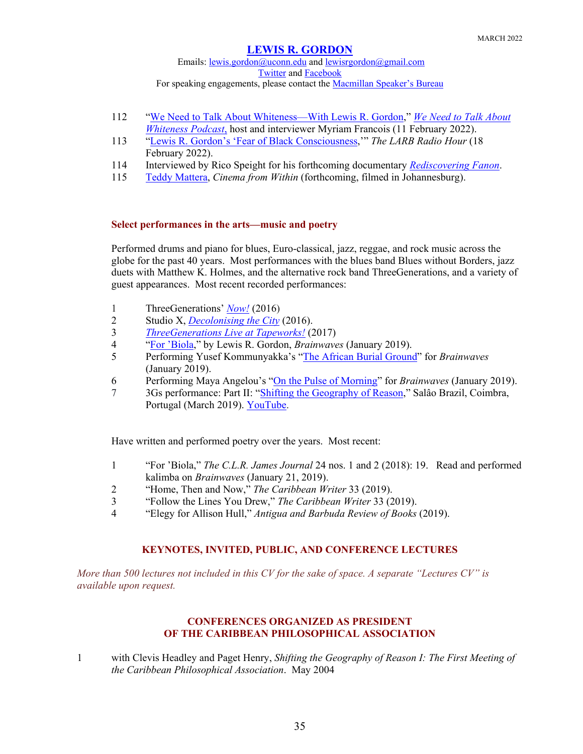112 "We Need to Talk About Whiteness—With Lewis R. Gordon," *We Need to Talk About Whiteness Podcast,* host and interviewer Myriam Francois (11 February 2022).
113 "Lewis R. Gordon's 'Fear of Black Consciousness,'" *The LARB Radio Hour* (18 February 2022).
114 Interviewed by Rico Speight for his forthcoming documentary *Rediscovering Fanon*.
115 Teddy Mattera, *Cinema from Within* (forthcoming, filmed in Johannesburg).

#### Select performances in the arts—music and poetry

Performed drums and piano for blues, Euro-classical, jazz, reggae, and rock music across the globe for the past 40 years. Most performances with the blues band Blues without Borders, jazz duets with Matthew K. Holmes, and the alternative rock band ThreeGenerations, and a variety of guest appearances. Most recent recorded performances:

1 ThreeGenerations' *Now!* (2016)
2 Studio X, *Decolonising the City* (2016).
3 *ThreeGenerations Live at Tapeworks!* (2017)
4 "For 'Biola," by Lewis R. Gordon, *Brainwaves* (January 2019).
5 Performing Yusef Kommunyakka's "The African Burial Ground" for *Brainwaves* (January 2019).
6 Performing Maya Angelou's "On the Pulse of Morning" for *Brainwaves* (January 2019).
7 3Gs performance: Part II: "Shifting the Geography of Reason," Salâo Brazil, Coimbra, Portugal (March 2019). YouTube.

Have written and performed poetry over the years. Most recent:

1 "For 'Biola," *The C.L.R. James Journal* 24 nos. 1 and 2 (2018): 19. Read and performed kalimba on *Brainwaves* (January 21, 2019).
2 "Home, Then and Now," *The Caribbean Writer* 33 (2019).
3 "Follow the Lines You Drew," *The Caribbean Writer* 33 (2019).
4 "Elegy for Allison Hull," *Antigua and Barbuda Review of Books* (2019).

## KEYNOTES, INVITED, PUBLIC, AND CONFERENCE LECTURES

*More than 500 lectures not included in this CV for the sake of space. A separate "Lectures CV" is available upon request.*

## CONFERENCES ORGANIZED AS PRESIDENT OF THE CARIBBEAN PHILOSOPHICAL ASSOCIATION

1 with Clevis Headley and Paget Henry, *Shifting the Geography of Reason I: The First Meeting of the Caribbean Philosophical Association*. May 2004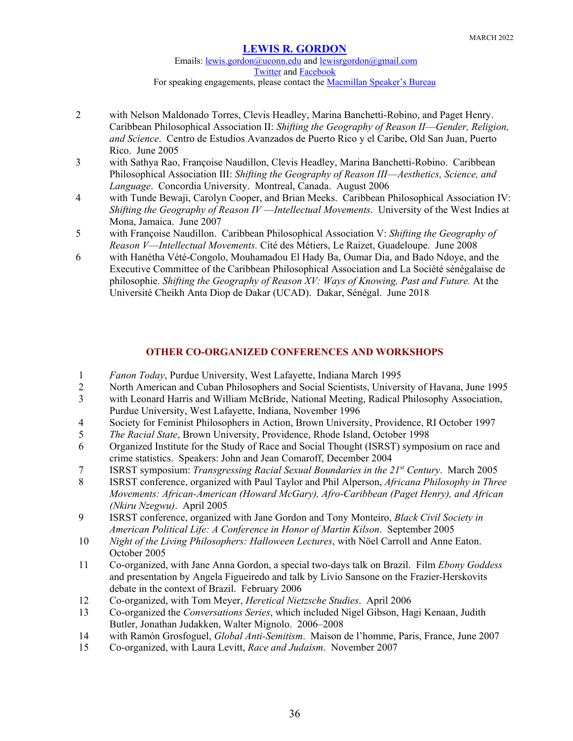2 with Nelson Maldonado Torres, Clevis Headley, Marina Banchetti-Robino, and Paget Henry. Caribbean Philosophical Association II: *Shifting the Geography of Reason II—Gender, Religion, and Science*. Centro de Estudios Avanzados de Puerto Rico y el Caribe, Old San Juan, Puerto Rico. June 2005

3 with Sathya Rao, Françoise Naudillon, Clevis Headley, Marina Banchetti-Robino. Caribbean Philosophical Association III: *Shifting the Geography of Reason III—Aesthetics, Science, and Language*. Concordia University. Montreal, Canada. August 2006

4 with Tunde Bewaji, Carolyn Cooper, and Brian Meeks. Caribbean Philosophical Association IV: *Shifting the Geography of Reason IV —Intellectual Movements*. University of the West Indies at Mona, Jamaica. June 2007

5 with Françoise Naudillon. Caribbean Philosophical Association V: *Shifting the Geography of Reason V—Intellectual Movements.* Cité des Métiers, Le Raizet, Guadeloupe. June 2008

6 with Hanétha Vété-Congolo, Mouhamadou El Hady Ba, Oumar Dia, and Bado Ndoye, and the Executive Committee of the Caribbean Philosophical Association and La Société sénégalaise de philosophie. *Shifting the Geography of Reason XV: Ways of Knowing, Past and Future.* At the Université Cheikh Anta Diop de Dakar (UCAD). Dakar, Sénégal. June 2018

## OTHER CO-ORGANIZED CONFERENCES AND WORKSHOPS

1 *Fanon Today*, Purdue University, West Lafayette, Indiana March 1995

2 North American and Cuban Philosophers and Social Scientists, University of Havana, June 1995

3 with Leonard Harris and William McBride, National Meeting, Radical Philosophy Association, Purdue University, West Lafayette, Indiana, November 1996

4 Society for Feminist Philosophers in Action, Brown University, Providence, RI October 1997

5 *The Racial State*, Brown University, Providence, Rhode Island, October 1998

6 Organized Institute for the Study of Race and Social Thought (ISRST) symposium on race and crime statistics. Speakers: John and Jean Comaroff, December 2004

7 ISRST symposium: *Transgressing Racial Sexual Boundaries in the 21st Century*. March 2005

8 ISRST conference, organized with Paul Taylor and Phil Alperson, *Africana Philosophy in Three Movements: African-American (Howard McGary), Afro-Caribbean (Paget Henry), and African (Nkiru Nzegwu)*. April 2005

9 ISRST conference, organized with Jane Gordon and Tony Monteiro, *Black Civil Society in American Political Life: A Conference in Honor of Martin Kilson*. September 2005

10 *Night of the Living Philosophers: Halloween Lectures*, with Nöel Carroll and Anne Eaton. October 2005

11 Co-organized, with Jane Anna Gordon, a special two-days talk on Brazil. Film *Ebony Goddess* and presentation by Angela Figueiredo and talk by Livio Sansone on the Frazier-Herskovits debate in the context of Brazil. February 2006

12 Co-organized, with Tom Meyer, *Heretical Nietzsche Studies*. April 2006

13 Co-organized the *Conversations Series*, which included Nigel Gibson, Hagi Kenaan, Judith Butler, Jonathan Judakken, Walter Mignolo. 2006–2008

14 with Ramón Grosfoguel, *Global Anti-Semitism*. Maison de l'homme, Paris, France, June 2007

15 Co-organized, with Laura Levitt, *Race and Judaism*. November 2007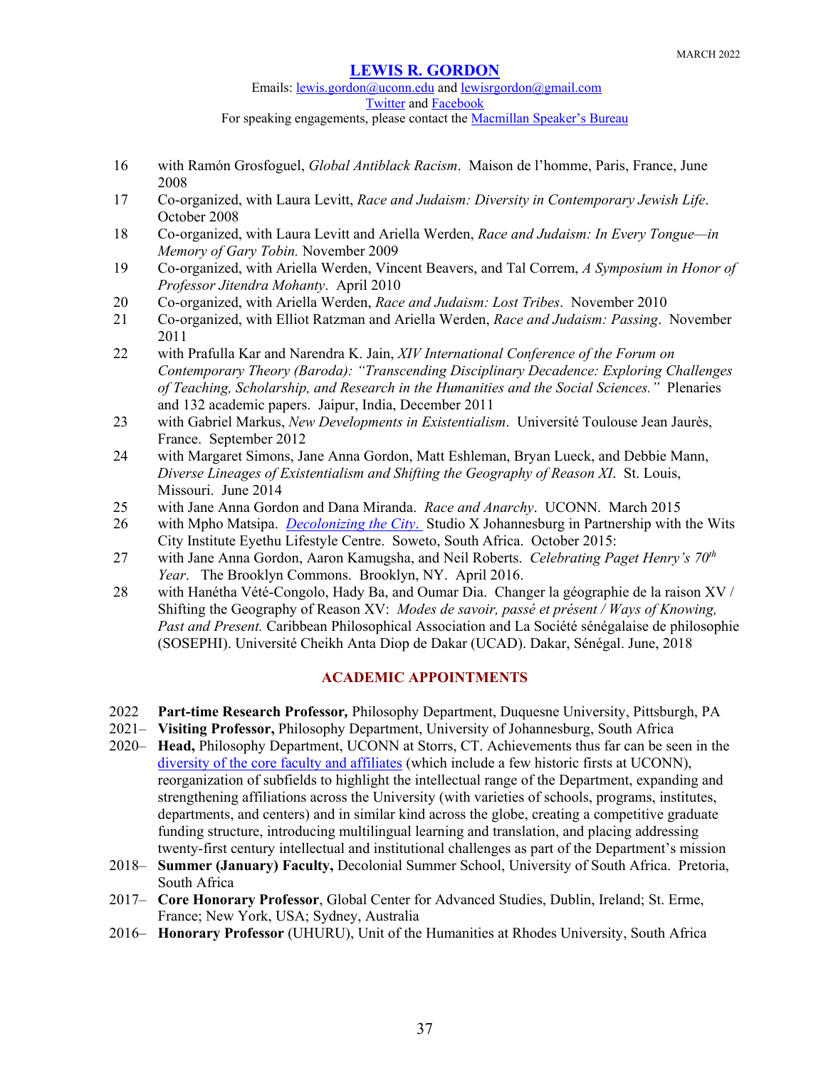16 with Ramón Grosfoguel, *Global Antiblack Racism*. Maison de l'homme, Paris, France, June 2008

17 Co-organized, with Laura Levitt, *Race and Judaism: Diversity in Contemporary Jewish Life*. October 2008

18 Co-organized, with Laura Levitt and Ariella Werden, *Race and Judaism: In Every Tongue—in Memory of Gary Tobin.* November 2009

19 Co-organized, with Ariella Werden, Vincent Beavers, and Tal Correm, *A Symposium in Honor of Professor Jitendra Mohanty*. April 2010

20 Co-organized, with Ariella Werden, *Race and Judaism: Lost Tribes*. November 2010

21 Co-organized, with Elliot Ratzman and Ariella Werden, *Race and Judaism: Passing*. November 2011

22 with Prafulla Kar and Narendra K. Jain, *XIV International Conference of the Forum on Contemporary Theory (Baroda): "Transcending Disciplinary Decadence: Exploring Challenges of Teaching, Scholarship, and Research in the Humanities and the Social Sciences."* Plenaries and 132 academic papers. Jaipur, India, December 2011

23 with Gabriel Markus, *New Developments in Existentialism*. Université Toulouse Jean Jaurès, France. September 2012

24 with Margaret Simons, Jane Anna Gordon, Matt Eshleman, Bryan Lueck, and Debbie Mann, *Diverse Lineages of Existentialism and Shifting the Geography of Reason XI*. St. Louis, Missouri. June 2014

25 with Jane Anna Gordon and Dana Miranda. *Race and Anarchy*. UCONN. March 2015

26 with Mpho Matsipa. *Decolonizing the City*. Studio X Johannesburg in Partnership with the Wits City Institute Eyethu Lifestyle Centre. Soweto, South Africa. October 2015:

27 with Jane Anna Gordon, Aaron Kamugsha, and Neil Roberts. *Celebrating Paget Henry's 70th Year*. The Brooklyn Commons. Brooklyn, NY. April 2016.

28 with Hanétha Vété-Congolo, Hady Ba, and Oumar Dia. Changer la géographie de la raison XV / Shifting the Geography of Reason XV: *Modes de savoir, passé et présent / Ways of Knowing, Past and Present.* Caribbean Philosophical Association and La Société sénégalaise de philosophie (SOSEPHI). Université Cheikh Anta Diop de Dakar (UCAD). Dakar, Sénégal. June, 2018

## ACADEMIC APPOINTMENTS

2022 **Part-time Research Professor,** Philosophy Department, Duquesne University, Pittsburgh, PA

2021– **Visiting Professor,** Philosophy Department, University of Johannesburg, South Africa

2020– **Head,** Philosophy Department, UCONN at Storrs, CT. Achievements thus far can be seen in the diversity of the core faculty and affiliates (which include a few historic firsts at UCONN), reorganization of subfields to highlight the intellectual range of the Department, expanding and strengthening affiliations across the University (with varieties of schools, programs, institutes, departments, and centers) and in similar kind across the globe, creating a competitive graduate funding structure, introducing multilingual learning and translation, and placing addressing twenty-first century intellectual and institutional challenges as part of the Department's mission

2018– **Summer (January) Faculty,** Decolonial Summer School, University of South Africa. Pretoria, South Africa

2017– **Core Honorary Professor**, Global Center for Advanced Studies, Dublin, Ireland; St. Erme, France; New York, USA; Sydney, Australia

2016– **Honorary Professor** (UHURU), Unit of the Humanities at Rhodes University, South Africa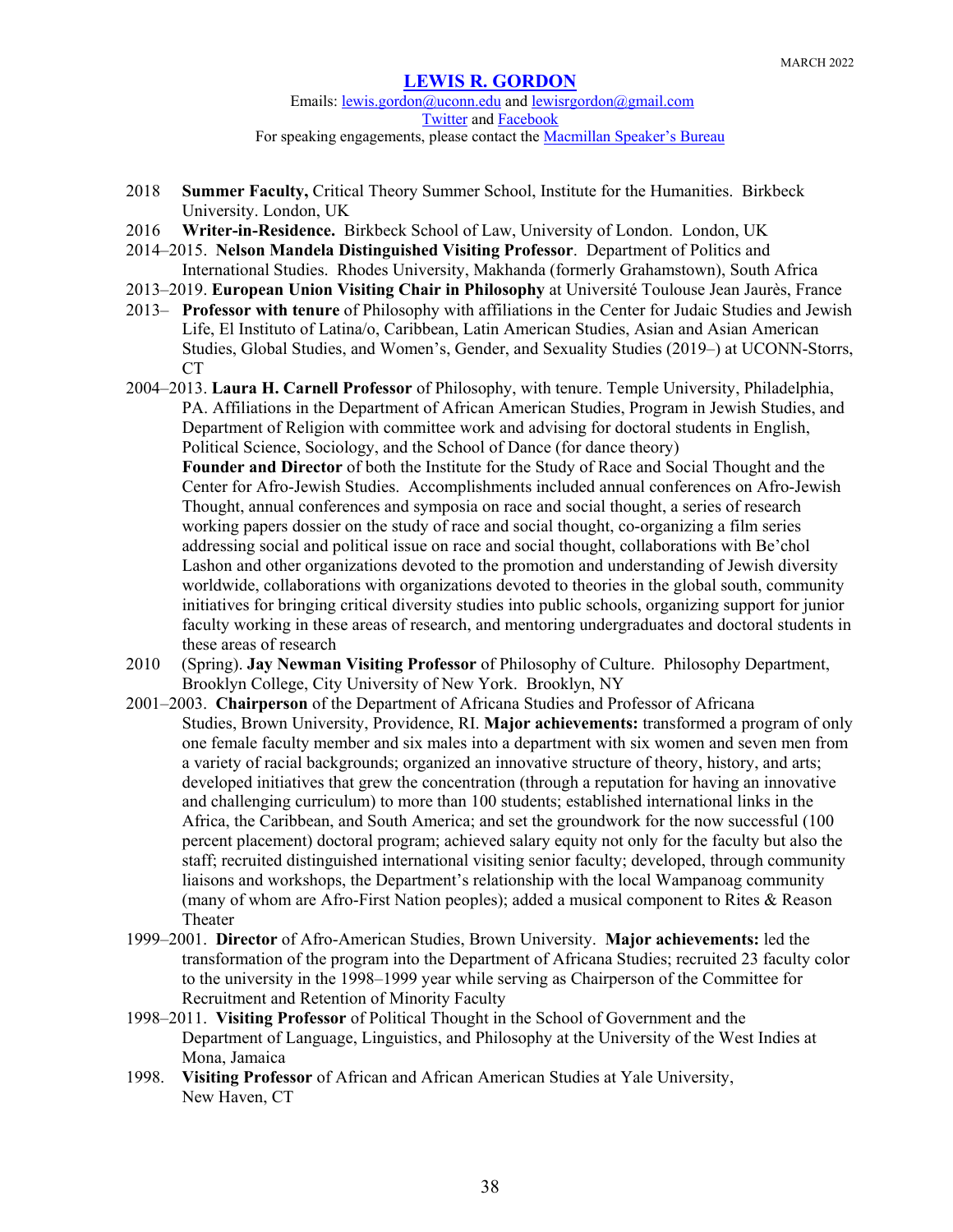MARCH 2022

# LEWIS R. GORDON

Emails: lewis.gordon@uconn.edu and lewisrgordon@gmail.com
Twitter and Facebook
For speaking engagements, please contact the Macmillan Speaker's Bureau

- 2018 **Summer Faculty,** Critical Theory Summer School, Institute for the Humanities. Birkbeck University. London, UK
- 2016 **Writer-in-Residence.** Birkbeck School of Law, University of London. London, UK
- 2014–2015. **Nelson Mandela Distinguished Visiting Professor**. Department of Politics and International Studies. Rhodes University, Makhanda (formerly Grahamstown), South Africa
- 2013–2019. **European Union Visiting Chair in Philosophy** at Université Toulouse Jean Jaurès, France
- 2013– **Professor with tenure** of Philosophy with affiliations in the Center for Judaic Studies and Jewish Life, El Instituto of Latina/o, Caribbean, Latin American Studies, Asian and Asian American Studies, Global Studies, and Women's, Gender, and Sexuality Studies (2019–) at UCONN-Storrs, CT
- 2004–2013. **Laura H. Carnell Professor** of Philosophy, with tenure. Temple University, Philadelphia, PA. Affiliations in the Department of African American Studies, Program in Jewish Studies, and Department of Religion with committee work and advising for doctoral students in English, Political Science, Sociology, and the School of Dance (for dance theory)
  **Founder and Director** of both the Institute for the Study of Race and Social Thought and the Center for Afro-Jewish Studies. Accomplishments included annual conferences on Afro-Jewish Thought, annual conferences and symposia on race and social thought, a series of research working papers dossier on the study of race and social thought, co-organizing a film series addressing social and political issue on race and social thought, collaborations with Be'chol Lashon and other organizations devoted to the promotion and understanding of Jewish diversity worldwide, collaborations with organizations devoted to theories in the global south, community initiatives for bringing critical diversity studies into public schools, organizing support for junior faculty working in these areas of research, and mentoring undergraduates and doctoral students in these areas of research
- 2010 (Spring). **Jay Newman Visiting Professor** of Philosophy of Culture. Philosophy Department, Brooklyn College, City University of New York. Brooklyn, NY
- 2001–2003. **Chairperson** of the Department of Africana Studies and Professor of Africana Studies, Brown University, Providence, RI. **Major achievements:** transformed a program of only one female faculty member and six males into a department with six women and seven men from a variety of racial backgrounds; organized an innovative structure of theory, history, and arts; developed initiatives that grew the concentration (through a reputation for having an innovative and challenging curriculum) to more than 100 students; established international links in the Africa, the Caribbean, and South America; and set the groundwork for the now successful (100 percent placement) doctoral program; achieved salary equity not only for the faculty but also the staff; recruited distinguished international visiting senior faculty; developed, through community liaisons and workshops, the Department's relationship with the local Wampanoag community (many of whom are Afro-First Nation peoples); added a musical component to Rites & Reason Theater
- 1999–2001. **Director** of Afro-American Studies, Brown University. **Major achievements:** led the transformation of the program into the Department of Africana Studies; recruited 23 faculty color to the university in the 1998–1999 year while serving as Chairperson of the Committee for Recruitment and Retention of Minority Faculty
- 1998–2011. **Visiting Professor** of Political Thought in the School of Government and the Department of Language, Linguistics, and Philosophy at the University of the West Indies at Mona, Jamaica
- 1998. **Visiting Professor** of African and African American Studies at Yale University, New Haven, CT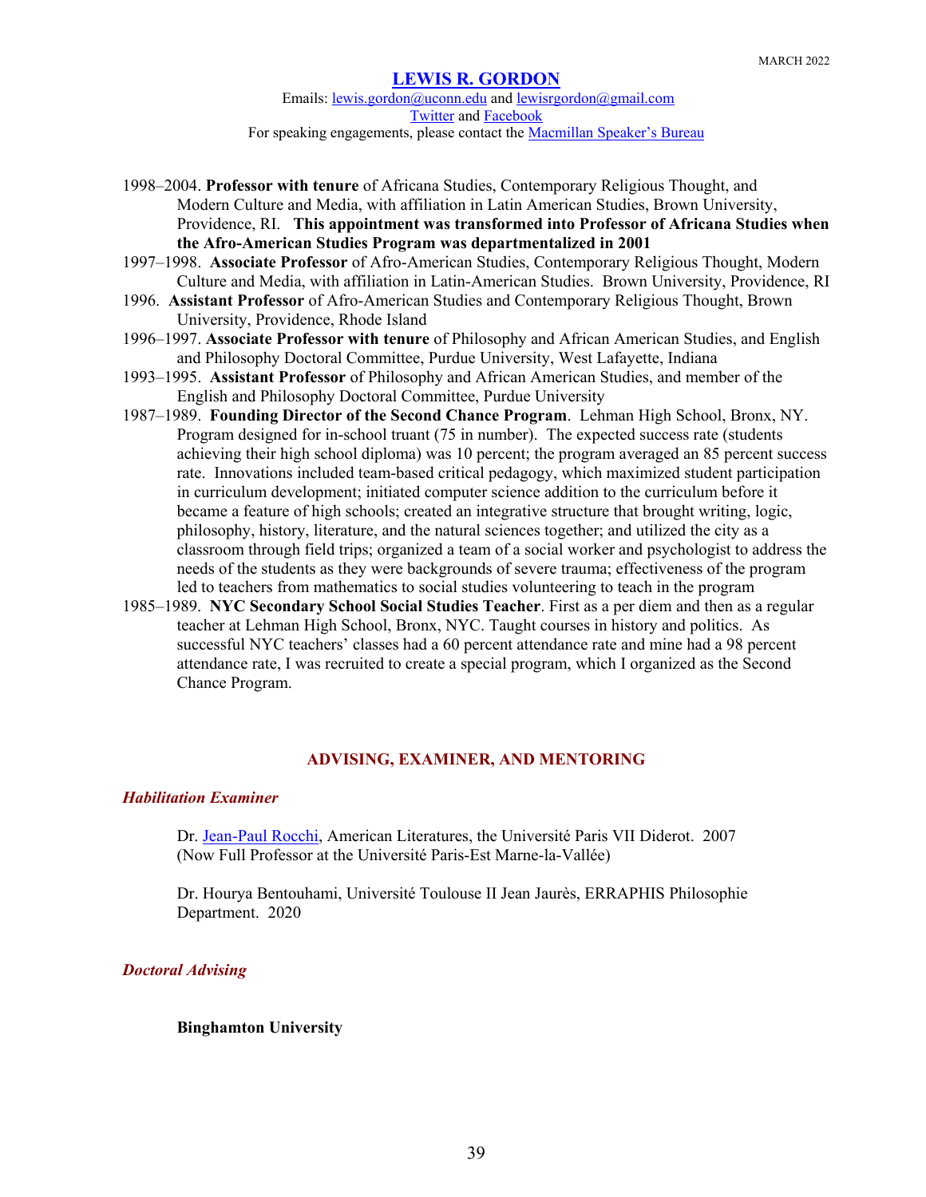MARCH 2022

# LEWIS R. GORDON

Emails: lewis.gordon@uconn.edu and lewisrgordon@gmail.com
Twitter and Facebook
For speaking engagements, please contact the Macmillan Speaker's Bureau

- 1998–2004. **Professor with tenure** of Africana Studies, Contemporary Religious Thought, and Modern Culture and Media, with affiliation in Latin American Studies, Brown University, Providence, RI. **This appointment was transformed into Professor of Africana Studies when the Afro-American Studies Program was departmentalized in 2001**
- 1997–1998. **Associate Professor** of Afro-American Studies, Contemporary Religious Thought, Modern Culture and Media, with affiliation in Latin-American Studies. Brown University, Providence, RI
- 1996. **Assistant Professor** of Afro-American Studies and Contemporary Religious Thought, Brown University, Providence, Rhode Island
- 1996–1997. **Associate Professor with tenure** of Philosophy and African American Studies, and English and Philosophy Doctoral Committee, Purdue University, West Lafayette, Indiana
- 1993–1995. **Assistant Professor** of Philosophy and African American Studies, and member of the English and Philosophy Doctoral Committee, Purdue University
- 1987–1989. **Founding Director of the Second Chance Program**. Lehman High School, Bronx, NY. Program designed for in-school truant (75 in number). The expected success rate (students achieving their high school diploma) was 10 percent; the program averaged an 85 percent success rate. Innovations included team-based critical pedagogy, which maximized student participation in curriculum development; initiated computer science addition to the curriculum before it became a feature of high schools; created an integrative structure that brought writing, logic, philosophy, history, literature, and the natural sciences together; and utilized the city as a classroom through field trips; organized a team of a social worker and psychologist to address the needs of the students as they were backgrounds of severe trauma; effectiveness of the program led to teachers from mathematics to social studies volunteering to teach in the program
- 1985–1989. **NYC Secondary School Social Studies Teacher**. First as a per diem and then as a regular teacher at Lehman High School, Bronx, NYC. Taught courses in history and politics. As successful NYC teachers' classes had a 60 percent attendance rate and mine had a 98 percent attendance rate, I was recruited to create a special program, which I organized as the Second Chance Program.

## ADVISING, EXAMINER, AND MENTORING

### *Habilitation Examiner*

Dr. Jean-Paul Rocchi, American Literatures, the Université Paris VII Diderot. 2007 (Now Full Professor at the Université Paris-Est Marne-la-Vallée)

Dr. Hourya Bentouhami, Université Toulouse II Jean Jaurès, ERRAPHIS Philosophie Department. 2020

### *Doctoral Advising*

**Binghamton University**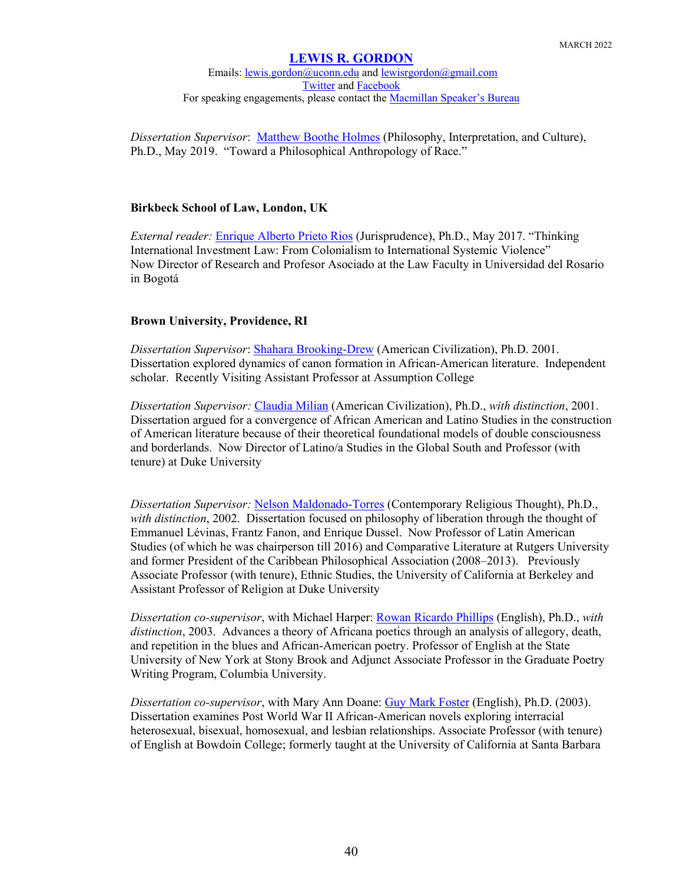*Dissertation Supervisor*: Matthew Boothe Holmes (Philosophy, Interpretation, and Culture), Ph.D., May 2019. "Toward a Philosophical Anthropology of Race."

**Birkbeck School of Law, London, UK**

*External reader:* Enrique Alberto Prieto Rios (Jurisprudence), Ph.D., May 2017. "Thinking International Investment Law: From Colonialism to International Systemic Violence" Now Director of Research and Profesor Asociado at the Law Faculty in Universidad del Rosario in Bogotá

**Brown University, Providence, RI**

*Dissertation Supervisor*: Shahara Brooking-Drew (American Civilization), Ph.D. 2001. Dissertation explored dynamics of canon formation in African-American literature. Independent scholar. Recently Visiting Assistant Professor at Assumption College

*Dissertation Supervisor:* Claudia Milian (American Civilization), Ph.D., *with distinction*, 2001. Dissertation argued for a convergence of African American and Latino Studies in the construction of American literature because of their theoretical foundational models of double consciousness and borderlands. Now Director of Latino/a Studies in the Global South and Professor (with tenure) at Duke University

*Dissertation Supervisor:* Nelson Maldonado-Torres (Contemporary Religious Thought), Ph.D., *with distinction*, 2002. Dissertation focused on philosophy of liberation through the thought of Emmanuel Lévinas, Frantz Fanon, and Enrique Dussel. Now Professor of Latin American Studies (of which he was chairperson till 2016) and Comparative Literature at Rutgers University and former President of the Caribbean Philosophical Association (2008–2013). Previously Associate Professor (with tenure), Ethnic Studies, the University of California at Berkeley and Assistant Professor of Religion at Duke University

*Dissertation co-supervisor*, with Michael Harper: Rowan Ricardo Phillips (English), Ph.D., *with distinction*, 2003. Advances a theory of Africana poetics through an analysis of allegory, death, and repetition in the blues and African-American poetry. Professor of English at the State University of New York at Stony Brook and Adjunct Associate Professor in the Graduate Poetry Writing Program, Columbia University.

*Dissertation co-supervisor*, with Mary Ann Doane: Guy Mark Foster (English), Ph.D. (2003). Dissertation examines Post World War II African-American novels exploring interracial heterosexual, bisexual, homosexual, and lesbian relationships. Associate Professor (with tenure) of English at Bowdoin College; formerly taught at the University of California at Santa Barbara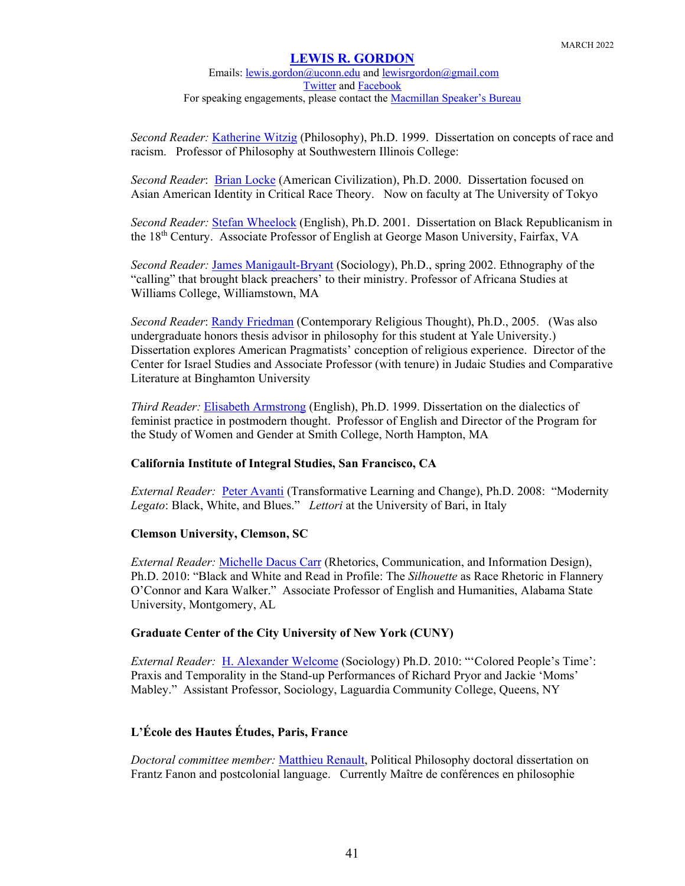*Second Reader:* Katherine Witzig (Philosophy), Ph.D. 1999. Dissertation on concepts of race and racism. Professor of Philosophy at Southwestern Illinois College:

*Second Reader*: Brian Locke (American Civilization), Ph.D. 2000. Dissertation focused on Asian American Identity in Critical Race Theory. Now on faculty at The University of Tokyo

*Second Reader:* Stefan Wheelock (English), Ph.D. 2001. Dissertation on Black Republicanism in the 18th Century. Associate Professor of English at George Mason University, Fairfax, VA

*Second Reader:* James Manigault-Bryant (Sociology), Ph.D., spring 2002. Ethnography of the "calling" that brought black preachers' to their ministry. Professor of Africana Studies at Williams College, Williamstown, MA

*Second Reader*: Randy Friedman (Contemporary Religious Thought), Ph.D., 2005. (Was also undergraduate honors thesis advisor in philosophy for this student at Yale University.) Dissertation explores American Pragmatists' conception of religious experience. Director of the Center for Israel Studies and Associate Professor (with tenure) in Judaic Studies and Comparative Literature at Binghamton University

*Third Reader:* Elisabeth Armstrong (English), Ph.D. 1999. Dissertation on the dialectics of feminist practice in postmodern thought. Professor of English and Director of the Program for the Study of Women and Gender at Smith College, North Hampton, MA

**California Institute of Integral Studies, San Francisco, CA**

*External Reader:* Peter Avanti (Transformative Learning and Change), Ph.D. 2008: "Modernity *Legato*: Black, White, and Blues." *Lettori* at the University of Bari, in Italy

**Clemson University, Clemson, SC**

*External Reader:* Michelle Dacus Carr (Rhetorics, Communication, and Information Design), Ph.D. 2010: "Black and White and Read in Profile: The *Silhouette* as Race Rhetoric in Flannery O'Connor and Kara Walker." Associate Professor of English and Humanities, Alabama State University, Montgomery, AL

**Graduate Center of the City University of New York (CUNY)**

*External Reader:* H. Alexander Welcome (Sociology) Ph.D. 2010: "'Colored People's Time': Praxis and Temporality in the Stand-up Performances of Richard Pryor and Jackie 'Moms' Mabley." Assistant Professor, Sociology, Laguardia Community College, Queens, NY

**L'École des Hautes Études, Paris, France**

*Doctoral committee member:* Matthieu Renault, Political Philosophy doctoral dissertation on Frantz Fanon and postcolonial language. Currently Maître de conférences en philosophie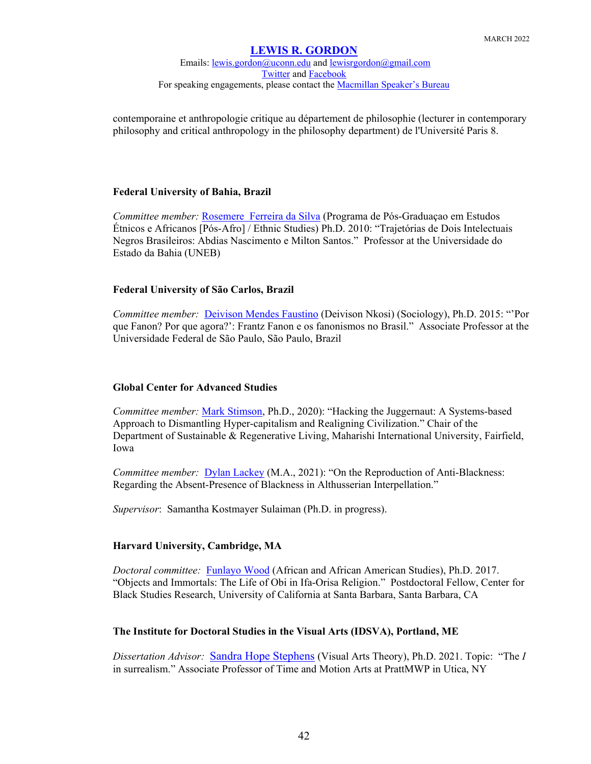contemporaine et anthropologie critique au département de philosophie (lecturer in contemporary philosophy and critical anthropology in the philosophy department) de l'Université Paris 8.

**Federal University of Bahia, Brazil**

*Committee member:* Rosemere Ferreira da Silva (Programa de Pós-Graduaçao em Estudos Étnicos e Africanos [Pós-Afro] / Ethnic Studies) Ph.D. 2010: "Trajetórias de Dois Intelectuais Negros Brasileiros: Abdias Nascimento e Milton Santos." Professor at the Universidade do Estado da Bahia (UNEB)

**Federal University of São Carlos, Brazil**

*Committee member:* Deivison Mendes Faustino (Deivison Nkosi) (Sociology), Ph.D. 2015: "'Por que Fanon? Por que agora?': Frantz Fanon e os fanonismos no Brasil." Associate Professor at the Universidade Federal de São Paulo, São Paulo, Brazil

**Global Center for Advanced Studies**

*Committee member:* Mark Stimson, Ph.D., 2020): "Hacking the Juggernaut: A Systems-based Approach to Dismantling Hyper-capitalism and Realigning Civilization." Chair of the Department of Sustainable & Regenerative Living, Maharishi International University, Fairfield, Iowa

*Committee member:* Dylan Lackey (M.A., 2021): "On the Reproduction of Anti-Blackness: Regarding the Absent-Presence of Blackness in Althusserian Interpellation."

*Supervisor*: Samantha Kostmayer Sulaiman (Ph.D. in progress).

**Harvard University, Cambridge, MA**

*Doctoral committee:* Funlayo Wood (African and African American Studies), Ph.D. 2017. "Objects and Immortals: The Life of Obi in Ifa-Orisa Religion." Postdoctoral Fellow, Center for Black Studies Research, University of California at Santa Barbara, Santa Barbara, CA

**The Institute for Doctoral Studies in the Visual Arts (IDSVA), Portland, ME**

*Dissertation Advisor:* Sandra Hope Stephens (Visual Arts Theory), Ph.D. 2021. Topic: "The *I* in surrealism." Associate Professor of Time and Motion Arts at PrattMWP in Utica, NY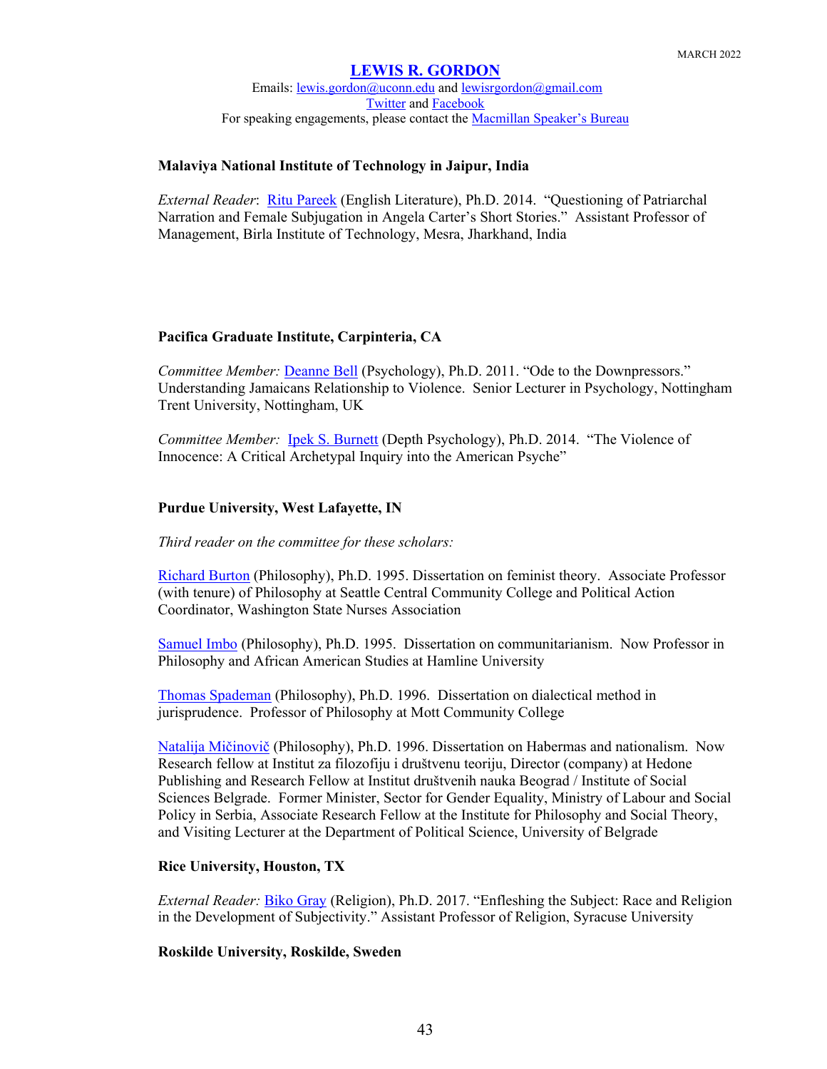**Malaviya National Institute of Technology in Jaipur, India**

*External Reader*: Ritu Pareek (English Literature), Ph.D. 2014. "Questioning of Patriarchal Narration and Female Subjugation in Angela Carter's Short Stories." Assistant Professor of Management, Birla Institute of Technology, Mesra, Jharkhand, India

**Pacifica Graduate Institute, Carpinteria, CA**

*Committee Member:* Deanne Bell (Psychology), Ph.D. 2011. "Ode to the Downpressors." Understanding Jamaicans Relationship to Violence. Senior Lecturer in Psychology, Nottingham Trent University, Nottingham, UK

*Committee Member:* Ipek S. Burnett (Depth Psychology), Ph.D. 2014. "The Violence of Innocence: A Critical Archetypal Inquiry into the American Psyche"

**Purdue University, West Lafayette, IN**

*Third reader on the committee for these scholars:*

Richard Burton (Philosophy), Ph.D. 1995. Dissertation on feminist theory. Associate Professor (with tenure) of Philosophy at Seattle Central Community College and Political Action Coordinator, Washington State Nurses Association

Samuel Imbo (Philosophy), Ph.D. 1995. Dissertation on communitarianism. Now Professor in Philosophy and African American Studies at Hamline University

Thomas Spademan (Philosophy), Ph.D. 1996. Dissertation on dialectical method in jurisprudence. Professor of Philosophy at Mott Community College

Natalija Mičinovič (Philosophy), Ph.D. 1996. Dissertation on Habermas and nationalism. Now Research fellow at Institut za filozofiju i društvenu teoriju, Director (company) at Hedone Publishing and Research Fellow at Institut društvenih nauka Beograd / Institute of Social Sciences Belgrade. Former Minister, Sector for Gender Equality, Ministry of Labour and Social Policy in Serbia, Associate Research Fellow at the Institute for Philosophy and Social Theory, and Visiting Lecturer at the Department of Political Science, University of Belgrade

**Rice University, Houston, TX**

*External Reader:* Biko Gray (Religion), Ph.D. 2017. "Enfleshing the Subject: Race and Religion in the Development of Subjectivity." Assistant Professor of Religion, Syracuse University

**Roskilde University, Roskilde, Sweden**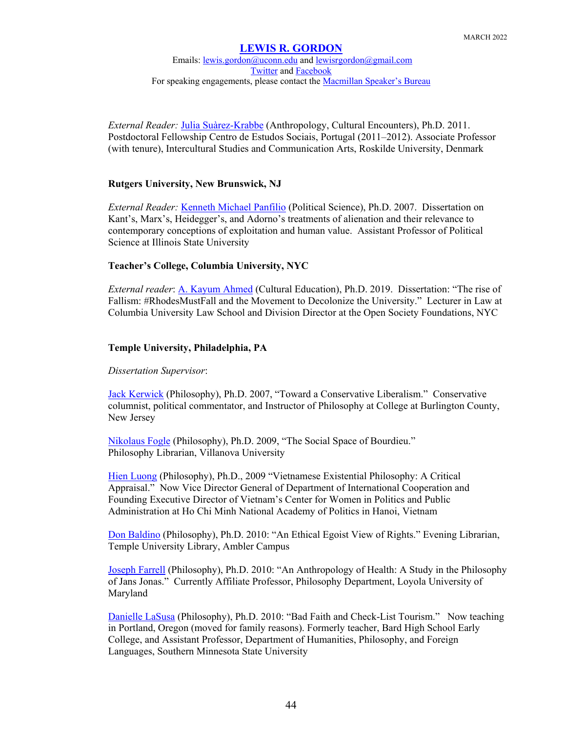*External Reader:* Julia Suàrez-Krabbe (Anthropology, Cultural Encounters), Ph.D. 2011. Postdoctoral Fellowship Centro de Estudos Sociais, Portugal (2011–2012). Associate Professor (with tenure), Intercultural Studies and Communication Arts, Roskilde University, Denmark

**Rutgers University, New Brunswick, NJ**

*External Reader:* Kenneth Michael Panfilio (Political Science), Ph.D. 2007. Dissertation on Kant's, Marx's, Heidegger's, and Adorno's treatments of alienation and their relevance to contemporary conceptions of exploitation and human value. Assistant Professor of Political Science at Illinois State University

**Teacher's College, Columbia University, NYC**

*External reader*: A. Kayum Ahmed (Cultural Education), Ph.D. 2019. Dissertation: "The rise of Fallism: #RhodesMustFall and the Movement to Decolonize the University." Lecturer in Law at Columbia University Law School and Division Director at the Open Society Foundations, NYC

**Temple University, Philadelphia, PA**

*Dissertation Supervisor*:

Jack Kerwick (Philosophy), Ph.D. 2007, "Toward a Conservative Liberalism." Conservative columnist, political commentator, and Instructor of Philosophy at College at Burlington County, New Jersey

Nikolaus Fogle (Philosophy), Ph.D. 2009, "The Social Space of Bourdieu." Philosophy Librarian, Villanova University

Hien Luong (Philosophy), Ph.D., 2009 "Vietnamese Existential Philosophy: A Critical Appraisal." Now Vice Director General of Department of International Cooperation and Founding Executive Director of Vietnam's Center for Women in Politics and Public Administration at Ho Chi Minh National Academy of Politics in Hanoi, Vietnam

Don Baldino (Philosophy), Ph.D. 2010: "An Ethical Egoist View of Rights." Evening Librarian, Temple University Library, Ambler Campus

Joseph Farrell (Philosophy), Ph.D. 2010: "An Anthropology of Health: A Study in the Philosophy of Jans Jonas." Currently Affiliate Professor, Philosophy Department, Loyola University of Maryland

Danielle LaSusa (Philosophy), Ph.D. 2010: "Bad Faith and Check-List Tourism." Now teaching in Portland, Oregon (moved for family reasons). Formerly teacher, Bard High School Early College, and Assistant Professor, Department of Humanities, Philosophy, and Foreign Languages, Southern Minnesota State University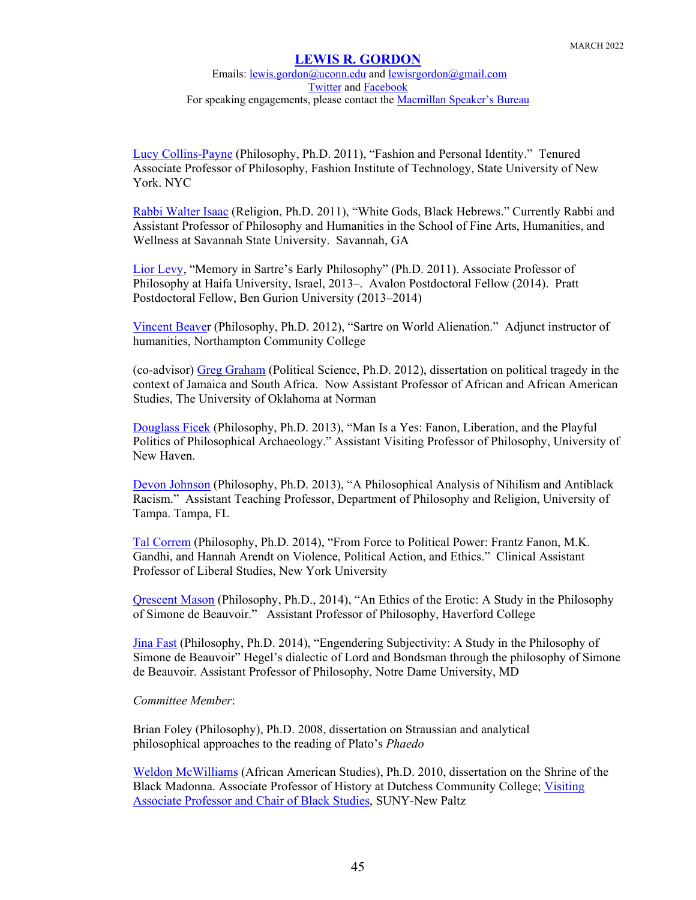Lucy Collins-Payne (Philosophy, Ph.D. 2011), "Fashion and Personal Identity." Tenured Associate Professor of Philosophy, Fashion Institute of Technology, State University of New York. NYC

Rabbi Walter Isaac (Religion, Ph.D. 2011), "White Gods, Black Hebrews." Currently Rabbi and Assistant Professor of Philosophy and Humanities in the School of Fine Arts, Humanities, and Wellness at Savannah State University. Savannah, GA

Lior Levy, "Memory in Sartre's Early Philosophy" (Ph.D. 2011). Associate Professor of Philosophy at Haifa University, Israel, 2013–. Avalon Postdoctoral Fellow (2014). Pratt Postdoctoral Fellow, Ben Gurion University (2013–2014)

Vincent Beaver (Philosophy, Ph.D. 2012), "Sartre on World Alienation." Adjunct instructor of humanities, Northampton Community College

(co-advisor) Greg Graham (Political Science, Ph.D. 2012), dissertation on political tragedy in the context of Jamaica and South Africa. Now Assistant Professor of African and African American Studies, The University of Oklahoma at Norman

Douglass Ficek (Philosophy, Ph.D. 2013), "Man Is a Yes: Fanon, Liberation, and the Playful Politics of Philosophical Archaeology." Assistant Visiting Professor of Philosophy, University of New Haven.

Devon Johnson (Philosophy, Ph.D. 2013), "A Philosophical Analysis of Nihilism and Antiblack Racism." Assistant Teaching Professor, Department of Philosophy and Religion, University of Tampa. Tampa, FL

Tal Correm (Philosophy, Ph.D. 2014), "From Force to Political Power: Frantz Fanon, M.K. Gandhi, and Hannah Arendt on Violence, Political Action, and Ethics." Clinical Assistant Professor of Liberal Studies, New York University

Qrescent Mason (Philosophy, Ph.D., 2014), "An Ethics of the Erotic: A Study in the Philosophy of Simone de Beauvoir." Assistant Professor of Philosophy, Haverford College

Jina Fast (Philosophy, Ph.D. 2014), "Engendering Subjectivity: A Study in the Philosophy of Simone de Beauvoir" Hegel's dialectic of Lord and Bondsman through the philosophy of Simone de Beauvoir. Assistant Professor of Philosophy, Notre Dame University, MD

*Committee Member*:

Brian Foley (Philosophy), Ph.D. 2008, dissertation on Straussian and analytical philosophical approaches to the reading of Plato's *Phaedo*

Weldon McWilliams (African American Studies), Ph.D. 2010, dissertation on the Shrine of the Black Madonna. Associate Professor of History at Dutchess Community College; Visiting Associate Professor and Chair of Black Studies, SUNY-New Paltz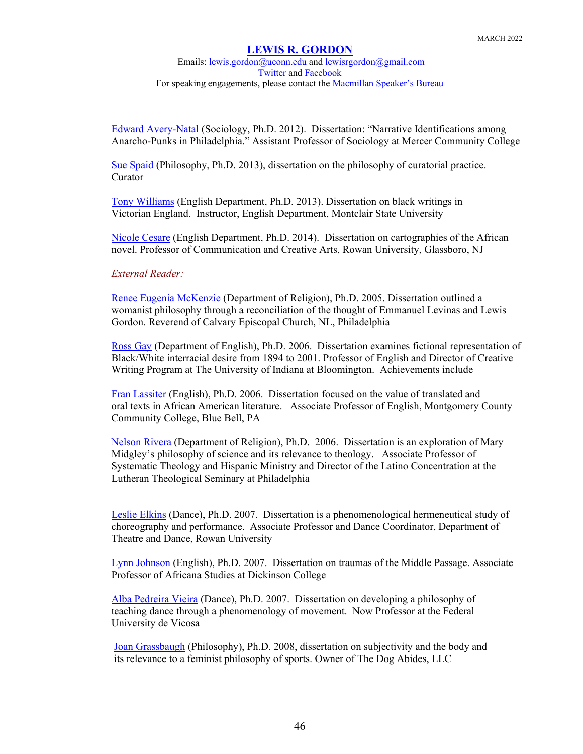Edward Avery-Natal (Sociology, Ph.D. 2012). Dissertation: "Narrative Identifications among Anarcho-Punks in Philadelphia." Assistant Professor of Sociology at Mercer Community College

Sue Spaid (Philosophy, Ph.D. 2013), dissertation on the philosophy of curatorial practice. Curator

Tony Williams (English Department, Ph.D. 2013). Dissertation on black writings in Victorian England. Instructor, English Department, Montclair State University

Nicole Cesare (English Department, Ph.D. 2014). Dissertation on cartographies of the African novel. Professor of Communication and Creative Arts, Rowan University, Glassboro, NJ

*External Reader:*

Renee Eugenia McKenzie (Department of Religion), Ph.D. 2005. Dissertation outlined a womanist philosophy through a reconciliation of the thought of Emmanuel Levinas and Lewis Gordon. Reverend of Calvary Episcopal Church, NL, Philadelphia

Ross Gay (Department of English), Ph.D. 2006. Dissertation examines fictional representation of Black/White interracial desire from 1894 to 2001. Professor of English and Director of Creative Writing Program at The University of Indiana at Bloomington. Achievements include

Fran Lassiter (English), Ph.D. 2006. Dissertation focused on the value of translated and oral texts in African American literature. Associate Professor of English, Montgomery County Community College, Blue Bell, PA

Nelson Rivera (Department of Religion), Ph.D. 2006. Dissertation is an exploration of Mary Midgley's philosophy of science and its relevance to theology. Associate Professor of Systematic Theology and Hispanic Ministry and Director of the Latino Concentration at the Lutheran Theological Seminary at Philadelphia

Leslie Elkins (Dance), Ph.D. 2007. Dissertation is a phenomenological hermeneutical study of choreography and performance. Associate Professor and Dance Coordinator, Department of Theatre and Dance, Rowan University

Lynn Johnson (English), Ph.D. 2007. Dissertation on traumas of the Middle Passage. Associate Professor of Africana Studies at Dickinson College

Alba Pedreira Vieira (Dance), Ph.D. 2007. Dissertation on developing a philosophy of teaching dance through a phenomenology of movement. Now Professor at the Federal University de Vicosa

Joan Grassbaugh (Philosophy), Ph.D. 2008, dissertation on subjectivity and the body and its relevance to a feminist philosophy of sports. Owner of The Dog Abides, LLC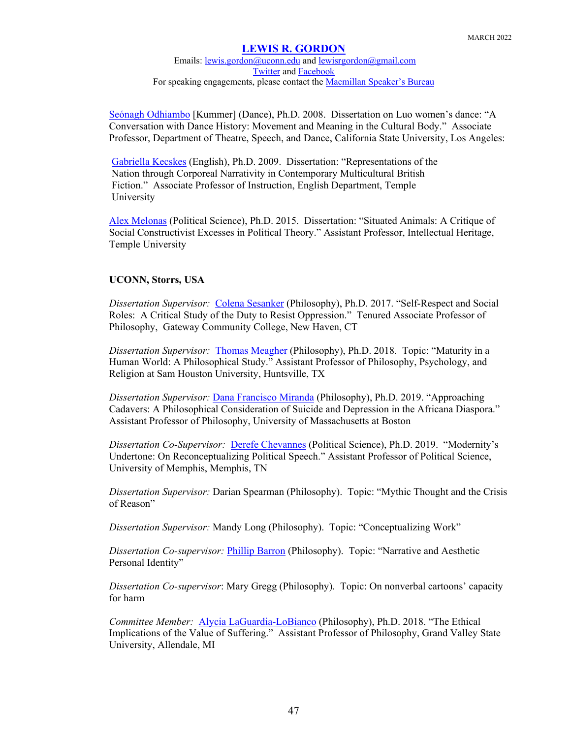Seónagh Odhiambo [Kummer] (Dance), Ph.D. 2008. Dissertation on Luo women's dance: "A Conversation with Dance History: Movement and Meaning in the Cultural Body." Associate Professor, Department of Theatre, Speech, and Dance, California State University, Los Angeles:

Gabriella Kecskes (English), Ph.D. 2009. Dissertation: "Representations of the Nation through Corporeal Narrativity in Contemporary Multicultural British Fiction." Associate Professor of Instruction, English Department, Temple University

Alex Melonas (Political Science), Ph.D. 2015. Dissertation: "Situated Animals: A Critique of Social Constructivist Excesses in Political Theory." Assistant Professor, Intellectual Heritage, Temple University

**UCONN, Storrs, USA**

*Dissertation Supervisor:* Colena Sesanker (Philosophy), Ph.D. 2017. "Self-Respect and Social Roles: A Critical Study of the Duty to Resist Oppression." Tenured Associate Professor of Philosophy, Gateway Community College, New Haven, CT

*Dissertation Supervisor:* Thomas Meagher (Philosophy), Ph.D. 2018. Topic: "Maturity in a Human World: A Philosophical Study." Assistant Professor of Philosophy, Psychology, and Religion at Sam Houston University, Huntsville, TX

*Dissertation Supervisor:* Dana Francisco Miranda (Philosophy), Ph.D. 2019. "Approaching Cadavers: A Philosophical Consideration of Suicide and Depression in the Africana Diaspora." Assistant Professor of Philosophy, University of Massachusetts at Boston

*Dissertation Co-Supervisor:* Derefe Chevannes (Political Science), Ph.D. 2019. "Modernity's Undertone: On Reconceptualizing Political Speech." Assistant Professor of Political Science, University of Memphis, Memphis, TN

*Dissertation Supervisor:* Darian Spearman (Philosophy). Topic: "Mythic Thought and the Crisis of Reason"

*Dissertation Supervisor:* Mandy Long (Philosophy). Topic: "Conceptualizing Work"

*Dissertation Co-supervisor:* Phillip Barron (Philosophy). Topic: "Narrative and Aesthetic Personal Identity"

*Dissertation Co-supervisor*: Mary Gregg (Philosophy). Topic: On nonverbal cartoons' capacity for harm

*Committee Member:* Alycia LaGuardia-LoBianco (Philosophy), Ph.D. 2018. "The Ethical Implications of the Value of Suffering." Assistant Professor of Philosophy, Grand Valley State University, Allendale, MI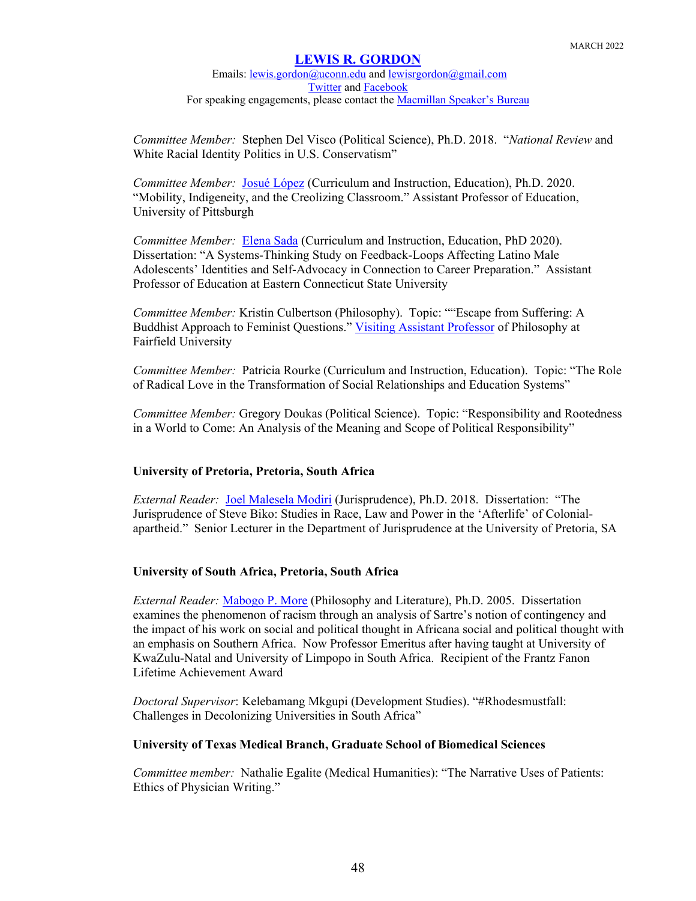*Committee Member:* Stephen Del Visco (Political Science), Ph.D. 2018. "*National Review* and White Racial Identity Politics in U.S. Conservatism"

*Committee Member:* Josué López (Curriculum and Instruction, Education), Ph.D. 2020. "Mobility, Indigeneity, and the Creolizing Classroom." Assistant Professor of Education, University of Pittsburgh

*Committee Member:* Elena Sada (Curriculum and Instruction, Education, PhD 2020). Dissertation: "A Systems-Thinking Study on Feedback-Loops Affecting Latino Male Adolescents' Identities and Self-Advocacy in Connection to Career Preparation." Assistant Professor of Education at Eastern Connecticut State University

*Committee Member:* Kristin Culbertson (Philosophy). Topic: ""Escape from Suffering: A Buddhist Approach to Feminist Questions." Visiting Assistant Professor of Philosophy at Fairfield University

*Committee Member:* Patricia Rourke (Curriculum and Instruction, Education). Topic: "The Role of Radical Love in the Transformation of Social Relationships and Education Systems"

*Committee Member:* Gregory Doukas (Political Science). Topic: "Responsibility and Rootedness in a World to Come: An Analysis of the Meaning and Scope of Political Responsibility"

**University of Pretoria, Pretoria, South Africa**

*External Reader:* Joel Malesela Modiri (Jurisprudence), Ph.D. 2018. Dissertation: "The Jurisprudence of Steve Biko: Studies in Race, Law and Power in the 'Afterlife' of Colonial-apartheid." Senior Lecturer in the Department of Jurisprudence at the University of Pretoria, SA

**University of South Africa, Pretoria, South Africa**

*External Reader:* Mabogo P. More (Philosophy and Literature), Ph.D. 2005. Dissertation examines the phenomenon of racism through an analysis of Sartre's notion of contingency and the impact of his work on social and political thought in Africana social and political thought with an emphasis on Southern Africa. Now Professor Emeritus after having taught at University of KwaZulu-Natal and University of Limpopo in South Africa. Recipient of the Frantz Fanon Lifetime Achievement Award

*Doctoral Supervisor*: Kelebamang Mkgupi (Development Studies). "#Rhodesmustfall: Challenges in Decolonizing Universities in South Africa"

**University of Texas Medical Branch, Graduate School of Biomedical Sciences**

*Committee member:* Nathalie Egalite (Medical Humanities): "The Narrative Uses of Patients: Ethics of Physician Writing."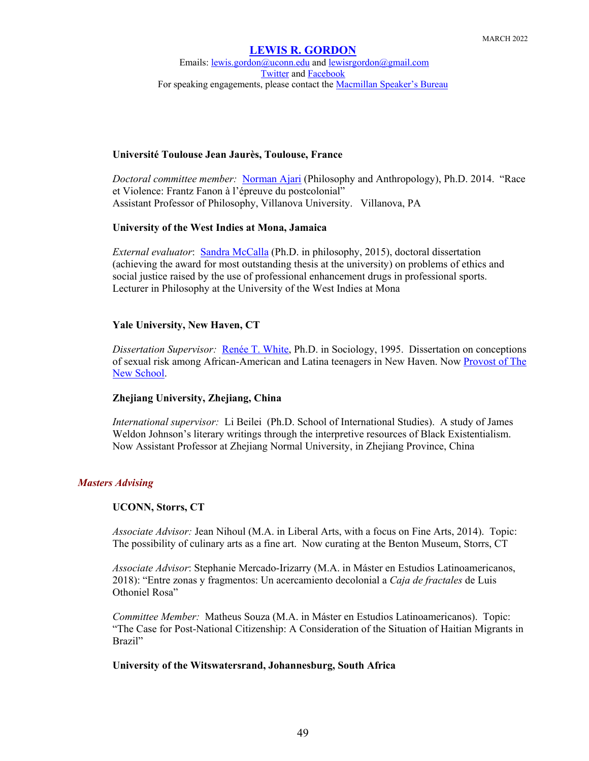MARCH 2022

**LEWIS R. GORDON**

Emails: lewis.gordon@uconn.edu and lewisrgordon@gmail.com
Twitter and Facebook
For speaking engagements, please contact the Macmillan Speaker's Bureau

**Université Toulouse Jean Jaurès, Toulouse, France**

*Doctoral committee member:* Norman Ajari (Philosophy and Anthropology), Ph.D. 2014. "Race et Violence: Frantz Fanon à l'épreuve du postcolonial"
Assistant Professor of Philosophy, Villanova University. Villanova, PA

**University of the West Indies at Mona, Jamaica**

*External evaluator*: Sandra McCalla (Ph.D. in philosophy, 2015), doctoral dissertation (achieving the award for most outstanding thesis at the university) on problems of ethics and social justice raised by the use of professional enhancement drugs in professional sports. Lecturer in Philosophy at the University of the West Indies at Mona

**Yale University, New Haven, CT**

*Dissertation Supervisor:* Renée T. White, Ph.D. in Sociology, 1995. Dissertation on conceptions of sexual risk among African-American and Latina teenagers in New Haven. Now Provost of The New School.

**Zhejiang University, Zhejiang, China**

*International supervisor:* Li Beilei (Ph.D. School of International Studies). A study of James Weldon Johnson's literary writings through the interpretive resources of Black Existentialism. Now Assistant Professor at Zhejiang Normal University, in Zhejiang Province, China

## *Masters Advising*

**UCONN, Storrs, CT**

*Associate Advisor:* Jean Nihoul (M.A. in Liberal Arts, with a focus on Fine Arts, 2014). Topic: The possibility of culinary arts as a fine art. Now curating at the Benton Museum, Storrs, CT

*Associate Advisor*: Stephanie Mercado-Irizarry (M.A. in Máster en Estudios Latinoamericanos, 2018): "Entre zonas y fragmentos: Un acercamiento decolonial a *Caja de fractales* de Luis Othoniel Rosa"

*Committee Member:* Matheus Souza (M.A. in Máster en Estudios Latinoamericanos). Topic: "The Case for Post-National Citizenship: A Consideration of the Situation of Haitian Migrants in Brazil"

**University of the Witswatersrand, Johannesburg, South Africa**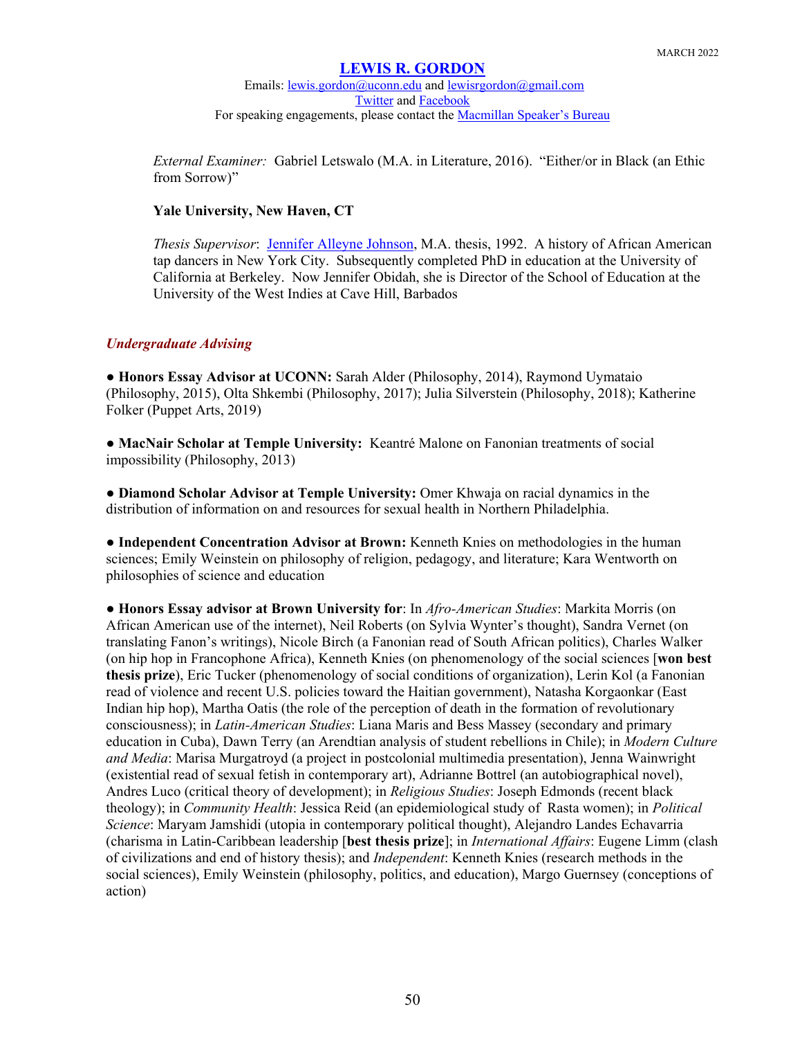*External Examiner:* Gabriel Letswalo (M.A. in Literature, 2016). "Either/or in Black (an Ethic from Sorrow)"

**Yale University, New Haven, CT**

*Thesis Supervisor*: Jennifer Alleyne Johnson, M.A. thesis, 1992. A history of African American tap dancers in New York City. Subsequently completed PhD in education at the University of California at Berkeley. Now Jennifer Obidah, she is Director of the School of Education at the University of the West Indies at Cave Hill, Barbados

### *Undergraduate Advising*

● **Honors Essay Advisor at UCONN:** Sarah Alder (Philosophy, 2014), Raymond Uymataio (Philosophy, 2015), Olta Shkembi (Philosophy, 2017); Julia Silverstein (Philosophy, 2018); Katherine Folker (Puppet Arts, 2019)

● **MacNair Scholar at Temple University:** Keantré Malone on Fanonian treatments of social impossibility (Philosophy, 2013)

● **Diamond Scholar Advisor at Temple University:** Omer Khwaja on racial dynamics in the distribution of information on and resources for sexual health in Northern Philadelphia.

● **Independent Concentration Advisor at Brown:** Kenneth Knies on methodologies in the human sciences; Emily Weinstein on philosophy of religion, pedagogy, and literature; Kara Wentworth on philosophies of science and education

● **Honors Essay advisor at Brown University for**: In *Afro-American Studies*: Markita Morris (on African American use of the internet), Neil Roberts (on Sylvia Wynter's thought), Sandra Vernet (on translating Fanon's writings), Nicole Birch (a Fanonian read of South African politics), Charles Walker (on hip hop in Francophone Africa), Kenneth Knies (on phenomenology of the social sciences [**won best thesis prize**), Eric Tucker (phenomenology of social conditions of organization), Lerin Kol (a Fanonian read of violence and recent U.S. policies toward the Haitian government), Natasha Korgaonkar (East Indian hip hop), Martha Oatis (the role of the perception of death in the formation of revolutionary consciousness); in *Latin-American Studies*: Liana Maris and Bess Massey (secondary and primary education in Cuba), Dawn Terry (an Arendtian analysis of student rebellions in Chile); in *Modern Culture and Media*: Marisa Murgatroyd (a project in postcolonial multimedia presentation), Jenna Wainwright (existential read of sexual fetish in contemporary art), Adrianne Bottrel (an autobiographical novel), Andres Luco (critical theory of development); in *Religious Studies*: Joseph Edmonds (recent black theology); in *Community Health*: Jessica Reid (an epidemiological study of Rasta women); in *Political Science*: Maryam Jamshidi (utopia in contemporary political thought), Alejandro Landes Echavarria (charisma in Latin-Caribbean leadership [**best thesis prize**]; in *International Affairs*: Eugene Limm (clash of civilizations and end of history thesis); and *Independent*: Kenneth Knies (research methods in the social sciences), Emily Weinstein (philosophy, politics, and education), Margo Guernsey (conceptions of action)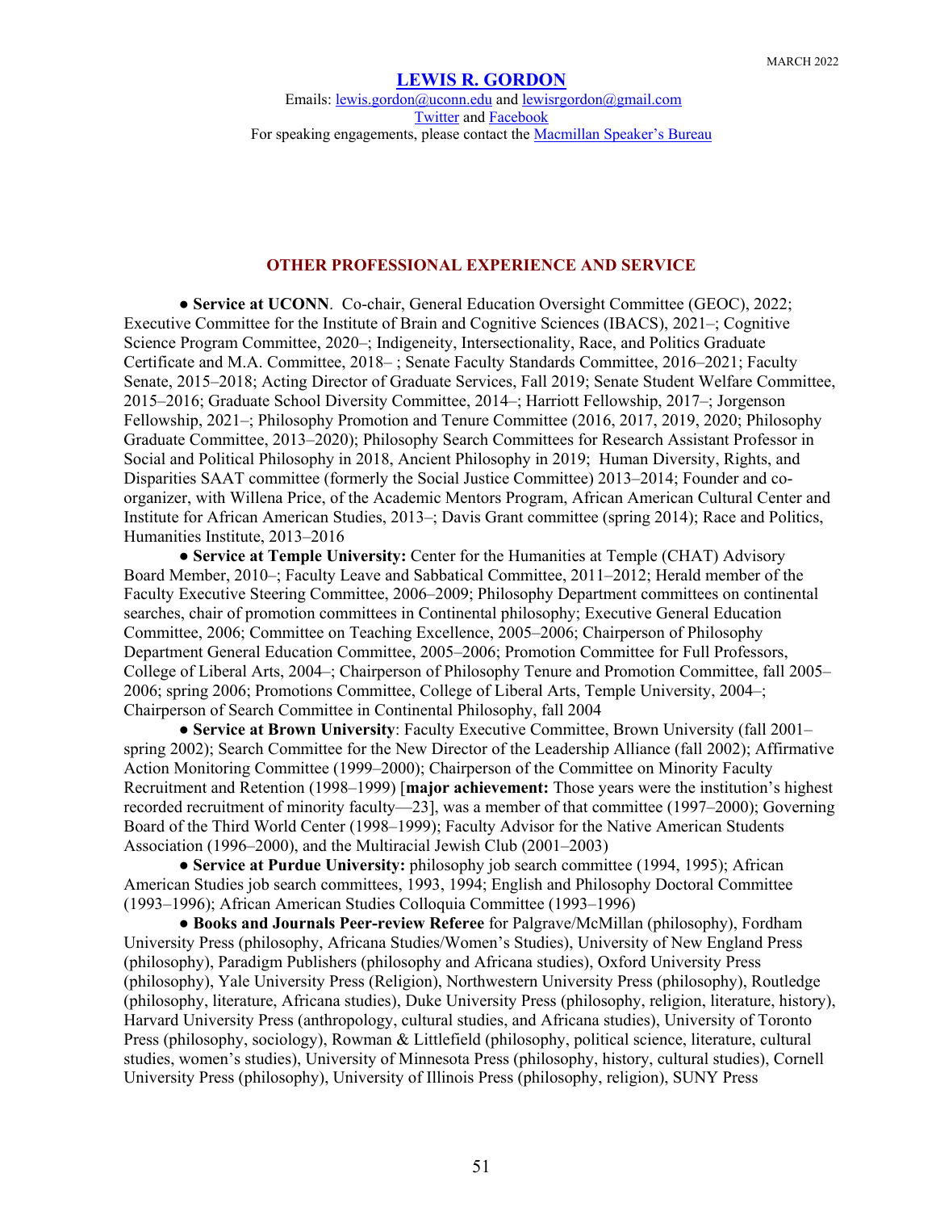MARCH 2022

## LEWIS R. GORDON

Emails: lewis.gordon@uconn.edu and lewisrgordon@gmail.com
Twitter and Facebook
For speaking engagements, please contact the Macmillan Speaker's Bureau

### OTHER PROFESSIONAL EXPERIENCE AND SERVICE

● **Service at UCONN**. Co-chair, General Education Oversight Committee (GEOC), 2022; Executive Committee for the Institute of Brain and Cognitive Sciences (IBACS), 2021–; Cognitive Science Program Committee, 2020–; Indigeneity, Intersectionality, Race, and Politics Graduate Certificate and M.A. Committee, 2018– ; Senate Faculty Standards Committee, 2016–2021; Faculty Senate, 2015–2018; Acting Director of Graduate Services, Fall 2019; Senate Student Welfare Committee, 2015–2016; Graduate School Diversity Committee, 2014–; Harriott Fellowship, 2017–; Jorgenson Fellowship, 2021–; Philosophy Promotion and Tenure Committee (2016, 2017, 2019, 2020; Philosophy Graduate Committee, 2013–2020); Philosophy Search Committees for Research Assistant Professor in Social and Political Philosophy in 2018, Ancient Philosophy in 2019; Human Diversity, Rights, and Disparities SAAT committee (formerly the Social Justice Committee) 2013–2014; Founder and co-organizer, with Willena Price, of the Academic Mentors Program, African American Cultural Center and Institute for African American Studies, 2013–; Davis Grant committee (spring 2014); Race and Politics, Humanities Institute, 2013–2016

● **Service at Temple University:** Center for the Humanities at Temple (CHAT) Advisory Board Member, 2010–; Faculty Leave and Sabbatical Committee, 2011–2012; Herald member of the Faculty Executive Steering Committee, 2006–2009; Philosophy Department committees on continental searches, chair of promotion committees in Continental philosophy; Executive General Education Committee, 2006; Committee on Teaching Excellence, 2005–2006; Chairperson of Philosophy Department General Education Committee, 2005–2006; Promotion Committee for Full Professors, College of Liberal Arts, 2004–; Chairperson of Philosophy Tenure and Promotion Committee, fall 2005–2006; spring 2006; Promotions Committee, College of Liberal Arts, Temple University, 2004–; Chairperson of Search Committee in Continental Philosophy, fall 2004

● **Service at Brown University**: Faculty Executive Committee, Brown University (fall 2001–spring 2002); Search Committee for the New Director of the Leadership Alliance (fall 2002); Affirmative Action Monitoring Committee (1999–2000); Chairperson of the Committee on Minority Faculty Recruitment and Retention (1998–1999) [**major achievement:** Those years were the institution's highest recorded recruitment of minority faculty—23], was a member of that committee (1997–2000); Governing Board of the Third World Center (1998–1999); Faculty Advisor for the Native American Students Association (1996–2000), and the Multiracial Jewish Club (2001–2003)

● **Service at Purdue University:** philosophy job search committee (1994, 1995); African American Studies job search committees, 1993, 1994; English and Philosophy Doctoral Committee (1993–1996); African American Studies Colloquia Committee (1993–1996)

● **Books and Journals Peer-review Referee** for Palgrave/McMillan (philosophy), Fordham University Press (philosophy, Africana Studies/Women's Studies), University of New England Press (philosophy), Paradigm Publishers (philosophy and Africana studies), Oxford University Press (philosophy), Yale University Press (Religion), Northwestern University Press (philosophy), Routledge (philosophy, literature, Africana studies), Duke University Press (philosophy, religion, literature, history), Harvard University Press (anthropology, cultural studies, and Africana studies), University of Toronto Press (philosophy, sociology), Rowman & Littlefield (philosophy, political science, literature, cultural studies, women's studies), University of Minnesota Press (philosophy, history, cultural studies), Cornell University Press (philosophy), University of Illinois Press (philosophy, religion), SUNY Press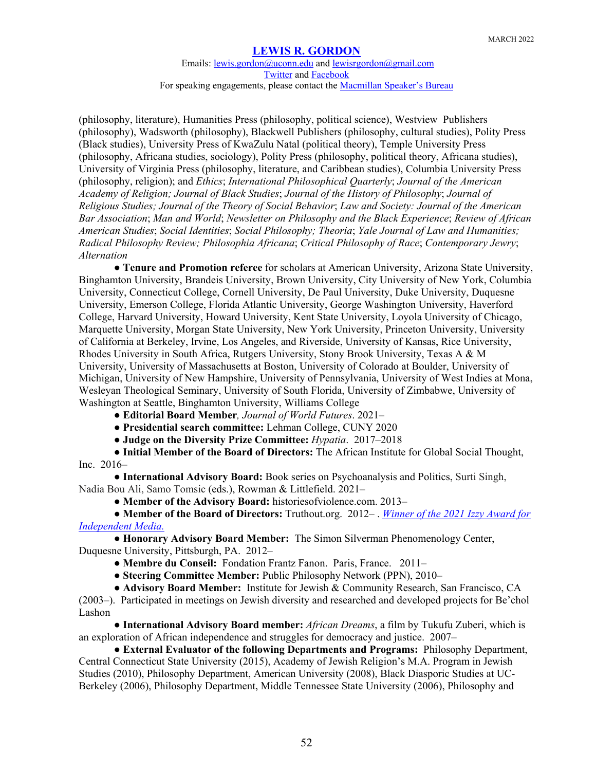(philosophy, literature), Humanities Press (philosophy, political science), Westview Publishers (philosophy), Wadsworth (philosophy), Blackwell Publishers (philosophy, cultural studies), Polity Press (Black studies), University Press of KwaZulu Natal (political theory), Temple University Press (philosophy, Africana studies, sociology), Polity Press (philosophy, political theory, Africana studies), University of Virginia Press (philosophy, literature, and Caribbean studies), Columbia University Press (philosophy, religion); and *Ethics*; *International Philosophical Quarterly*; *Journal of the American Academy of Religion; Journal of Black Studies*; *Journal of the History of Philosophy*; *Journal of Religious Studies; Journal of the Theory of Social Behavior*; *Law and Society: Journal of the American Bar Association*; *Man and World*; *Newsletter on Philosophy and the Black Experience*; *Review of African American Studies*; *Social Identities*; *Social Philosophy; Theoria*; *Yale Journal of Law and Humanities; Radical Philosophy Review; Philosophia Africana*; *Critical Philosophy of Race*; *Contemporary Jewry*; *Alternation*

● **Tenure and Promotion referee** for scholars at American University, Arizona State University, Binghamton University, Brandeis University, Brown University, City University of New York, Columbia University, Connecticut College, Cornell University, De Paul University, Duke University, Duquesne University, Emerson College, Florida Atlantic University, George Washington University, Haverford College, Harvard University, Howard University, Kent State University, Loyola University of Chicago, Marquette University, Morgan State University, New York University, Princeton University, University of California at Berkeley, Irvine, Los Angeles, and Riverside, University of Kansas, Rice University, Rhodes University in South Africa, Rutgers University, Stony Brook University, Texas A & M University, University of Massachusetts at Boston, University of Colorado at Boulder, University of Michigan, University of New Hampshire, University of Pennsylvania, University of West Indies at Mona, Wesleyan Theological Seminary, University of South Florida, University of Zimbabwe, University of Washington at Seattle, Binghamton University, Williams College

● **Editorial Board Member***, Journal of World Futures*. 2021–

● **Presidential search committee:** Lehman College, CUNY 2020

● **Judge on the Diversity Prize Committee:** *Hypatia*. 2017–2018

● **Initial Member of the Board of Directors:** The African Institute for Global Social Thought, Inc. 2016–

● **International Advisory Board:** Book series on Psychoanalysis and Politics, Surti Singh, Nadia Bou Ali, Samo Tomsic (eds.), Rowman & Littlefield. 2021–

● **Member of the Advisory Board:** historiesofviolence.com. 2013–

● **Member of the Board of Directors:** Truthout.org. 2012– . *Winner of the 2021 Izzy Award for Independent Media.*

● **Honorary Advisory Board Member:** The Simon Silverman Phenomenology Center, Duquesne University, Pittsburgh, PA. 2012–

● **Membre du Conseil:** Fondation Frantz Fanon. Paris, France. 2011–

● **Steering Committee Member:** Public Philosophy Network (PPN), 2010–

● **Advisory Board Member:** Institute for Jewish & Community Research, San Francisco, CA (2003–). Participated in meetings on Jewish diversity and researched and developed projects for Be'chol Lashon

● **International Advisory Board member:** *African Dreams*, a film by Tukufu Zuberi, which is an exploration of African independence and struggles for democracy and justice. 2007–

● **External Evaluator of the following Departments and Programs:** Philosophy Department, Central Connecticut State University (2015), Academy of Jewish Religion's M.A. Program in Jewish Studies (2010), Philosophy Department, American University (2008), Black Diasporic Studies at UC-Berkeley (2006), Philosophy Department, Middle Tennessee State University (2006), Philosophy and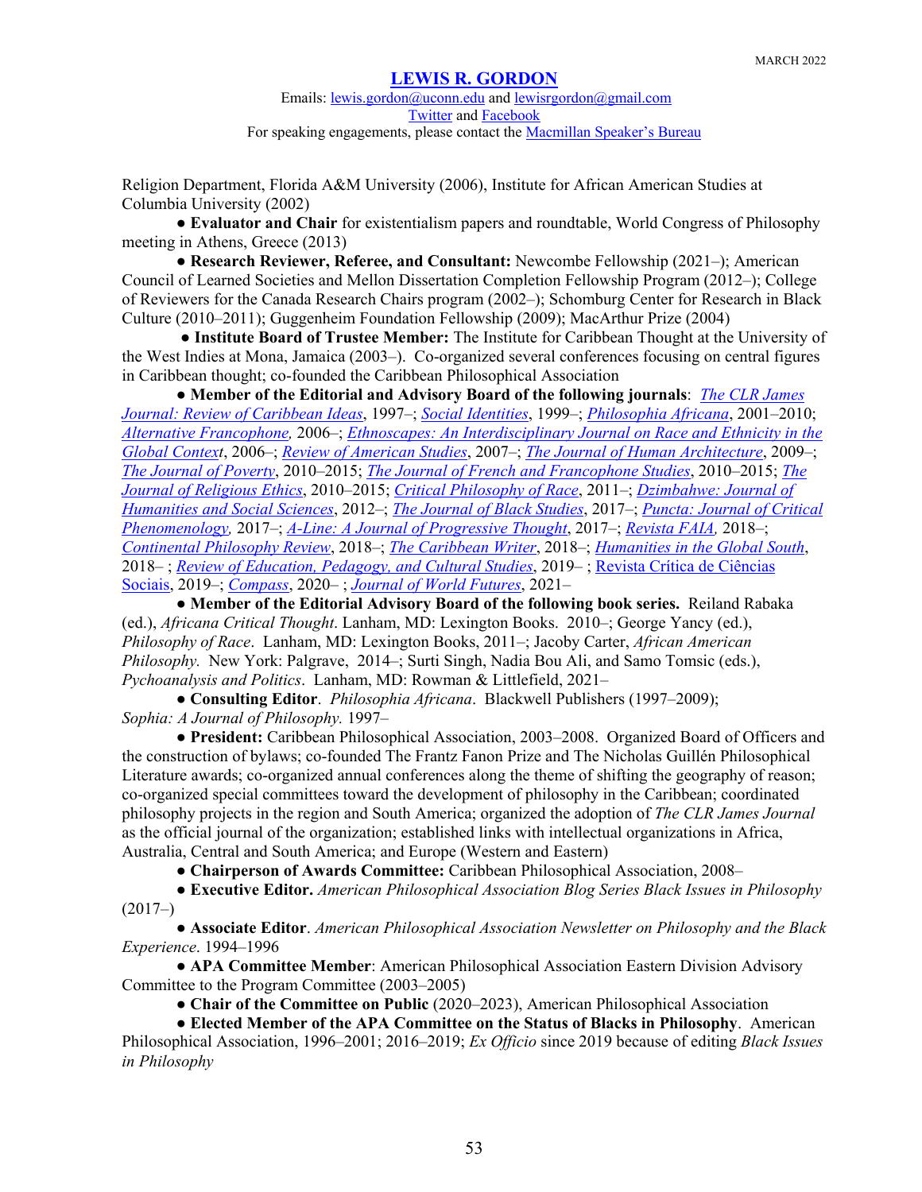Religion Department, Florida A&M University (2006), Institute for African American Studies at Columbia University (2002)

● **Evaluator and Chair** for existentialism papers and roundtable, World Congress of Philosophy meeting in Athens, Greece (2013)

● **Research Reviewer, Referee, and Consultant:** Newcombe Fellowship (2021–); American Council of Learned Societies and Mellon Dissertation Completion Fellowship Program (2012–); College of Reviewers for the Canada Research Chairs program (2002–); Schomburg Center for Research in Black Culture (2010–2011); Guggenheim Foundation Fellowship (2009); MacArthur Prize (2004)

● **Institute Board of Trustee Member:** The Institute for Caribbean Thought at the University of the West Indies at Mona, Jamaica (2003–). Co-organized several conferences focusing on central figures in Caribbean thought; co-founded the Caribbean Philosophical Association

● **Member of the Editorial and Advisory Board of the following journals**: *The CLR James Journal: Review of Caribbean Ideas*, 1997–; *Social Identities*, 1999–; *Philosophia Africana*, 2001–2010; *Alternative Francophone,* 2006–; *Ethnoscapes: An Interdisciplinary Journal on Race and Ethnicity in the Global Context*, 2006–; *Review of American Studies*, 2007–; *The Journal of Human Architecture*, 2009–; *The Journal of Poverty*, 2010–2015; *The Journal of French and Francophone Studies*, 2010–2015; *The Journal of Religious Ethics*, 2010–2015; *Critical Philosophy of Race*, 2011–; *Dzimbahwe: Journal of Humanities and Social Sciences*, 2012–; *The Journal of Black Studies*, 2017–; *Puncta: Journal of Critical Phenomenology,* 2017–; *A-Line: A Journal of Progressive Thought*, 2017–; *Revista FAIA,* 2018–; *Continental Philosophy Review*, 2018–; *The Caribbean Writer*, 2018–; *Humanities in the Global South*, 2018– ; *Review of Education, Pedagogy, and Cultural Studies*, 2019– ; Revista Crítica de Ciências Sociais, 2019–; *Compass*, 2020– ; *Journal of World Futures*, 2021–

● **Member of the Editorial Advisory Board of the following book series.** Reiland Rabaka (ed.), *Africana Critical Thought*. Lanham, MD: Lexington Books. 2010–; George Yancy (ed.), *Philosophy of Race*. Lanham, MD: Lexington Books, 2011–; Jacoby Carter, *African American Philosophy.* New York: Palgrave, 2014–; Surti Singh, Nadia Bou Ali, and Samo Tomsic (eds.), *Pychoanalysis and Politics*. Lanham, MD: Rowman & Littlefield, 2021–

● **Consulting Editor**. *Philosophia Africana*. Blackwell Publishers (1997–2009); *Sophia: A Journal of Philosophy.* 1997–

● **President:** Caribbean Philosophical Association, 2003–2008. Organized Board of Officers and the construction of bylaws; co-founded The Frantz Fanon Prize and The Nicholas Guillén Philosophical Literature awards; co-organized annual conferences along the theme of shifting the geography of reason; co-organized special committees toward the development of philosophy in the Caribbean; coordinated philosophy projects in the region and South America; organized the adoption of *The CLR James Journal* as the official journal of the organization; established links with intellectual organizations in Africa, Australia, Central and South America; and Europe (Western and Eastern)

● **Chairperson of Awards Committee:** Caribbean Philosophical Association, 2008–

● **Executive Editor.** *American Philosophical Association Blog Series Black Issues in Philosophy* (2017–)

● **Associate Editor**. *American Philosophical Association Newsletter on Philosophy and the Black Experience*. 1994–1996

● **APA Committee Member**: American Philosophical Association Eastern Division Advisory Committee to the Program Committee (2003–2005)

● **Chair of the Committee on Public** (2020–2023), American Philosophical Association

● **Elected Member of the APA Committee on the Status of Blacks in Philosophy**. American Philosophical Association, 1996–2001; 2016–2019; *Ex Officio* since 2019 because of editing *Black Issues in Philosophy*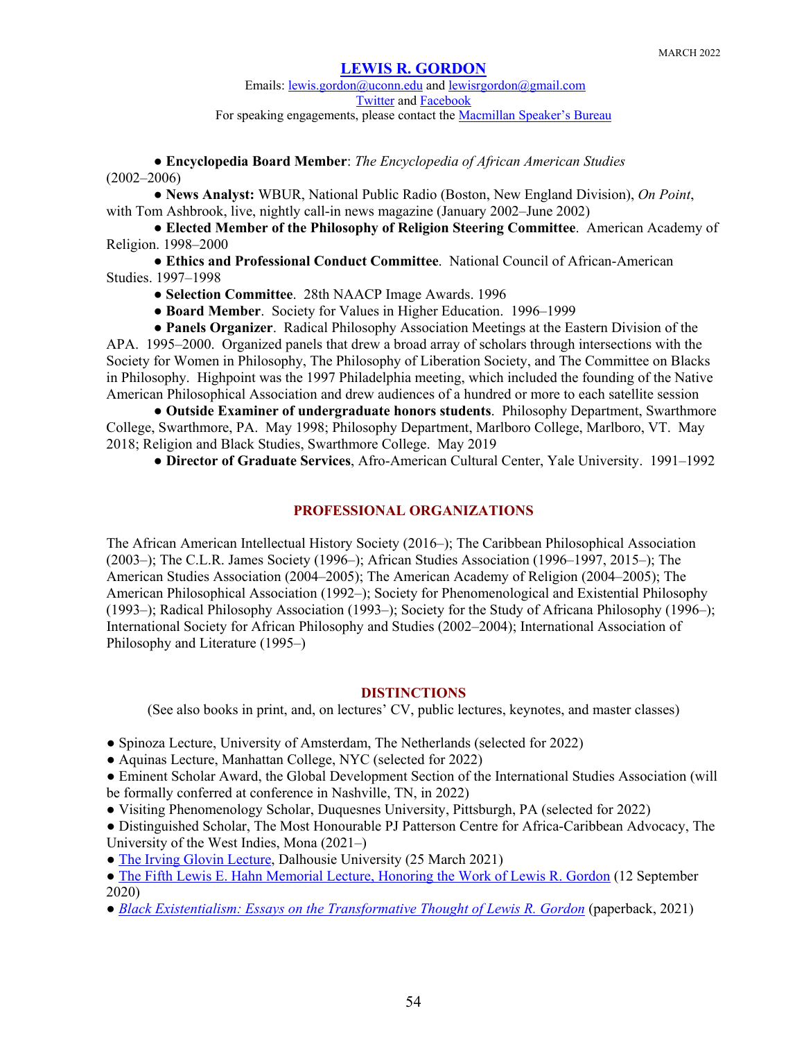MARCH 2022

**LEWIS R. GORDON**

Emails: lewis.gordon@uconn.edu and lewisrgordon@gmail.com
Twitter and Facebook
For speaking engagements, please contact the Macmillan Speaker's Bureau

- **Encyclopedia Board Member**: *The Encyclopedia of African American Studies* (2002–2006)
- **News Analyst:** WBUR, National Public Radio (Boston, New England Division), *On Point*, with Tom Ashbrook, live, nightly call-in news magazine (January 2002–June 2002)
- **Elected Member of the Philosophy of Religion Steering Committee**. American Academy of Religion. 1998–2000
- **Ethics and Professional Conduct Committee**. National Council of African-American Studies. 1997–1998
- **Selection Committee**. 28th NAACP Image Awards. 1996
- **Board Member**. Society for Values in Higher Education. 1996–1999
- **Panels Organizer**. Radical Philosophy Association Meetings at the Eastern Division of the APA. 1995–2000. Organized panels that drew a broad array of scholars through intersections with the Society for Women in Philosophy, The Philosophy of Liberation Society, and The Committee on Blacks in Philosophy. Highpoint was the 1997 Philadelphia meeting, which included the founding of the Native American Philosophical Association and drew audiences of a hundred or more to each satellite session
- **Outside Examiner of undergraduate honors students**. Philosophy Department, Swarthmore College, Swarthmore, PA. May 1998; Philosophy Department, Marlboro College, Marlboro, VT. May 2018; Religion and Black Studies, Swarthmore College. May 2019
- **Director of Graduate Services**, Afro-American Cultural Center, Yale University. 1991–1992

## PROFESSIONAL ORGANIZATIONS

The African American Intellectual History Society (2016–); The Caribbean Philosophical Association (2003–); The C.L.R. James Society (1996–); African Studies Association (1996–1997, 2015–); The American Studies Association (2004–2005); The American Academy of Religion (2004–2005); The American Philosophical Association (1992–); Society for Phenomenological and Existential Philosophy (1993–); Radical Philosophy Association (1993–); Society for the Study of Africana Philosophy (1996–); International Society for African Philosophy and Studies (2002–2004); International Association of Philosophy and Literature (1995–)

## DISTINCTIONS

(See also books in print, and, on lectures' CV, public lectures, keynotes, and master classes)

- Spinoza Lecture, University of Amsterdam, The Netherlands (selected for 2022)
- Aquinas Lecture, Manhattan College, NYC (selected for 2022)
- Eminent Scholar Award, the Global Development Section of the International Studies Association (will be formally conferred at conference in Nashville, TN, in 2022)
- Visiting Phenomenology Scholar, Duquesnes University, Pittsburgh, PA (selected for 2022)
- Distinguished Scholar, The Most Honourable PJ Patterson Centre for Africa-Caribbean Advocacy, The University of the West Indies, Mona (2021–)
- The Irving Glovin Lecture, Dalhousie University (25 March 2021)
- The Fifth Lewis E. Hahn Memorial Lecture, Honoring the Work of Lewis R. Gordon (12 September 2020)
- *Black Existentialism: Essays on the Transformative Thought of Lewis R. Gordon* (paperback, 2021)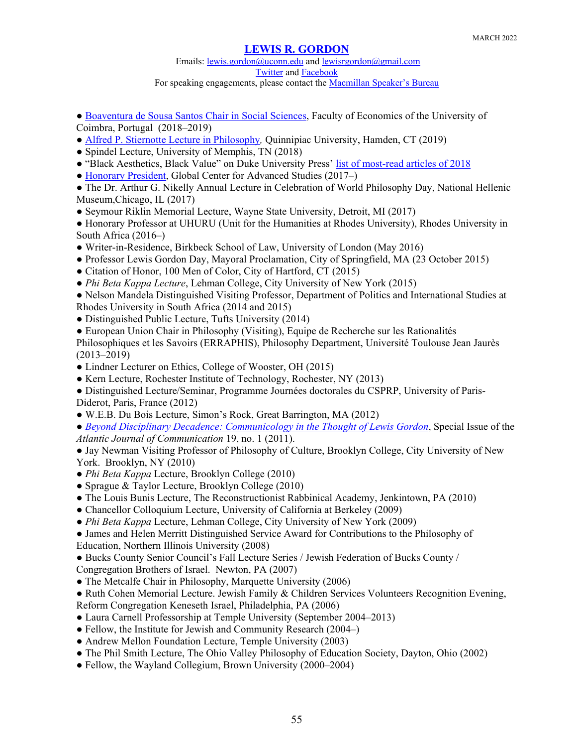MARCH 2022

# LEWIS R. GORDON

Emails: lewis.gordon@uconn.edu and lewisrgordon@gmail.com
Twitter and Facebook
For speaking engagements, please contact the Macmillan Speaker's Bureau

- Boaventura de Sousa Santos Chair in Social Sciences, Faculty of Economics of the University of Coimbra, Portugal (2018–2019)
- Alfred P. Stiernotte Lecture in Philosophy, Quinnipiac University, Hamden, CT (2019)
- Spindel Lecture, University of Memphis, TN (2018)
- "Black Aesthetics, Black Value" on Duke University Press' list of most-read articles of 2018
- Honorary President, Global Center for Advanced Studies (2017–)
- The Dr. Arthur G. Nikelly Annual Lecture in Celebration of World Philosophy Day, National Hellenic Museum,Chicago, IL (2017)
- Seymour Riklin Memorial Lecture, Wayne State University, Detroit, MI (2017)
- Honorary Professor at UHURU (Unit for the Humanities at Rhodes University), Rhodes University in South Africa (2016–)
- Writer-in-Residence, Birkbeck School of Law, University of London (May 2016)
- Professor Lewis Gordon Day, Mayoral Proclamation, City of Springfield, MA (23 October 2015)
- Citation of Honor, 100 Men of Color, City of Hartford, CT (2015)
- *Phi Beta Kappa Lecture*, Lehman College, City University of New York (2015)
- Nelson Mandela Distinguished Visiting Professor, Department of Politics and International Studies at Rhodes University in South Africa (2014 and 2015)
- Distinguished Public Lecture, Tufts University (2014)
- European Union Chair in Philosophy (Visiting), Equipe de Recherche sur les Rationalités Philosophiques et les Savoirs (ERRAPHIS), Philosophy Department, Université Toulouse Jean Jaurès (2013–2019)
- Lindner Lecturer on Ethics, College of Wooster, OH (2015)
- Kern Lecture, Rochester Institute of Technology, Rochester, NY (2013)
- Distinguished Lecture/Seminar, Programme Journées doctorales du CSPRP, University of Paris-Diderot, Paris, France (2012)
- W.E.B. Du Bois Lecture, Simon's Rock, Great Barrington, MA (2012)
- *Beyond Disciplinary Decadence: Communicology in the Thought of Lewis Gordon*, Special Issue of the *Atlantic Journal of Communication* 19, no. 1 (2011).
- Jay Newman Visiting Professor of Philosophy of Culture, Brooklyn College, City University of New York. Brooklyn, NY (2010)
- *Phi Beta Kappa* Lecture, Brooklyn College (2010)
- Sprague & Taylor Lecture, Brooklyn College (2010)
- The Louis Bunis Lecture, The Reconstructionist Rabbinical Academy, Jenkintown, PA (2010)
- Chancellor Colloquium Lecture, University of California at Berkeley (2009)
- *Phi Beta Kappa* Lecture, Lehman College, City University of New York (2009)
- James and Helen Merritt Distinguished Service Award for Contributions to the Philosophy of Education, Northern Illinois University (2008)
- Bucks County Senior Council's Fall Lecture Series / Jewish Federation of Bucks County / Congregation Brothers of Israel. Newton, PA (2007)
- The Metcalfe Chair in Philosophy, Marquette University (2006)
- Ruth Cohen Memorial Lecture. Jewish Family & Children Services Volunteers Recognition Evening, Reform Congregation Keneseth Israel, Philadelphia, PA (2006)
- Laura Carnell Professorship at Temple University (September 2004–2013)
- Fellow, the Institute for Jewish and Community Research (2004–)
- Andrew Mellon Foundation Lecture, Temple University (2003)
- The Phil Smith Lecture, The Ohio Valley Philosophy of Education Society, Dayton, Ohio (2002)
- Fellow, the Wayland Collegium, Brown University (2000–2004)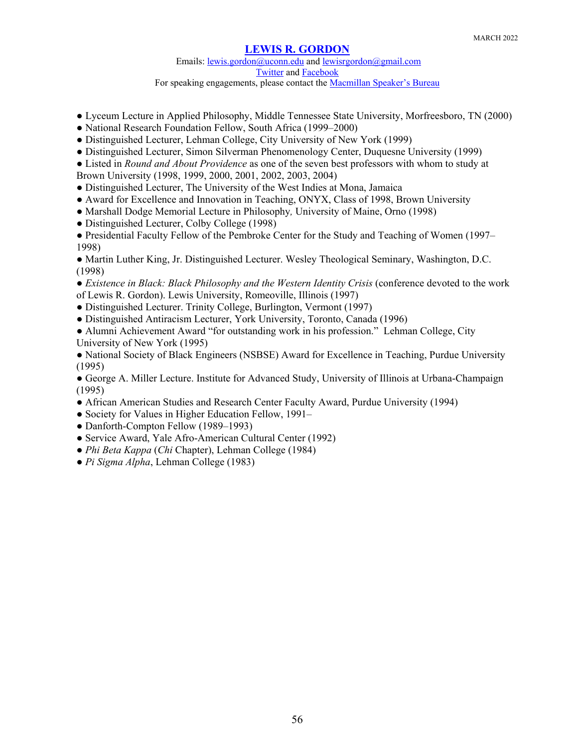- Lyceum Lecture in Applied Philosophy, Middle Tennessee State University, Morfreesboro, TN (2000)
- National Research Foundation Fellow, South Africa (1999–2000)
- Distinguished Lecturer, Lehman College, City University of New York (1999)
- Distinguished Lecturer, Simon Silverman Phenomenology Center, Duquesne University (1999)
- Listed in *Round and About Providence* as one of the seven best professors with whom to study at Brown University (1998, 1999, 2000, 2001, 2002, 2003, 2004)
- Distinguished Lecturer, The University of the West Indies at Mona, Jamaica
- Award for Excellence and Innovation in Teaching, ONYX, Class of 1998, Brown University
- Marshall Dodge Memorial Lecture in Philosophy*,* University of Maine, Orno (1998)
- Distinguished Lecturer, Colby College (1998)
- Presidential Faculty Fellow of the Pembroke Center for the Study and Teaching of Women (1997–1998)
- Martin Luther King, Jr. Distinguished Lecturer. Wesley Theological Seminary, Washington, D.C. (1998)
- *Existence in Black: Black Philosophy and the Western Identity Crisis* (conference devoted to the work of Lewis R. Gordon). Lewis University, Romeoville, Illinois (1997)
- Distinguished Lecturer. Trinity College, Burlington, Vermont (1997)
- Distinguished Antiracism Lecturer, York University, Toronto, Canada (1996)
- Alumni Achievement Award "for outstanding work in his profession." Lehman College, City University of New York (1995)
- National Society of Black Engineers (NSBSE) Award for Excellence in Teaching, Purdue University (1995)
- George A. Miller Lecture. Institute for Advanced Study, University of Illinois at Urbana-Champaign (1995)
- African American Studies and Research Center Faculty Award, Purdue University (1994)
- Society for Values in Higher Education Fellow, 1991–
- Danforth-Compton Fellow (1989–1993)
- Service Award, Yale Afro-American Cultural Center (1992)
- *Phi Beta Kappa* (*Chi* Chapter), Lehman College (1984)
- *Pi Sigma Alpha*, Lehman College (1983)